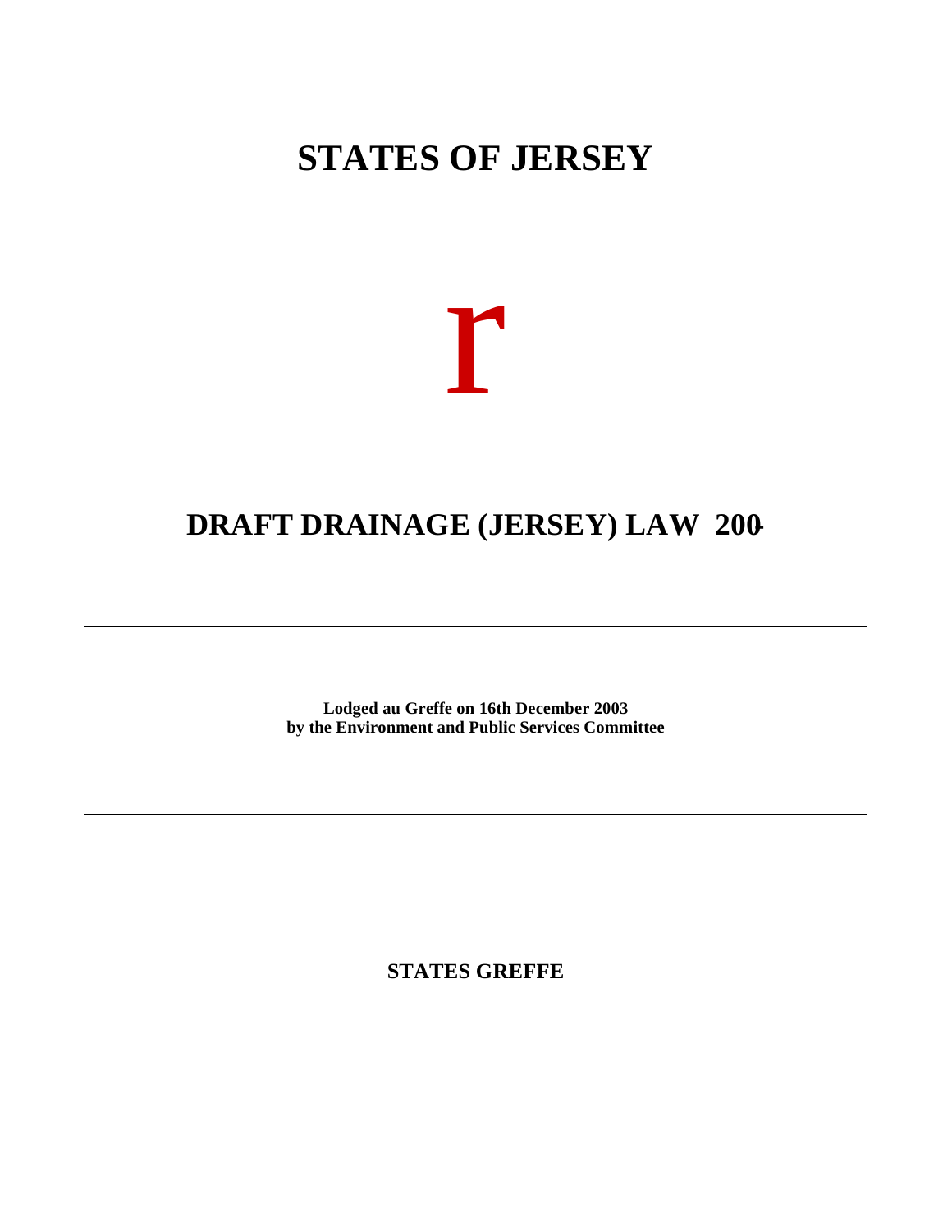# STATES OF JERSEY

r

## DRAFT DRAINAGE (JERSEY) LAW 200-

**Lodged au Greffe on 16th December 2003**
**by the Environment and Public Services Committee**

---

**STATES GREFFE**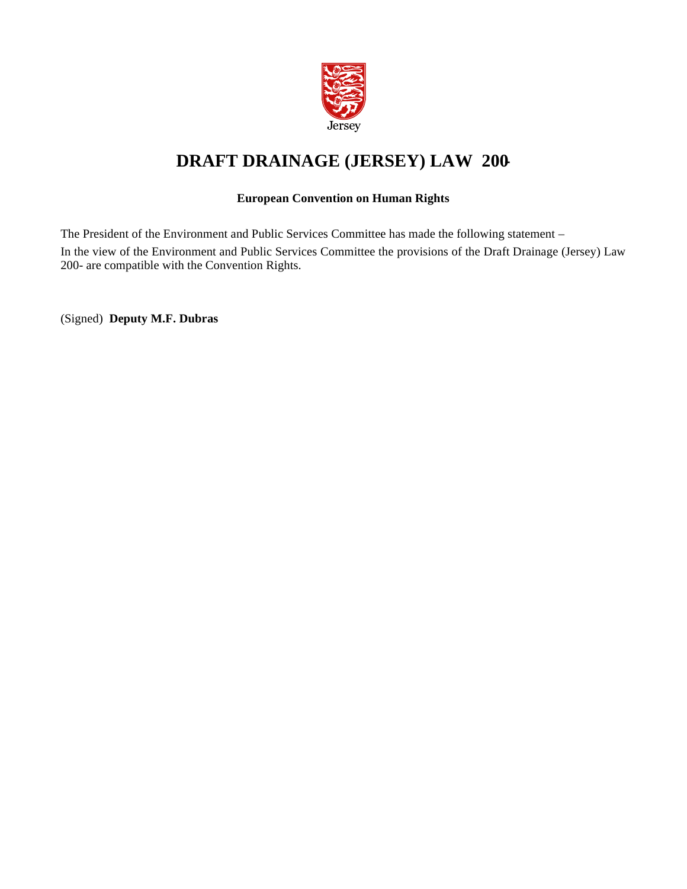Jersey

# DRAFT DRAINAGE (JERSEY) LAW 200-

**European Convention on Human Rights**

The President of the Environment and Public Services Committee has made the following statement –

In the view of the Environment and Public Services Committee the provisions of the Draft Drainage (Jersey) Law 200- are compatible with the Convention Rights.

(Signed) **Deputy M.F. Dubras**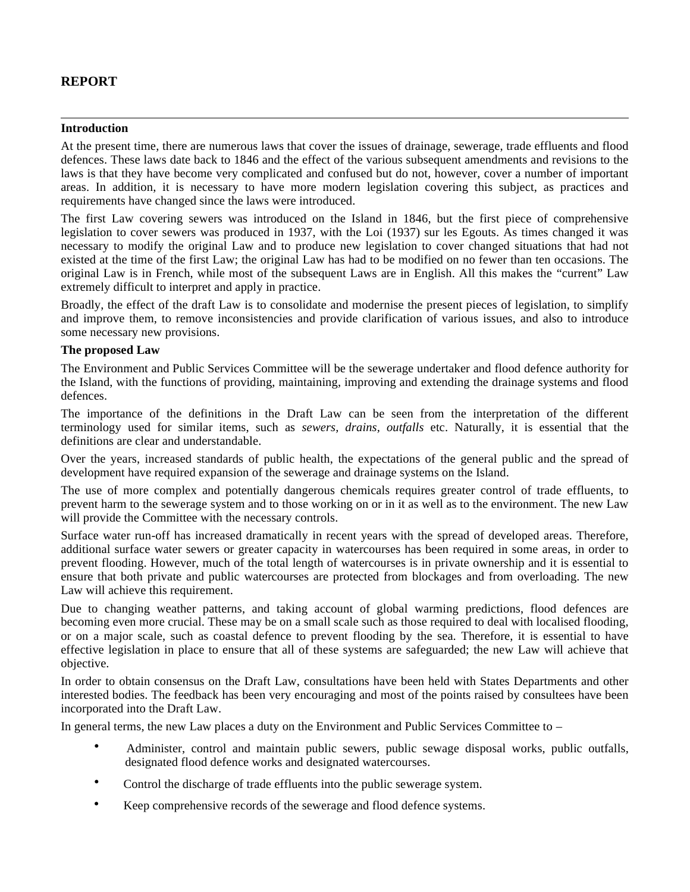## REPORT

---

**Introduction**

At the present time, there are numerous laws that cover the issues of drainage, sewerage, trade effluents and flood defences. These laws date back to 1846 and the effect of the various subsequent amendments and revisions to the laws is that they have become very complicated and confused but do not, however, cover a number of important areas. In addition, it is necessary to have more modern legislation covering this subject, as practices and requirements have changed since the laws were introduced.

The first Law covering sewers was introduced on the Island in 1846, but the first piece of comprehensive legislation to cover sewers was produced in 1937, with the Loi (1937) sur les Egouts. As times changed it was necessary to modify the original Law and to produce new legislation to cover changed situations that had not existed at the time of the first Law; the original Law has had to be modified on no fewer than ten occasions. The original Law is in French, while most of the subsequent Laws are in English. All this makes the "current" Law extremely difficult to interpret and apply in practice.

Broadly, the effect of the draft Law is to consolidate and modernise the present pieces of legislation, to simplify and improve them, to remove inconsistencies and provide clarification of various issues, and also to introduce some necessary new provisions.

**The proposed Law**

The Environment and Public Services Committee will be the sewerage undertaker and flood defence authority for the Island, with the functions of providing, maintaining, improving and extending the drainage systems and flood defences.

The importance of the definitions in the Draft Law can be seen from the interpretation of the different terminology used for similar items, such as *sewers*, *drains*, *outfalls* etc. Naturally, it is essential that the definitions are clear and understandable.

Over the years, increased standards of public health, the expectations of the general public and the spread of development have required expansion of the sewerage and drainage systems on the Island.

The use of more complex and potentially dangerous chemicals requires greater control of trade effluents, to prevent harm to the sewerage system and to those working on or in it as well as to the environment. The new Law will provide the Committee with the necessary controls.

Surface water run-off has increased dramatically in recent years with the spread of developed areas. Therefore, additional surface water sewers or greater capacity in watercourses has been required in some areas, in order to prevent flooding. However, much of the total length of watercourses is in private ownership and it is essential to ensure that both private and public watercourses are protected from blockages and from overloading. The new Law will achieve this requirement.

Due to changing weather patterns, and taking account of global warming predictions, flood defences are becoming even more crucial. These may be on a small scale such as those required to deal with localised flooding, or on a major scale, such as coastal defence to prevent flooding by the sea. Therefore, it is essential to have effective legislation in place to ensure that all of these systems are safeguarded; the new Law will achieve that objective.

In order to obtain consensus on the Draft Law, consultations have been held with States Departments and other interested bodies. The feedback has been very encouraging and most of the points raised by consultees have been incorporated into the Draft Law.

In general terms, the new Law places a duty on the Environment and Public Services Committee to –

- Administer, control and maintain public sewers, public sewage disposal works, public outfalls, designated flood defence works and designated watercourses.
- Control the discharge of trade effluents into the public sewerage system.
- Keep comprehensive records of the sewerage and flood defence systems.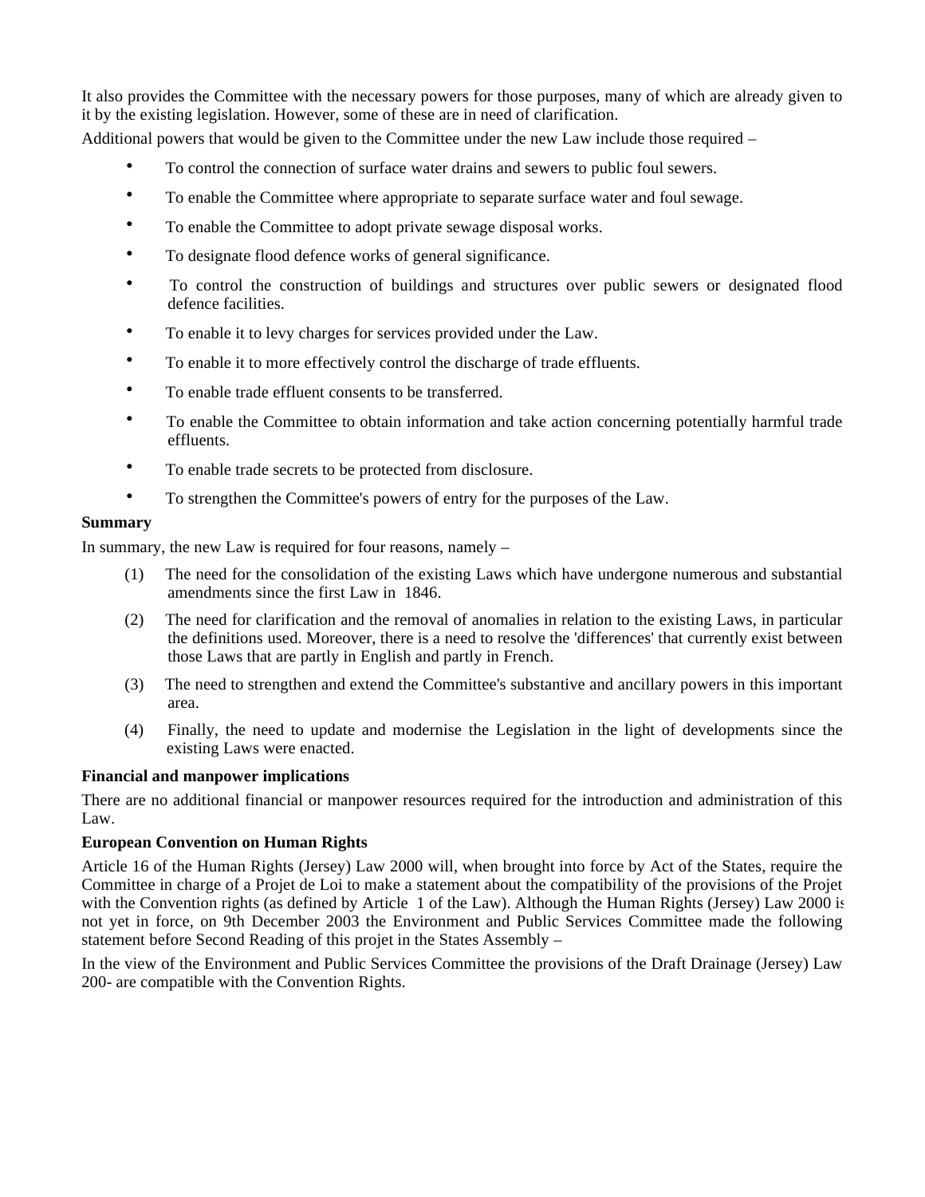It also provides the Committee with the necessary powers for those purposes, many of which are already given to it by the existing legislation. However, some of these are in need of clarification.

Additional powers that would be given to the Committee under the new Law include those required –

- To control the connection of surface water drains and sewers to public foul sewers.
- To enable the Committee where appropriate to separate surface water and foul sewage.
- To enable the Committee to adopt private sewage disposal works.
- To designate flood defence works of general significance.
- To control the construction of buildings and structures over public sewers or designated flood defence facilities.
- To enable it to levy charges for services provided under the Law.
- To enable it to more effectively control the discharge of trade effluents.
- To enable trade effluent consents to be transferred.
- To enable the Committee to obtain information and take action concerning potentially harmful trade effluents.
- To enable trade secrets to be protected from disclosure.
- To strengthen the Committee's powers of entry for the purposes of the Law.

**Summary**

In summary, the new Law is required for four reasons, namely –

(1) The need for the consolidation of the existing Laws which have undergone numerous and substantial amendments since the first Law in 1846.

(2) The need for clarification and the removal of anomalies in relation to the existing Laws, in particular the definitions used. Moreover, there is a need to resolve the 'differences' that currently exist between those Laws that are partly in English and partly in French.

(3) The need to strengthen and extend the Committee's substantive and ancillary powers in this important area.

(4) Finally, the need to update and modernise the Legislation in the light of developments since the existing Laws were enacted.

**Financial and manpower implications**

There are no additional financial or manpower resources required for the introduction and administration of this Law.

**European Convention on Human Rights**

Article 16 of the Human Rights (Jersey) Law 2000 will, when brought into force by Act of the States, require the Committee in charge of a Projet de Loi to make a statement about the compatibility of the provisions of the Projet with the Convention rights (as defined by Article 1 of the Law). Although the Human Rights (Jersey) Law 2000 is not yet in force, on 9th December 2003 the Environment and Public Services Committee made the following statement before Second Reading of this projet in the States Assembly –

In the view of the Environment and Public Services Committee the provisions of the Draft Drainage (Jersey) Law 200- are compatible with the Convention Rights.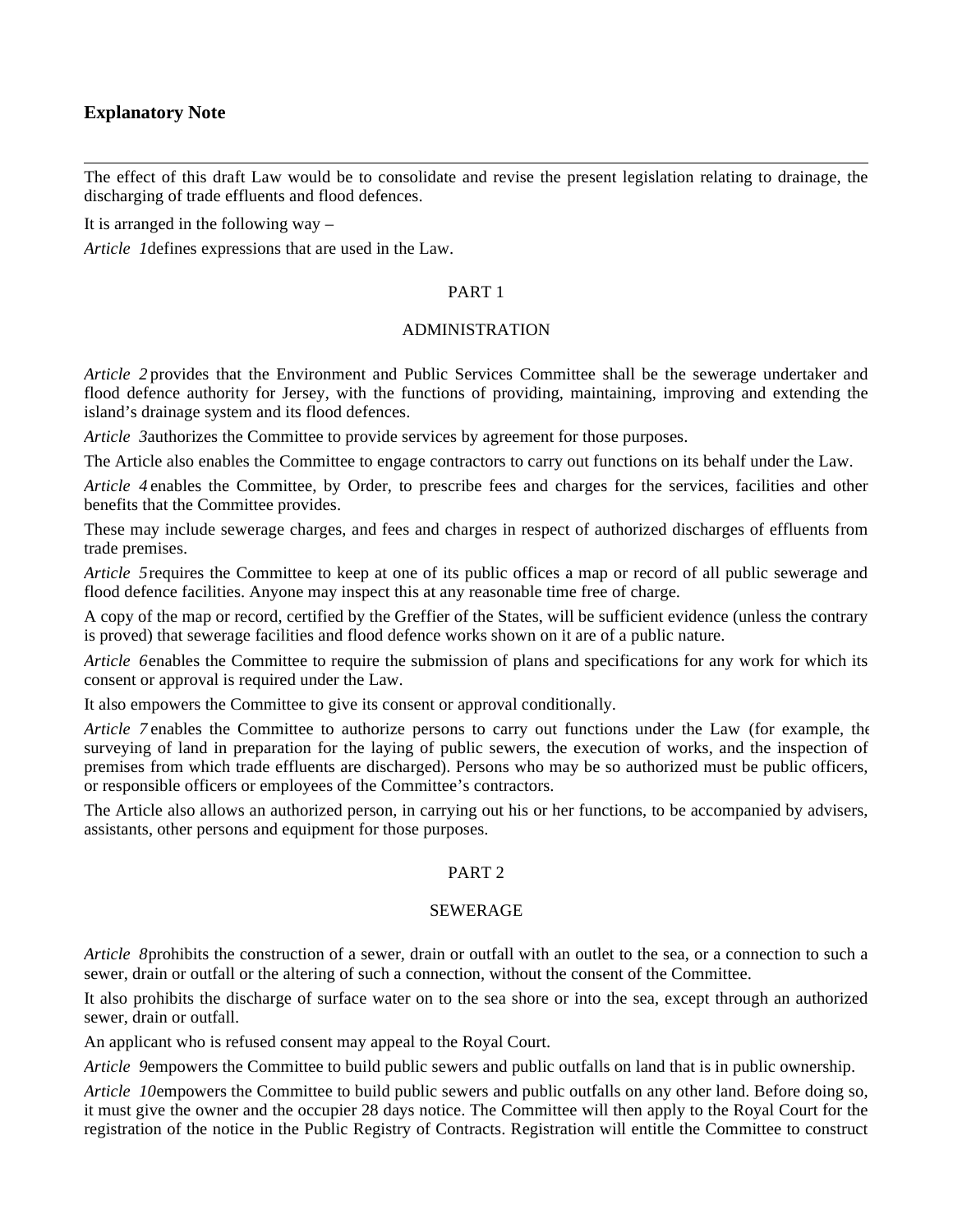## Explanatory Note

The effect of this draft Law would be to consolidate and revise the present legislation relating to drainage, the discharging of trade effluents and flood defences.

It is arranged in the following way –

*Article 1* defines expressions that are used in the Law.

PART 1

ADMINISTRATION

*Article 2* provides that the Environment and Public Services Committee shall be the sewerage undertaker and flood defence authority for Jersey, with the functions of providing, maintaining, improving and extending the island's drainage system and its flood defences.

*Article 3* authorizes the Committee to provide services by agreement for those purposes.

The Article also enables the Committee to engage contractors to carry out functions on its behalf under the Law.

*Article 4* enables the Committee, by Order, to prescribe fees and charges for the services, facilities and other benefits that the Committee provides.

These may include sewerage charges, and fees and charges in respect of authorized discharges of effluents from trade premises.

*Article 5* requires the Committee to keep at one of its public offices a map or record of all public sewerage and flood defence facilities. Anyone may inspect this at any reasonable time free of charge.

A copy of the map or record, certified by the Greffier of the States, will be sufficient evidence (unless the contrary is proved) that sewerage facilities and flood defence works shown on it are of a public nature.

*Article 6* enables the Committee to require the submission of plans and specifications for any work for which its consent or approval is required under the Law.

It also empowers the Committee to give its consent or approval conditionally.

*Article 7* enables the Committee to authorize persons to carry out functions under the Law (for example, the surveying of land in preparation for the laying of public sewers, the execution of works, and the inspection of premises from which trade effluents are discharged). Persons who may be so authorized must be public officers, or responsible officers or employees of the Committee's contractors.

The Article also allows an authorized person, in carrying out his or her functions, to be accompanied by advisers, assistants, other persons and equipment for those purposes.

PART 2

SEWERAGE

*Article 8* prohibits the construction of a sewer, drain or outfall with an outlet to the sea, or a connection to such a sewer, drain or outfall or the altering of such a connection, without the consent of the Committee.

It also prohibits the discharge of surface water on to the sea shore or into the sea, except through an authorized sewer, drain or outfall.

An applicant who is refused consent may appeal to the Royal Court.

*Article 9* empowers the Committee to build public sewers and public outfalls on land that is in public ownership.

*Article 10* empowers the Committee to build public sewers and public outfalls on any other land. Before doing so, it must give the owner and the occupier 28 days notice. The Committee will then apply to the Royal Court for the registration of the notice in the Public Registry of Contracts. Registration will entitle the Committee to construct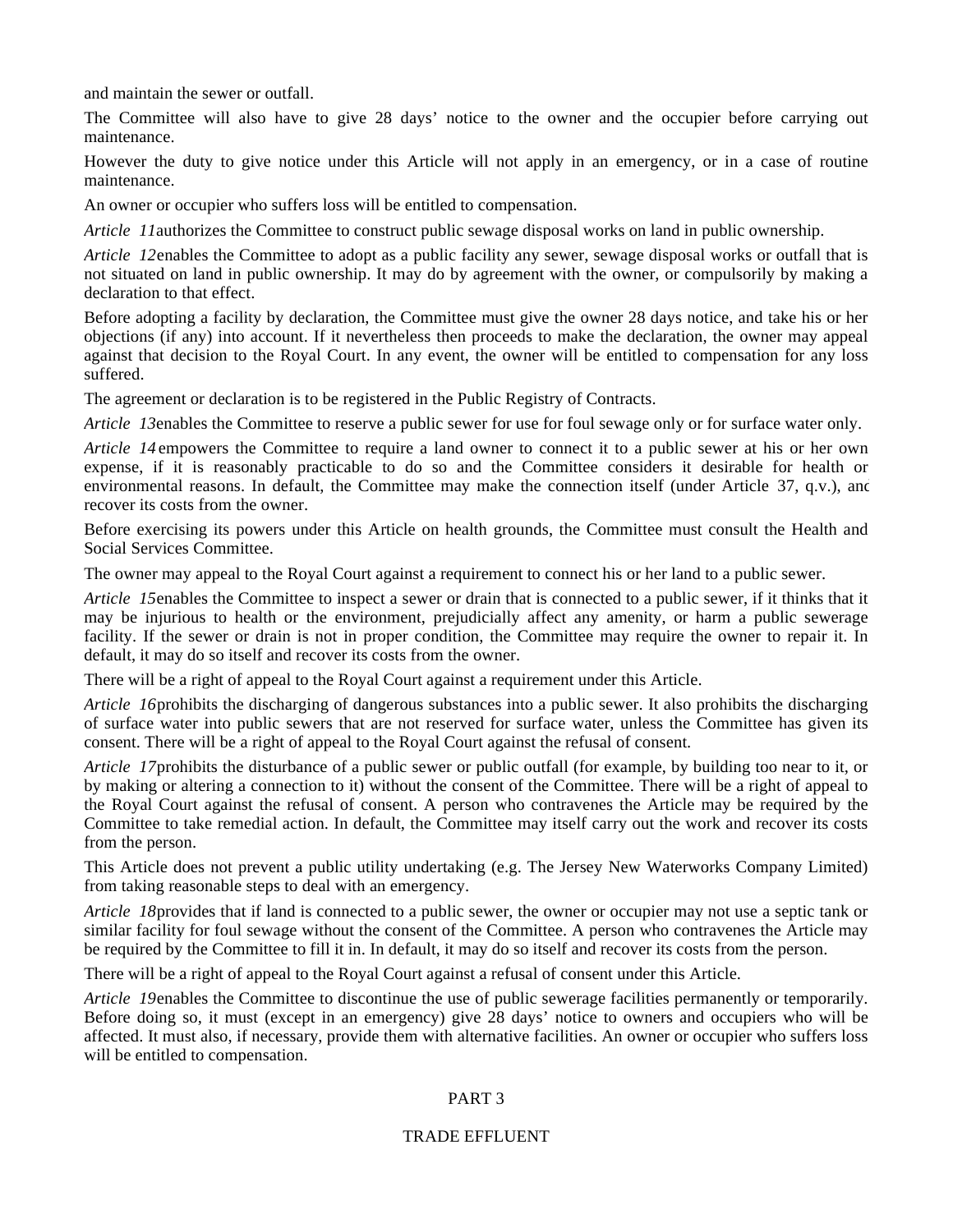and maintain the sewer or outfall.

The Committee will also have to give 28 days' notice to the owner and the occupier before carrying out maintenance.

However the duty to give notice under this Article will not apply in an emergency, or in a case of routine maintenance.

An owner or occupier who suffers loss will be entitled to compensation.

*Article 11* authorizes the Committee to construct public sewage disposal works on land in public ownership.

*Article 12* enables the Committee to adopt as a public facility any sewer, sewage disposal works or outfall that is not situated on land in public ownership. It may do by agreement with the owner, or compulsorily by making a declaration to that effect.

Before adopting a facility by declaration, the Committee must give the owner 28 days notice, and take his or her objections (if any) into account. If it nevertheless then proceeds to make the declaration, the owner may appeal against that decision to the Royal Court. In any event, the owner will be entitled to compensation for any loss suffered.

The agreement or declaration is to be registered in the Public Registry of Contracts.

*Article 13* enables the Committee to reserve a public sewer for use for foul sewage only or for surface water only.

*Article 14* empowers the Committee to require a land owner to connect it to a public sewer at his or her own expense, if it is reasonably practicable to do so and the Committee considers it desirable for health or environmental reasons. In default, the Committee may make the connection itself (under Article 37, q.v.), and recover its costs from the owner.

Before exercising its powers under this Article on health grounds, the Committee must consult the Health and Social Services Committee.

The owner may appeal to the Royal Court against a requirement to connect his or her land to a public sewer.

*Article 15* enables the Committee to inspect a sewer or drain that is connected to a public sewer, if it thinks that it may be injurious to health or the environment, prejudicially affect any amenity, or harm a public sewerage facility. If the sewer or drain is not in proper condition, the Committee may require the owner to repair it. In default, it may do so itself and recover its costs from the owner.

There will be a right of appeal to the Royal Court against a requirement under this Article.

*Article 16* prohibits the discharging of dangerous substances into a public sewer. It also prohibits the discharging of surface water into public sewers that are not reserved for surface water, unless the Committee has given its consent. There will be a right of appeal to the Royal Court against the refusal of consent.

*Article 17* prohibits the disturbance of a public sewer or public outfall (for example, by building too near to it, or by making or altering a connection to it) without the consent of the Committee. There will be a right of appeal to the Royal Court against the refusal of consent. A person who contravenes the Article may be required by the Committee to take remedial action. In default, the Committee may itself carry out the work and recover its costs from the person.

This Article does not prevent a public utility undertaking (e.g. The Jersey New Waterworks Company Limited) from taking reasonable steps to deal with an emergency.

*Article 18* provides that if land is connected to a public sewer, the owner or occupier may not use a septic tank or similar facility for foul sewage without the consent of the Committee. A person who contravenes the Article may be required by the Committee to fill it in. In default, it may do so itself and recover its costs from the person.

There will be a right of appeal to the Royal Court against a refusal of consent under this Article.

*Article 19* enables the Committee to discontinue the use of public sewerage facilities permanently or temporarily. Before doing so, it must (except in an emergency) give 28 days' notice to owners and occupiers who will be affected. It must also, if necessary, provide them with alternative facilities. An owner or occupier who suffers loss will be entitled to compensation.

## PART 3

## TRADE EFFLUENT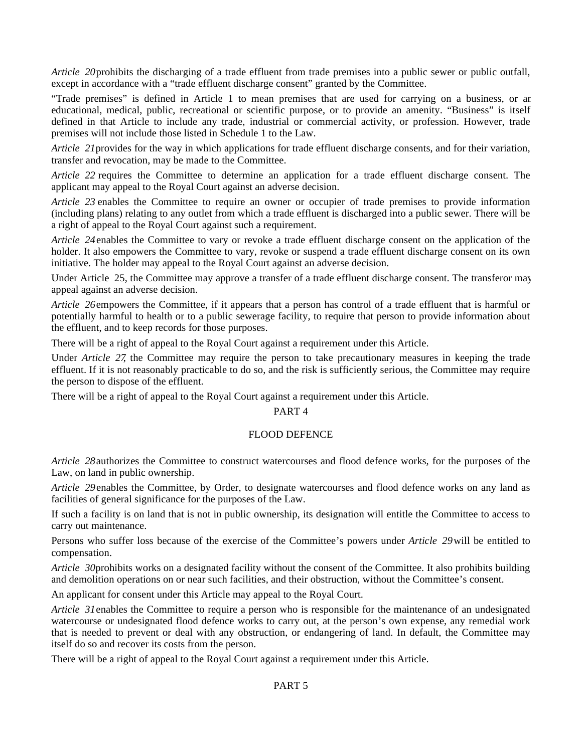*Article 20* prohibits the discharging of a trade effluent from trade premises into a public sewer or public outfall, except in accordance with a "trade effluent discharge consent" granted by the Committee.

"Trade premises" is defined in Article 1 to mean premises that are used for carrying on a business, or an educational, medical, public, recreational or scientific purpose, or to provide an amenity. "Business" is itself defined in that Article to include any trade, industrial or commercial activity, or profession. However, trade premises will not include those listed in Schedule 1 to the Law.

*Article 21* provides for the way in which applications for trade effluent discharge consents, and for their variation, transfer and revocation, may be made to the Committee.

*Article 22* requires the Committee to determine an application for a trade effluent discharge consent. The applicant may appeal to the Royal Court against an adverse decision.

*Article 23* enables the Committee to require an owner or occupier of trade premises to provide information (including plans) relating to any outlet from which a trade effluent is discharged into a public sewer. There will be a right of appeal to the Royal Court against such a requirement.

*Article 24* enables the Committee to vary or revoke a trade effluent discharge consent on the application of the holder. It also empowers the Committee to vary, revoke or suspend a trade effluent discharge consent on its own initiative. The holder may appeal to the Royal Court against an adverse decision.

Under Article 25, the Committee may approve a transfer of a trade effluent discharge consent. The transferor may appeal against an adverse decision.

*Article 26* empowers the Committee, if it appears that a person has control of a trade effluent that is harmful or potentially harmful to health or to a public sewerage facility, to require that person to provide information about the effluent, and to keep records for those purposes.

There will be a right of appeal to the Royal Court against a requirement under this Article.

Under *Article 27*, the Committee may require the person to take precautionary measures in keeping the trade effluent. If it is not reasonably practicable to do so, and the risk is sufficiently serious, the Committee may require the person to dispose of the effluent.

There will be a right of appeal to the Royal Court against a requirement under this Article.

## PART 4

## FLOOD DEFENCE

*Article 28* authorizes the Committee to construct watercourses and flood defence works, for the purposes of the Law, on land in public ownership.

*Article 29* enables the Committee, by Order, to designate watercourses and flood defence works on any land as facilities of general significance for the purposes of the Law.

If such a facility is on land that is not in public ownership, its designation will entitle the Committee to access to carry out maintenance.

Persons who suffer loss because of the exercise of the Committee's powers under *Article 29* will be entitled to compensation.

*Article 30* prohibits works on a designated facility without the consent of the Committee. It also prohibits building and demolition operations on or near such facilities, and their obstruction, without the Committee's consent.

An applicant for consent under this Article may appeal to the Royal Court.

*Article 31* enables the Committee to require a person who is responsible for the maintenance of an undesignated watercourse or undesignated flood defence works to carry out, at the person's own expense, any remedial work that is needed to prevent or deal with any obstruction, or endangering of land. In default, the Committee may itself do so and recover its costs from the person.

There will be a right of appeal to the Royal Court against a requirement under this Article.

## PART 5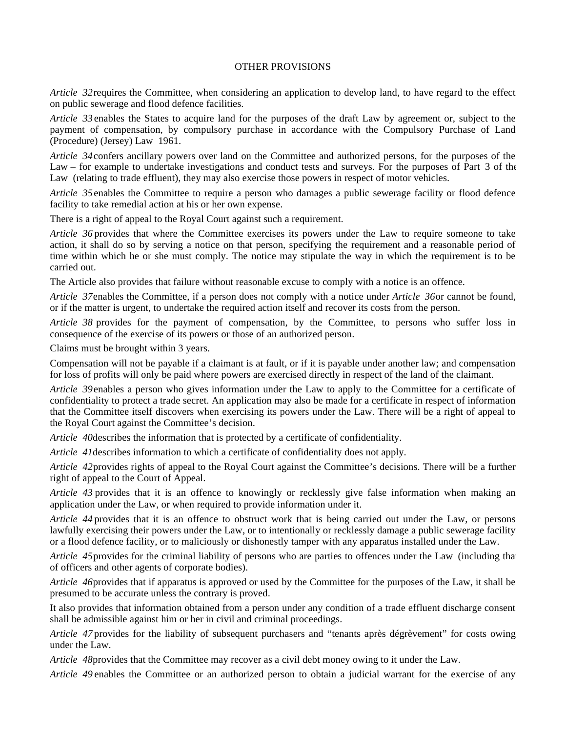OTHER PROVISIONS

*Article 32* requires the Committee, when considering an application to develop land, to have regard to the effect on public sewerage and flood defence facilities.

*Article 33* enables the States to acquire land for the purposes of the draft Law by agreement or, subject to the payment of compensation, by compulsory purchase in accordance with the Compulsory Purchase of Land (Procedure) (Jersey) Law 1961.

*Article 34* confers ancillary powers over land on the Committee and authorized persons, for the purposes of the Law – for example to undertake investigations and conduct tests and surveys. For the purposes of Part 3 of the Law (relating to trade effluent), they may also exercise those powers in respect of motor vehicles.

*Article 35* enables the Committee to require a person who damages a public sewerage facility or flood defence facility to take remedial action at his or her own expense.

There is a right of appeal to the Royal Court against such a requirement.

*Article 36* provides that where the Committee exercises its powers under the Law to require someone to take action, it shall do so by serving a notice on that person, specifying the requirement and a reasonable period of time within which he or she must comply. The notice may stipulate the way in which the requirement is to be carried out.

The Article also provides that failure without reasonable excuse to comply with a notice is an offence.

*Article 37* enables the Committee, if a person does not comply with a notice under *Article 36* or cannot be found, or if the matter is urgent, to undertake the required action itself and recover its costs from the person.

*Article 38* provides for the payment of compensation, by the Committee, to persons who suffer loss in consequence of the exercise of its powers or those of an authorized person.

Claims must be brought within 3 years.

Compensation will not be payable if a claimant is at fault, or if it is payable under another law; and compensation for loss of profits will only be paid where powers are exercised directly in respect of the land of the claimant.

*Article 39* enables a person who gives information under the Law to apply to the Committee for a certificate of confidentiality to protect a trade secret. An application may also be made for a certificate in respect of information that the Committee itself discovers when exercising its powers under the Law. There will be a right of appeal to the Royal Court against the Committee's decision.

*Article 40* describes the information that is protected by a certificate of confidentiality.

*Article 41* describes information to which a certificate of confidentiality does not apply.

*Article 42* provides rights of appeal to the Royal Court against the Committee's decisions. There will be a further right of appeal to the Court of Appeal.

*Article 43* provides that it is an offence to knowingly or recklessly give false information when making an application under the Law, or when required to provide information under it.

*Article 44* provides that it is an offence to obstruct work that is being carried out under the Law, or persons lawfully exercising their powers under the Law, or to intentionally or recklessly damage a public sewerage facility or a flood defence facility, or to maliciously or dishonestly tamper with any apparatus installed under the Law.

*Article 45* provides for the criminal liability of persons who are parties to offences under the Law (including that of officers and other agents of corporate bodies).

*Article 46* provides that if apparatus is approved or used by the Committee for the purposes of the Law, it shall be presumed to be accurate unless the contrary is proved.

It also provides that information obtained from a person under any condition of a trade effluent discharge consent shall be admissible against him or her in civil and criminal proceedings.

*Article 47* provides for the liability of subsequent purchasers and "tenants après dégrèvement" for costs owing under the Law.

*Article 48* provides that the Committee may recover as a civil debt money owing to it under the Law.

*Article 49* enables the Committee or an authorized person to obtain a judicial warrant for the exercise of any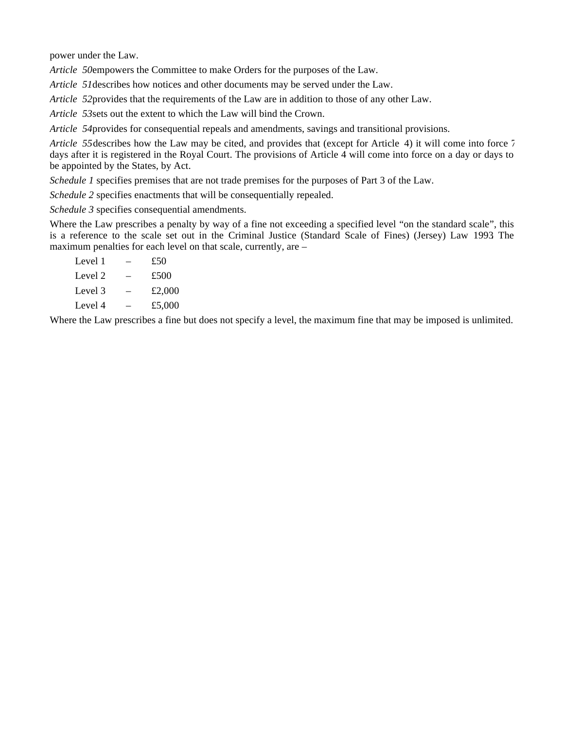power under the Law.

*Article 50* empowers the Committee to make Orders for the purposes of the Law.

*Article 51* describes how notices and other documents may be served under the Law.

*Article 52* provides that the requirements of the Law are in addition to those of any other Law.

*Article 53* sets out the extent to which the Law will bind the Crown.

*Article 54* provides for consequential repeals and amendments, savings and transitional provisions.

*Article 55* describes how the Law may be cited, and provides that (except for Article 4) it will come into force 7 days after it is registered in the Royal Court. The provisions of Article 4 will come into force on a day or days to be appointed by the States, by Act.

*Schedule 1* specifies premises that are not trade premises for the purposes of Part 3 of the Law.

*Schedule 2* specifies enactments that will be consequentially repealed.

*Schedule 3* specifies consequential amendments.

Where the Law prescribes a penalty by way of a fine not exceeding a specified level "on the standard scale", this is a reference to the scale set out in the Criminal Justice (Standard Scale of Fines) (Jersey) Law 1993 The maximum penalties for each level on that scale, currently, are –

| | | |
|---|---|---|
| Level 1 | – | £50 |
| Level 2 | – | £500 |
| Level 3 | – | £2,000 |
| Level 4 | – | £5,000 |

Where the Law prescribes a fine but does not specify a level, the maximum fine that may be imposed is unlimited.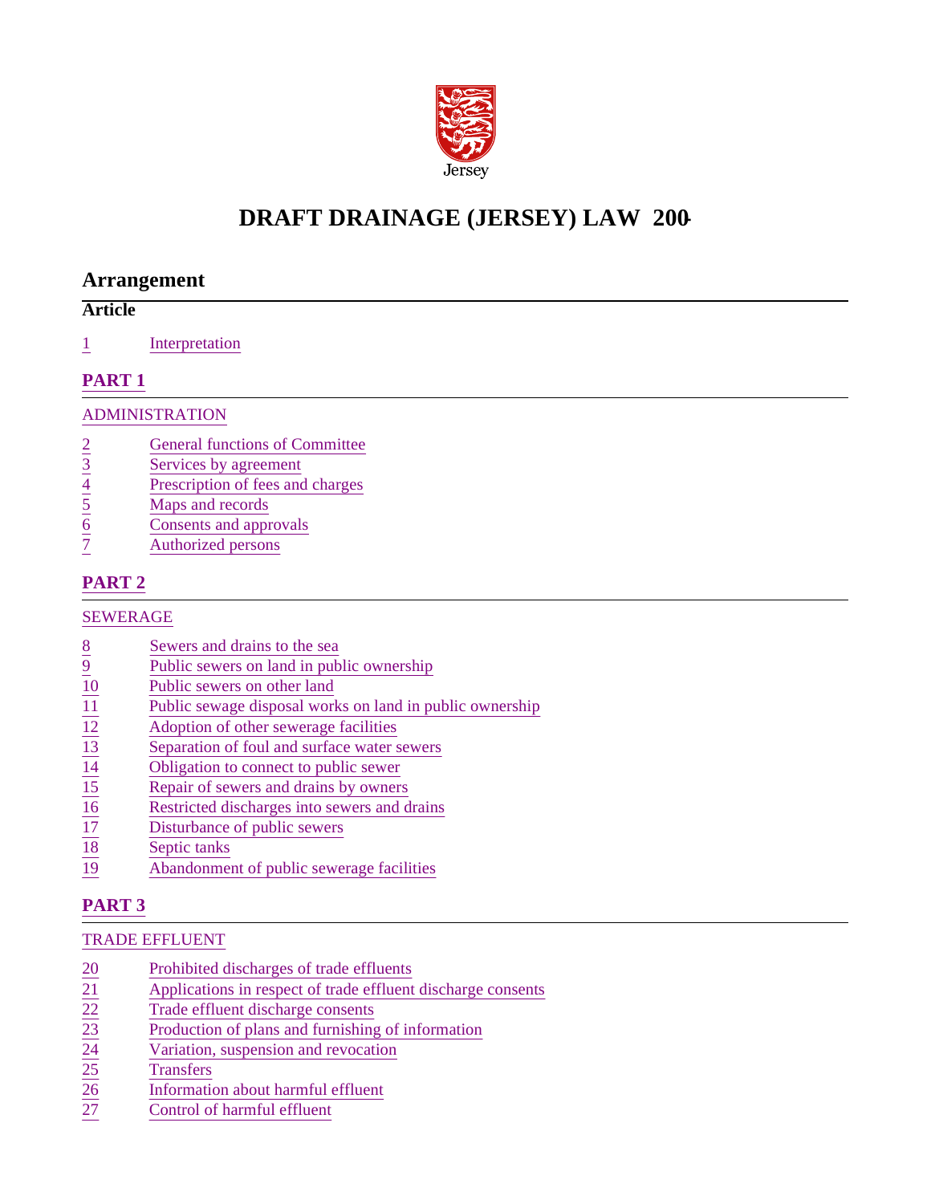Jersey

# DRAFT DRAINAGE (JERSEY) LAW 200-

## Arrangement

**Article**

1 Interpretation

### PART 1

ADMINISTRATION

2 General functions of Committee
3 Services by agreement
4 Prescription of fees and charges
5 Maps and records
6 Consents and approvals
7 Authorized persons

### PART 2

SEWERAGE

8 Sewers and drains to the sea
9 Public sewers on land in public ownership
10 Public sewers on other land
11 Public sewage disposal works on land in public ownership
12 Adoption of other sewerage facilities
13 Separation of foul and surface water sewers
14 Obligation to connect to public sewer
15 Repair of sewers and drains by owners
16 Restricted discharges into sewers and drains
17 Disturbance of public sewers
18 Septic tanks
19 Abandonment of public sewerage facilities

### PART 3

TRADE EFFLUENT

20 Prohibited discharges of trade effluents
21 Applications in respect of trade effluent discharge consents
22 Trade effluent discharge consents
23 Production of plans and furnishing of information
24 Variation, suspension and revocation
25 Transfers
26 Information about harmful effluent
27 Control of harmful effluent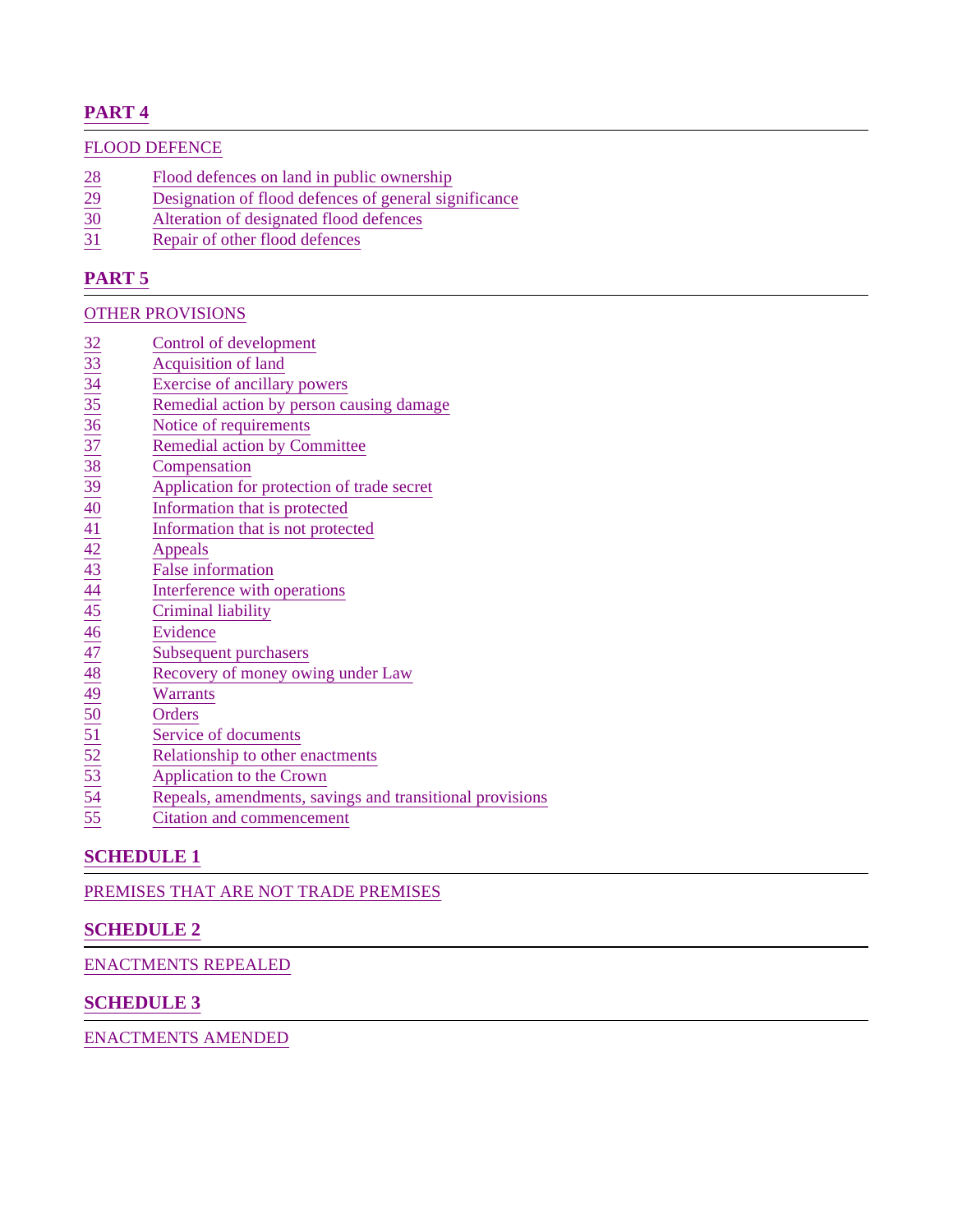## PART 4

FLOOD DEFENCE

28 Flood defences on land in public ownership
29 Designation of flood defences of general significance
30 Alteration of designated flood defences
31 Repair of other flood defences

## PART 5

OTHER PROVISIONS

32 Control of development
33 Acquisition of land
34 Exercise of ancillary powers
35 Remedial action by person causing damage
36 Notice of requirements
37 Remedial action by Committee
38 Compensation
39 Application for protection of trade secret
40 Information that is protected
41 Information that is not protected
42 Appeals
43 False information
44 Interference with operations
45 Criminal liability
46 Evidence
47 Subsequent purchasers
48 Recovery of money owing under Law
49 Warrants
50 Orders
51 Service of documents
52 Relationship to other enactments
53 Application to the Crown
54 Repeals, amendments, savings and transitional provisions
55 Citation and commencement

## SCHEDULE 1

PREMISES THAT ARE NOT TRADE PREMISES

## SCHEDULE 2

ENACTMENTS REPEALED

## SCHEDULE 3

ENACTMENTS AMENDED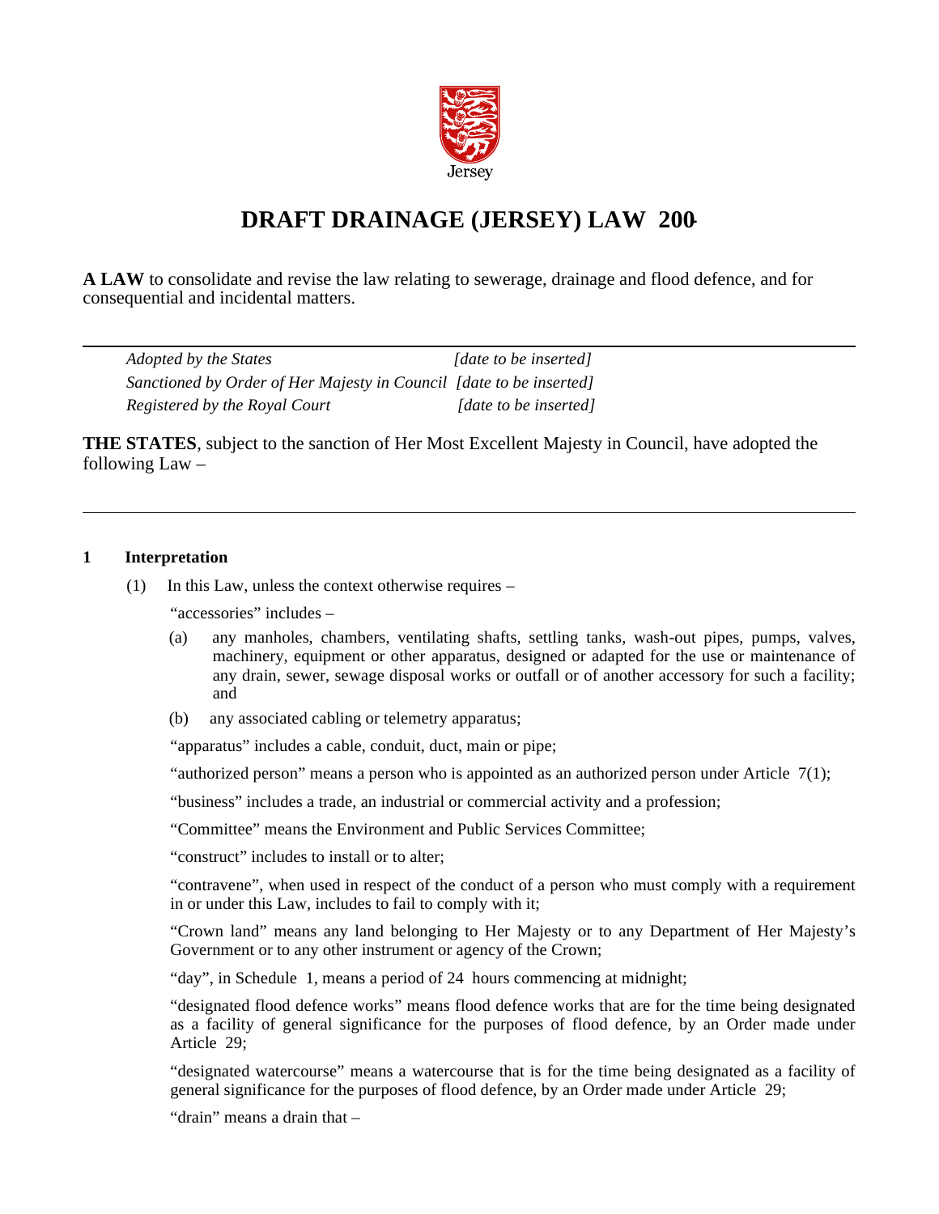Jersey

# DRAFT DRAINAGE (JERSEY) LAW 200-

**A LAW** to consolidate and revise the law relating to sewerage, drainage and flood defence, and for consequential and incidental matters.

---

*Adopted by the States* [date to be inserted]
*Sanctioned by Order of Her Majesty in Council* [date to be inserted]
*Registered by the Royal Court* [date to be inserted]

**THE STATES**, subject to the sanction of Her Most Excellent Majesty in Council, have adopted the following Law –

---

### 1 Interpretation

(1) In this Law, unless the context otherwise requires –

"accessories" includes –

(a) any manholes, chambers, ventilating shafts, settling tanks, wash-out pipes, pumps, valves, machinery, equipment or other apparatus, designed or adapted for the use or maintenance of any drain, sewer, sewage disposal works or outfall or of another accessory for such a facility; and

(b) any associated cabling or telemetry apparatus;

"apparatus" includes a cable, conduit, duct, main or pipe;

"authorized person" means a person who is appointed as an authorized person under Article 7(1);

"business" includes a trade, an industrial or commercial activity and a profession;

"Committee" means the Environment and Public Services Committee;

"construct" includes to install or to alter;

"contravene", when used in respect of the conduct of a person who must comply with a requirement in or under this Law, includes to fail to comply with it;

"Crown land" means any land belonging to Her Majesty or to any Department of Her Majesty's Government or to any other instrument or agency of the Crown;

"day", in Schedule 1, means a period of 24 hours commencing at midnight;

"designated flood defence works" means flood defence works that are for the time being designated as a facility of general significance for the purposes of flood defence, by an Order made under Article 29;

"designated watercourse" means a watercourse that is for the time being designated as a facility of general significance for the purposes of flood defence, by an Order made under Article 29;

"drain" means a drain that –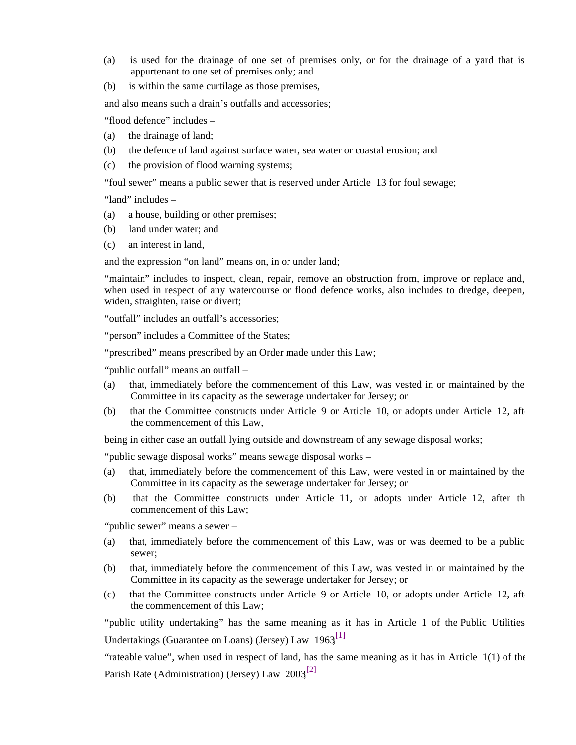(a) is used for the drainage of one set of premises only, or for the drainage of a yard that is appurtenant to one set of premises only; and

(b) is within the same curtilage as those premises,

and also means such a drain's outfalls and accessories;

"flood defence" includes –

(a) the drainage of land;

(b) the defence of land against surface water, sea water or coastal erosion; and

(c) the provision of flood warning systems;

"foul sewer" means a public sewer that is reserved under Article 13 for foul sewage;

"land" includes –

(a) a house, building or other premises;

(b) land under water; and

(c) an interest in land,

and the expression "on land" means on, in or under land;

"maintain" includes to inspect, clean, repair, remove an obstruction from, improve or replace and, when used in respect of any watercourse or flood defence works, also includes to dredge, deepen, widen, straighten, raise or divert;

"outfall" includes an outfall's accessories;

"person" includes a Committee of the States;

"prescribed" means prescribed by an Order made under this Law;

"public outfall" means an outfall –

(a) that, immediately before the commencement of this Law, was vested in or maintained by the Committee in its capacity as the sewerage undertaker for Jersey; or

(b) that the Committee constructs under Article 9 or Article 10, or adopts under Article 12, after the commencement of this Law,

being in either case an outfall lying outside and downstream of any sewage disposal works;

"public sewage disposal works" means sewage disposal works –

(a) that, immediately before the commencement of this Law, were vested in or maintained by the Committee in its capacity as the sewerage undertaker for Jersey; or

(b) that the Committee constructs under Article 11, or adopts under Article 12, after the commencement of this Law;

"public sewer" means a sewer –

(a) that, immediately before the commencement of this Law, was or was deemed to be a public sewer;

(b) that, immediately before the commencement of this Law, was vested in or maintained by the Committee in its capacity as the sewerage undertaker for Jersey; or

(c) that the Committee constructs under Article 9 or Article 10, or adopts under Article 12, after the commencement of this Law;

"public utility undertaking" has the same meaning as it has in Article 1 of the Public Utilities Undertakings (Guarantee on Loans) (Jersey) Law 1963;[1]

"rateable value", when used in respect of land, has the same meaning as it has in Article 1(1) of the Parish Rate (Administration) (Jersey) Law 2003;[2]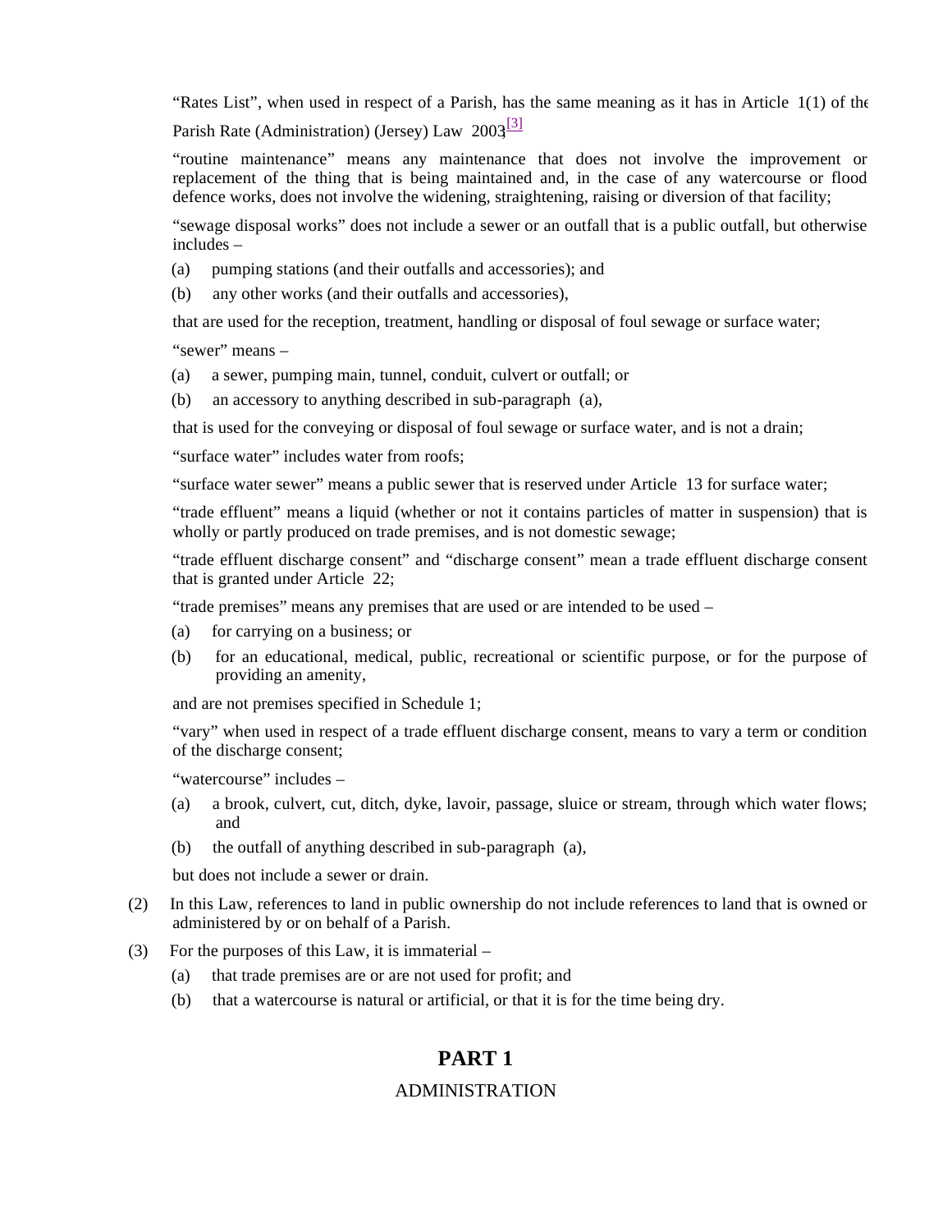"Rates List", when used in respect of a Parish, has the same meaning as it has in Article 1(1) of the Parish Rate (Administration) (Jersey) Law 2003[3];

"routine maintenance" means any maintenance that does not involve the improvement or replacement of the thing that is being maintained and, in the case of any watercourse or flood defence works, does not involve the widening, straightening, raising or diversion of that facility;

"sewage disposal works" does not include a sewer or an outfall that is a public outfall, but otherwise includes –

(a) pumping stations (and their outfalls and accessories); and

(b) any other works (and their outfalls and accessories),

that are used for the reception, treatment, handling or disposal of foul sewage or surface water;

"sewer" means –

(a) a sewer, pumping main, tunnel, conduit, culvert or outfall; or

(b) an accessory to anything described in sub-paragraph (a),

that is used for the conveying or disposal of foul sewage or surface water, and is not a drain;

"surface water" includes water from roofs;

"surface water sewer" means a public sewer that is reserved under Article 13 for surface water;

"trade effluent" means a liquid (whether or not it contains particles of matter in suspension) that is wholly or partly produced on trade premises, and is not domestic sewage;

"trade effluent discharge consent" and "discharge consent" mean a trade effluent discharge consent that is granted under Article 22;

"trade premises" means any premises that are used or are intended to be used –

(a) for carrying on a business; or

(b) for an educational, medical, public, recreational or scientific purpose, or for the purpose of providing an amenity,

and are not premises specified in Schedule 1;

"vary" when used in respect of a trade effluent discharge consent, means to vary a term or condition of the discharge consent;

"watercourse" includes –

(a) a brook, culvert, cut, ditch, dyke, lavoir, passage, sluice or stream, through which water flows; and

(b) the outfall of anything described in sub-paragraph (a),

but does not include a sewer or drain.

(2) In this Law, references to land in public ownership do not include references to land that is owned or administered by or on behalf of a Parish.

(3) For the purposes of this Law, it is immaterial –

(a) that trade premises are or are not used for profit; and

(b) that a watercourse is natural or artificial, or that it is for the time being dry.

# PART 1

## ADMINISTRATION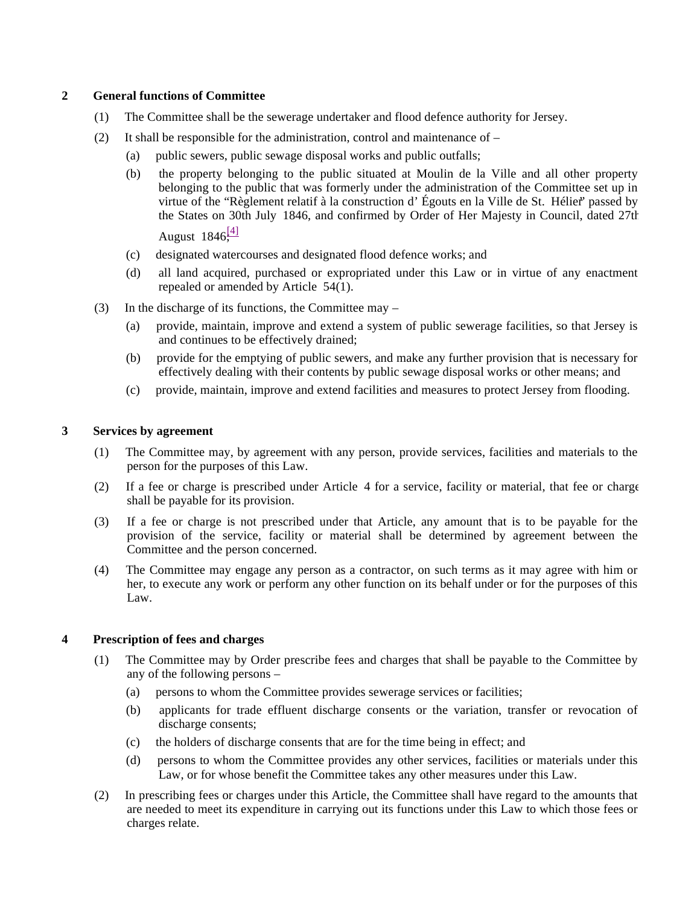## 2 General functions of Committee

(1) The Committee shall be the sewerage undertaker and flood defence authority for Jersey.

(2) It shall be responsible for the administration, control and maintenance of –

(a) public sewers, public sewage disposal works and public outfalls;

(b) the property belonging to the public situated at Moulin de la Ville and all other property belonging to the public that was formerly under the administration of the Committee set up in virtue of the "Règlement relatif à la construction d' Égouts en la Ville de St. Hélier" passed by the States on 30th July 1846, and confirmed by Order of Her Majesty in Council, dated 27th August 1846;[4]

(c) designated watercourses and designated flood defence works; and

(d) all land acquired, purchased or expropriated under this Law or in virtue of any enactment repealed or amended by Article 54(1).

(3) In the discharge of its functions, the Committee may –

(a) provide, maintain, improve and extend a system of public sewerage facilities, so that Jersey is and continues to be effectively drained;

(b) provide for the emptying of public sewers, and make any further provision that is necessary for effectively dealing with their contents by public sewage disposal works or other means; and

(c) provide, maintain, improve and extend facilities and measures to protect Jersey from flooding.

## 3 Services by agreement

(1) The Committee may, by agreement with any person, provide services, facilities and materials to the person for the purposes of this Law.

(2) If a fee or charge is prescribed under Article 4 for a service, facility or material, that fee or charge shall be payable for its provision.

(3) If a fee or charge is not prescribed under that Article, any amount that is to be payable for the provision of the service, facility or material shall be determined by agreement between the Committee and the person concerned.

(4) The Committee may engage any person as a contractor, on such terms as it may agree with him or her, to execute any work or perform any other function on its behalf under or for the purposes of this Law.

## 4 Prescription of fees and charges

(1) The Committee may by Order prescribe fees and charges that shall be payable to the Committee by any of the following persons –

(a) persons to whom the Committee provides sewerage services or facilities;

(b) applicants for trade effluent discharge consents or the variation, transfer or revocation of discharge consents;

(c) the holders of discharge consents that are for the time being in effect; and

(d) persons to whom the Committee provides any other services, facilities or materials under this Law, or for whose benefit the Committee takes any other measures under this Law.

(2) In prescribing fees or charges under this Article, the Committee shall have regard to the amounts that are needed to meet its expenditure in carrying out its functions under this Law to which those fees or charges relate.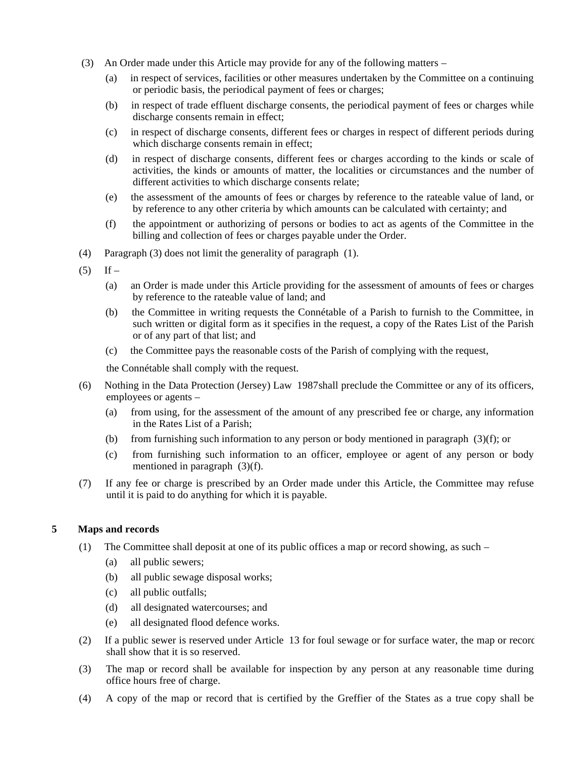(3) An Order made under this Article may provide for any of the following matters –

(a) in respect of services, facilities or other measures undertaken by the Committee on a continuing or periodic basis, the periodical payment of fees or charges;

(b) in respect of trade effluent discharge consents, the periodical payment of fees or charges while discharge consents remain in effect;

(c) in respect of discharge consents, different fees or charges in respect of different periods during which discharge consents remain in effect;

(d) in respect of discharge consents, different fees or charges according to the kinds or scale of activities, the kinds or amounts of matter, the localities or circumstances and the number of different activities to which discharge consents relate;

(e) the assessment of the amounts of fees or charges by reference to the rateable value of land, or by reference to any other criteria by which amounts can be calculated with certainty; and

(f) the appointment or authorizing of persons or bodies to act as agents of the Committee in the billing and collection of fees or charges payable under the Order.

(4) Paragraph (3) does not limit the generality of paragraph (1).

(5) If –

(a) an Order is made under this Article providing for the assessment of amounts of fees or charges by reference to the rateable value of land; and

(b) the Committee in writing requests the Connétable of a Parish to furnish to the Committee, in such written or digital form as it specifies in the request, a copy of the Rates List of the Parish or of any part of that list; and

(c) the Committee pays the reasonable costs of the Parish of complying with the request,

the Connétable shall comply with the request.

(6) Nothing in the Data Protection (Jersey) Law 1987shall preclude the Committee or any of its officers, employees or agents –

(a) from using, for the assessment of the amount of any prescribed fee or charge, any information in the Rates List of a Parish;

(b) from furnishing such information to any person or body mentioned in paragraph (3)(f); or

(c) from furnishing such information to an officer, employee or agent of any person or body mentioned in paragraph (3)(f).

(7) If any fee or charge is prescribed by an Order made under this Article, the Committee may refuse until it is paid to do anything for which it is payable.

## 5 Maps and records

(1) The Committee shall deposit at one of its public offices a map or record showing, as such –

(a) all public sewers;

(b) all public sewage disposal works;

(c) all public outfalls;

(d) all designated watercourses; and

(e) all designated flood defence works.

(2) If a public sewer is reserved under Article 13 for foul sewage or for surface water, the map or record shall show that it is so reserved.

(3) The map or record shall be available for inspection by any person at any reasonable time during office hours free of charge.

(4) A copy of the map or record that is certified by the Greffier of the States as a true copy shall be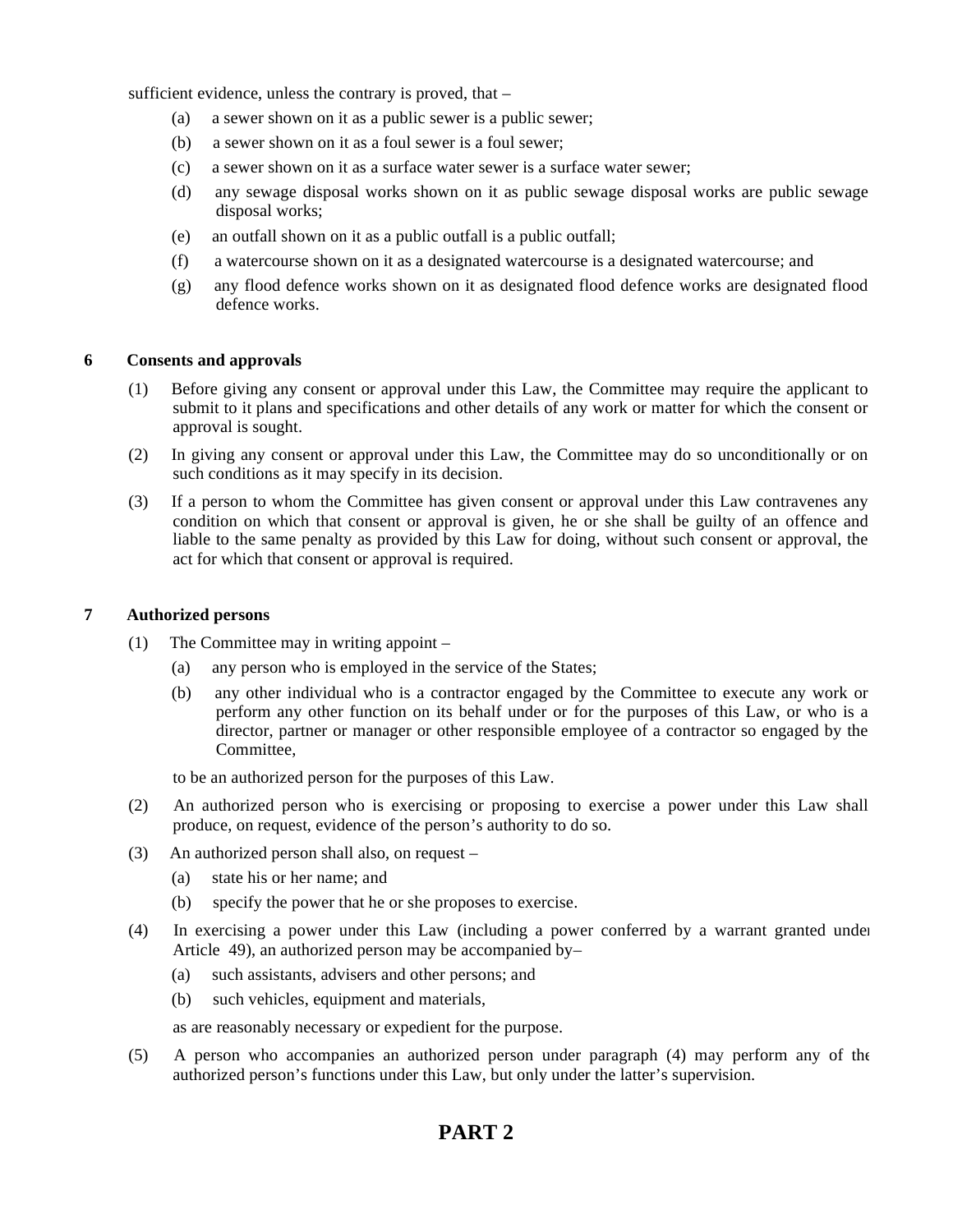sufficient evidence, unless the contrary is proved, that –

(a) a sewer shown on it as a public sewer is a public sewer;

(b) a sewer shown on it as a foul sewer is a foul sewer;

(c) a sewer shown on it as a surface water sewer is a surface water sewer;

(d) any sewage disposal works shown on it as public sewage disposal works are public sewage disposal works;

(e) an outfall shown on it as a public outfall is a public outfall;

(f) a watercourse shown on it as a designated watercourse is a designated watercourse; and

(g) any flood defence works shown on it as designated flood defence works are designated flood defence works.

**6 Consents and approvals**

(1) Before giving any consent or approval under this Law, the Committee may require the applicant to submit to it plans and specifications and other details of any work or matter for which the consent or approval is sought.

(2) In giving any consent or approval under this Law, the Committee may do so unconditionally or on such conditions as it may specify in its decision.

(3) If a person to whom the Committee has given consent or approval under this Law contravenes any condition on which that consent or approval is given, he or she shall be guilty of an offence and liable to the same penalty as provided by this Law for doing, without such consent or approval, the act for which that consent or approval is required.

**7 Authorized persons**

(1) The Committee may in writing appoint –

(a) any person who is employed in the service of the States;

(b) any other individual who is a contractor engaged by the Committee to execute any work or perform any other function on its behalf under or for the purposes of this Law, or who is a director, partner or manager or other responsible employee of a contractor so engaged by the Committee,

to be an authorized person for the purposes of this Law.

(2) An authorized person who is exercising or proposing to exercise a power under this Law shall produce, on request, evidence of the person's authority to do so.

(3) An authorized person shall also, on request –

(a) state his or her name; and

(b) specify the power that he or she proposes to exercise.

(4) In exercising a power under this Law (including a power conferred by a warrant granted under Article 49), an authorized person may be accompanied by–

(a) such assistants, advisers and other persons; and

(b) such vehicles, equipment and materials,

as are reasonably necessary or expedient for the purpose.

(5) A person who accompanies an authorized person under paragraph (4) may perform any of the authorized person's functions under this Law, but only under the latter's supervision.

# PART 2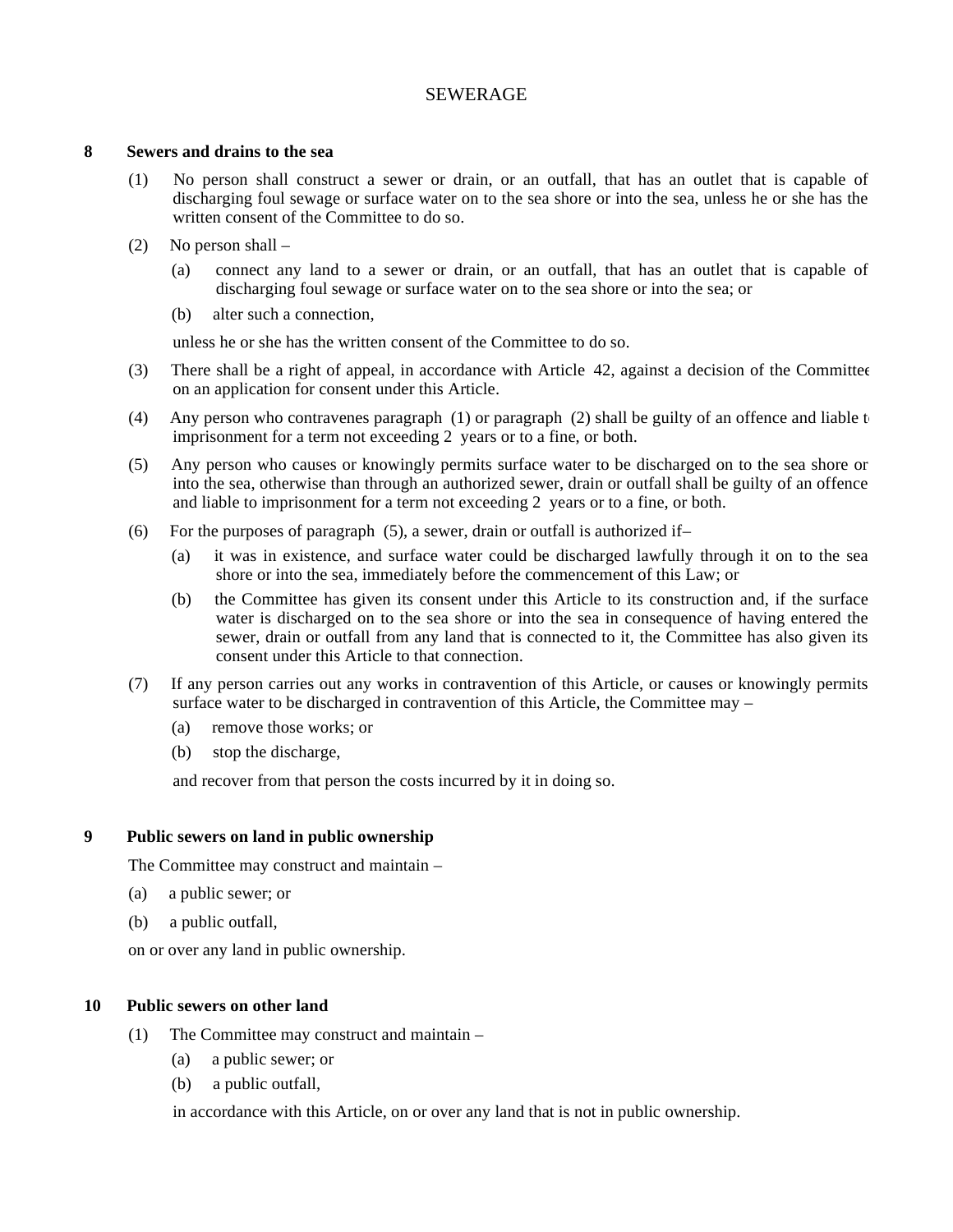## SEWERAGE

### 8 Sewers and drains to the sea

(1) No person shall construct a sewer or drain, or an outfall, that has an outlet that is capable of discharging foul sewage or surface water on to the sea shore or into the sea, unless he or she has the written consent of the Committee to do so.

(2) No person shall –

(a) connect any land to a sewer or drain, or an outfall, that has an outlet that is capable of discharging foul sewage or surface water on to the sea shore or into the sea; or

(b) alter such a connection,

unless he or she has the written consent of the Committee to do so.

(3) There shall be a right of appeal, in accordance with Article 42, against a decision of the Committee on an application for consent under this Article.

(4) Any person who contravenes paragraph (1) or paragraph (2) shall be guilty of an offence and liable to imprisonment for a term not exceeding 2 years or to a fine, or both.

(5) Any person who causes or knowingly permits surface water to be discharged on to the sea shore or into the sea, otherwise than through an authorized sewer, drain or outfall shall be guilty of an offence and liable to imprisonment for a term not exceeding 2 years or to a fine, or both.

(6) For the purposes of paragraph (5), a sewer, drain or outfall is authorized if–

(a) it was in existence, and surface water could be discharged lawfully through it on to the sea shore or into the sea, immediately before the commencement of this Law; or

(b) the Committee has given its consent under this Article to its construction and, if the surface water is discharged on to the sea shore or into the sea in consequence of having entered the sewer, drain or outfall from any land that is connected to it, the Committee has also given its consent under this Article to that connection.

(7) If any person carries out any works in contravention of this Article, or causes or knowingly permits surface water to be discharged in contravention of this Article, the Committee may –

(a) remove those works; or

(b) stop the discharge,

and recover from that person the costs incurred by it in doing so.

### 9 Public sewers on land in public ownership

The Committee may construct and maintain –

(a) a public sewer; or

(b) a public outfall,

on or over any land in public ownership.

### 10 Public sewers on other land

(1) The Committee may construct and maintain –

(a) a public sewer; or

(b) a public outfall,

in accordance with this Article, on or over any land that is not in public ownership.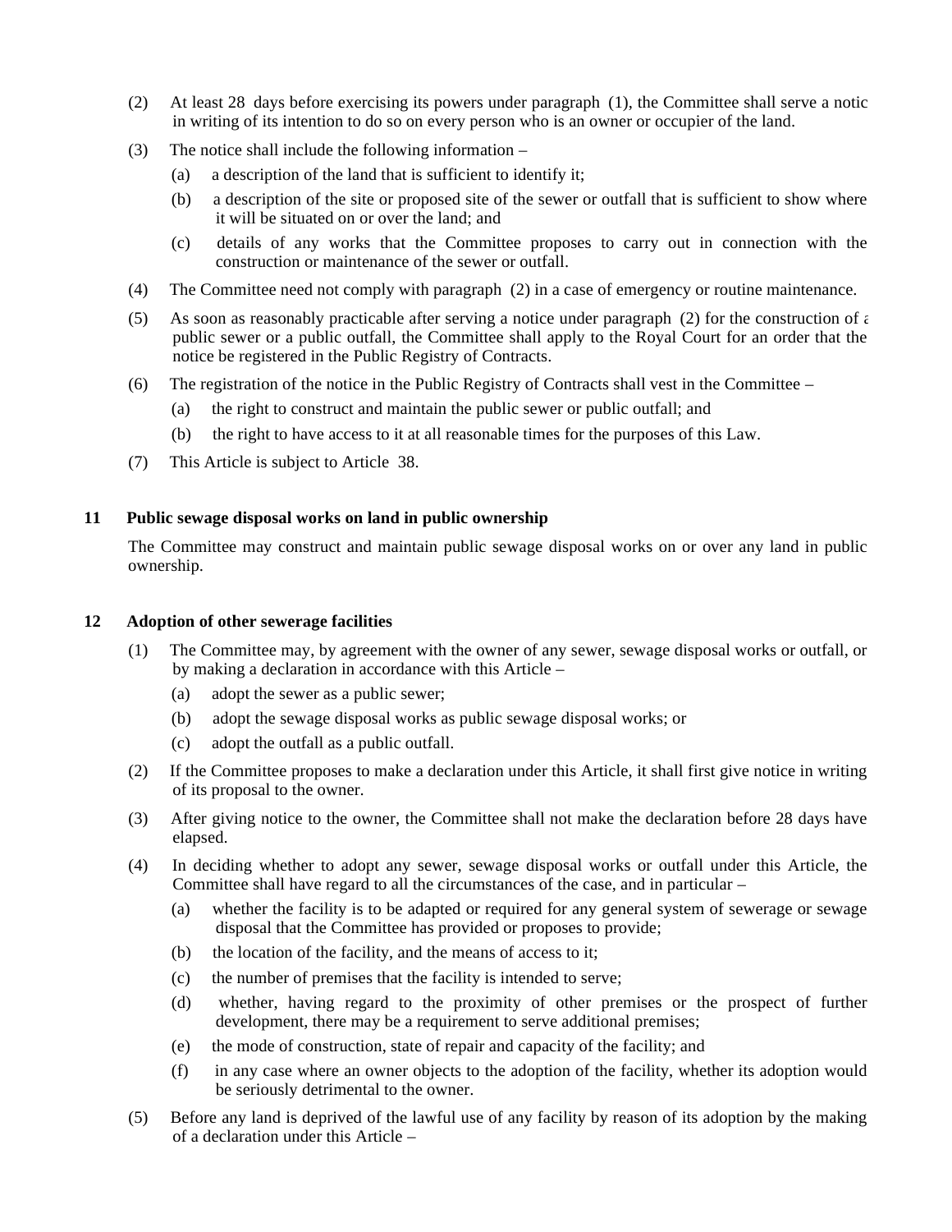(2) At least 28 days before exercising its powers under paragraph (1), the Committee shall serve a notice in writing of its intention to do so on every person who is an owner or occupier of the land.

(3) The notice shall include the following information –

(a) a description of the land that is sufficient to identify it;

(b) a description of the site or proposed site of the sewer or outfall that is sufficient to show where it will be situated on or over the land; and

(c) details of any works that the Committee proposes to carry out in connection with the construction or maintenance of the sewer or outfall.

(4) The Committee need not comply with paragraph (2) in a case of emergency or routine maintenance.

(5) As soon as reasonably practicable after serving a notice under paragraph (2) for the construction of a public sewer or a public outfall, the Committee shall apply to the Royal Court for an order that the notice be registered in the Public Registry of Contracts.

(6) The registration of the notice in the Public Registry of Contracts shall vest in the Committee –

(a) the right to construct and maintain the public sewer or public outfall; and

(b) the right to have access to it at all reasonable times for the purposes of this Law.

(7) This Article is subject to Article 38.

**11 Public sewage disposal works on land in public ownership**

The Committee may construct and maintain public sewage disposal works on or over any land in public ownership.

**12 Adoption of other sewerage facilities**

(1) The Committee may, by agreement with the owner of any sewer, sewage disposal works or outfall, or by making a declaration in accordance with this Article –

(a) adopt the sewer as a public sewer;

(b) adopt the sewage disposal works as public sewage disposal works; or

(c) adopt the outfall as a public outfall.

(2) If the Committee proposes to make a declaration under this Article, it shall first give notice in writing of its proposal to the owner.

(3) After giving notice to the owner, the Committee shall not make the declaration before 28 days have elapsed.

(4) In deciding whether to adopt any sewer, sewage disposal works or outfall under this Article, the Committee shall have regard to all the circumstances of the case, and in particular –

(a) whether the facility is to be adapted or required for any general system of sewerage or sewage disposal that the Committee has provided or proposes to provide;

(b) the location of the facility, and the means of access to it;

(c) the number of premises that the facility is intended to serve;

(d) whether, having regard to the proximity of other premises or the prospect of further development, there may be a requirement to serve additional premises;

(e) the mode of construction, state of repair and capacity of the facility; and

(f) in any case where an owner objects to the adoption of the facility, whether its adoption would be seriously detrimental to the owner.

(5) Before any land is deprived of the lawful use of any facility by reason of its adoption by the making of a declaration under this Article –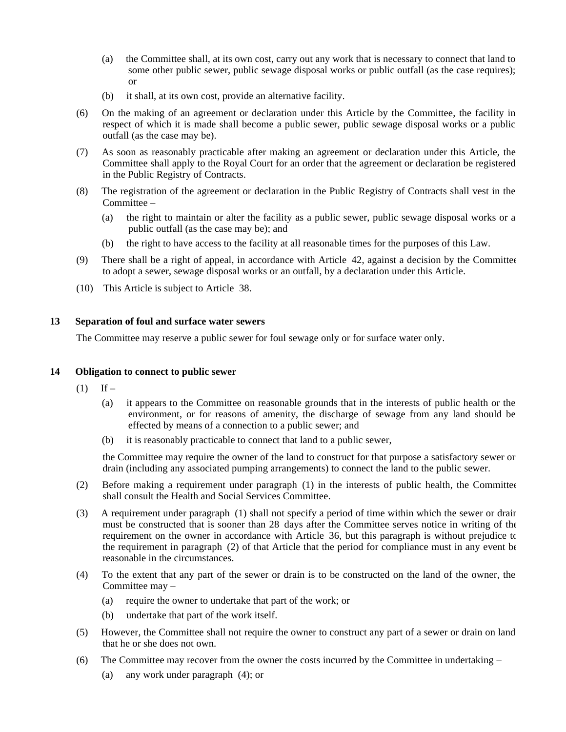(a) the Committee shall, at its own cost, carry out any work that is necessary to connect that land to some other public sewer, public sewage disposal works or public outfall (as the case requires); or

(b) it shall, at its own cost, provide an alternative facility.

(6) On the making of an agreement or declaration under this Article by the Committee, the facility in respect of which it is made shall become a public sewer, public sewage disposal works or a public outfall (as the case may be).

(7) As soon as reasonably practicable after making an agreement or declaration under this Article, the Committee shall apply to the Royal Court for an order that the agreement or declaration be registered in the Public Registry of Contracts.

(8) The registration of the agreement or declaration in the Public Registry of Contracts shall vest in the Committee –

(a) the right to maintain or alter the facility as a public sewer, public sewage disposal works or a public outfall (as the case may be); and

(b) the right to have access to the facility at all reasonable times for the purposes of this Law.

(9) There shall be a right of appeal, in accordance with Article 42, against a decision by the Committee to adopt a sewer, sewage disposal works or an outfall, by a declaration under this Article.

(10) This Article is subject to Article 38.

**13 Separation of foul and surface water sewers**

The Committee may reserve a public sewer for foul sewage only or for surface water only.

**14 Obligation to connect to public sewer**

(1) If –

(a) it appears to the Committee on reasonable grounds that in the interests of public health or the environment, or for reasons of amenity, the discharge of sewage from any land should be effected by means of a connection to a public sewer; and

(b) it is reasonably practicable to connect that land to a public sewer,

the Committee may require the owner of the land to construct for that purpose a satisfactory sewer or drain (including any associated pumping arrangements) to connect the land to the public sewer.

(2) Before making a requirement under paragraph (1) in the interests of public health, the Committee shall consult the Health and Social Services Committee.

(3) A requirement under paragraph (1) shall not specify a period of time within which the sewer or drain must be constructed that is sooner than 28 days after the Committee serves notice in writing of the requirement on the owner in accordance with Article 36, but this paragraph is without prejudice to the requirement in paragraph (2) of that Article that the period for compliance must in any event be reasonable in the circumstances.

(4) To the extent that any part of the sewer or drain is to be constructed on the land of the owner, the Committee may –

(a) require the owner to undertake that part of the work; or

(b) undertake that part of the work itself.

(5) However, the Committee shall not require the owner to construct any part of a sewer or drain on land that he or she does not own.

(6) The Committee may recover from the owner the costs incurred by the Committee in undertaking –

(a) any work under paragraph (4); or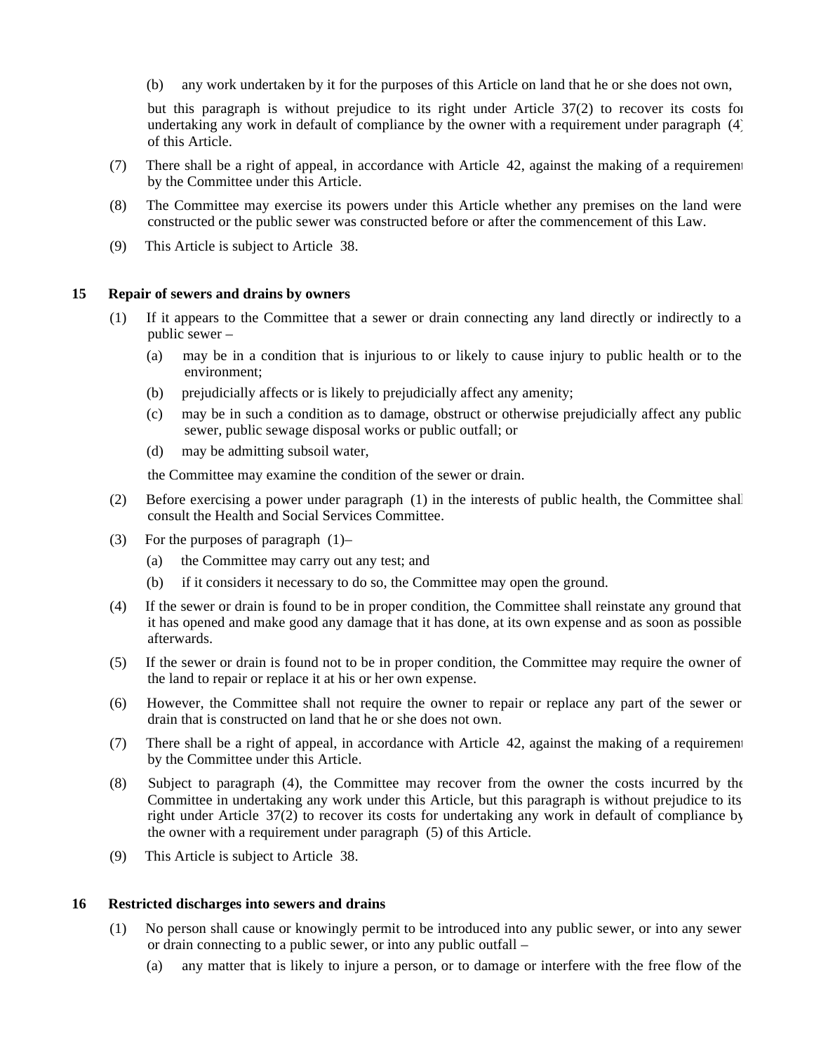(b) any work undertaken by it for the purposes of this Article on land that he or she does not own,

but this paragraph is without prejudice to its right under Article 37(2) to recover its costs for undertaking any work in default of compliance by the owner with a requirement under paragraph (4) of this Article.

(7) There shall be a right of appeal, in accordance with Article 42, against the making of a requirement by the Committee under this Article.

(8) The Committee may exercise its powers under this Article whether any premises on the land were constructed or the public sewer was constructed before or after the commencement of this Law.

(9) This Article is subject to Article 38.

**15 Repair of sewers and drains by owners**

(1) If it appears to the Committee that a sewer or drain connecting any land directly or indirectly to a public sewer –

(a) may be in a condition that is injurious to or likely to cause injury to public health or to the environment;

(b) prejudicially affects or is likely to prejudicially affect any amenity;

(c) may be in such a condition as to damage, obstruct or otherwise prejudicially affect any public sewer, public sewage disposal works or public outfall; or

(d) may be admitting subsoil water,

the Committee may examine the condition of the sewer or drain.

(2) Before exercising a power under paragraph (1) in the interests of public health, the Committee shall consult the Health and Social Services Committee.

(3) For the purposes of paragraph (1)–

(a) the Committee may carry out any test; and

(b) if it considers it necessary to do so, the Committee may open the ground.

(4) If the sewer or drain is found to be in proper condition, the Committee shall reinstate any ground that it has opened and make good any damage that it has done, at its own expense and as soon as possible afterwards.

(5) If the sewer or drain is found not to be in proper condition, the Committee may require the owner of the land to repair or replace it at his or her own expense.

(6) However, the Committee shall not require the owner to repair or replace any part of the sewer or drain that is constructed on land that he or she does not own.

(7) There shall be a right of appeal, in accordance with Article 42, against the making of a requirement by the Committee under this Article.

(8) Subject to paragraph (4), the Committee may recover from the owner the costs incurred by the Committee in undertaking any work under this Article, but this paragraph is without prejudice to its right under Article 37(2) to recover its costs for undertaking any work in default of compliance by the owner with a requirement under paragraph (5) of this Article.

(9) This Article is subject to Article 38.

**16 Restricted discharges into sewers and drains**

(1) No person shall cause or knowingly permit to be introduced into any public sewer, or into any sewer or drain connecting to a public sewer, or into any public outfall –

(a) any matter that is likely to injure a person, or to damage or interfere with the free flow of the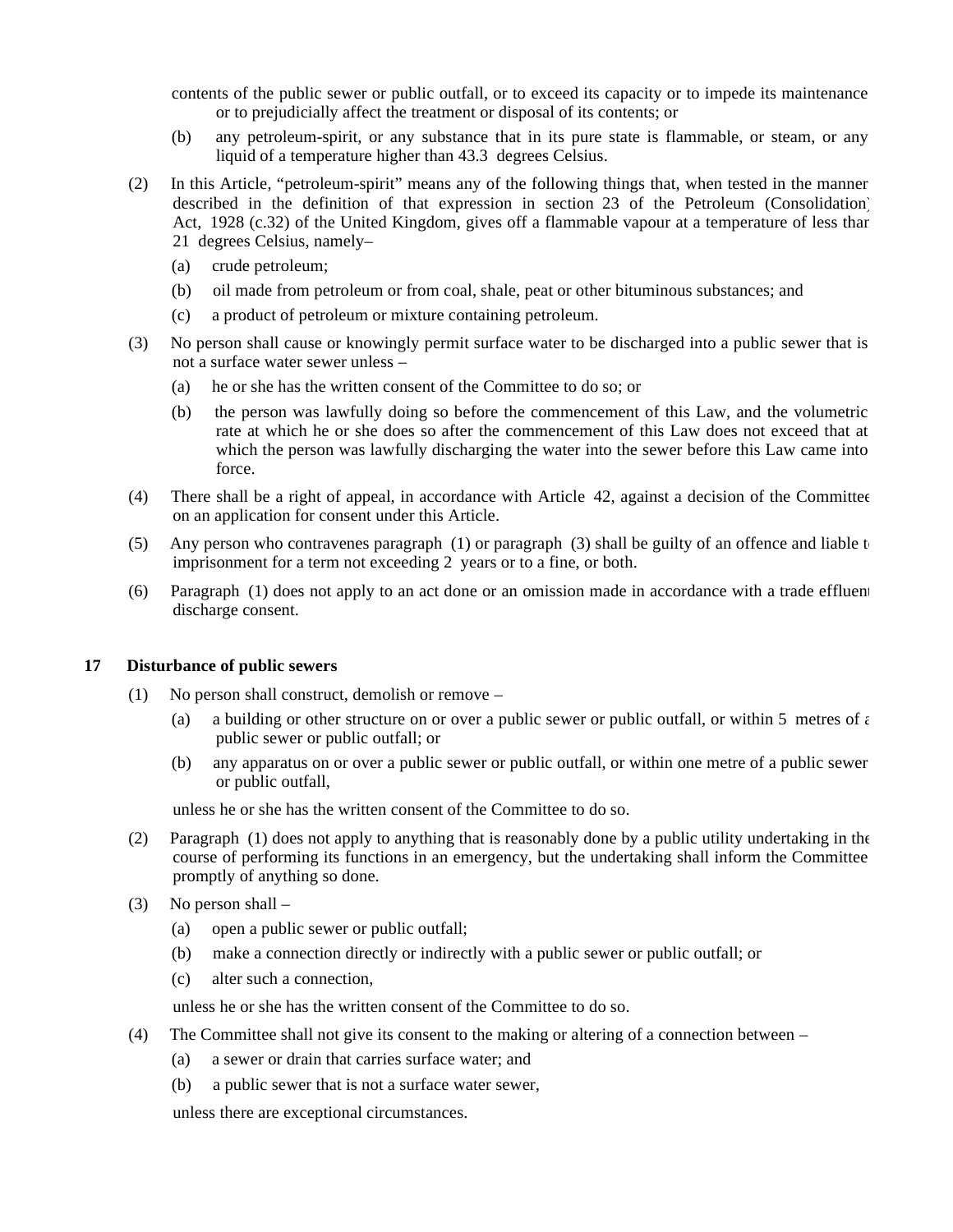contents of the public sewer or public outfall, or to exceed its capacity or to impede its maintenance or to prejudicially affect the treatment or disposal of its contents; or

(b) any petroleum-spirit, or any substance that in its pure state is flammable, or steam, or any liquid of a temperature higher than 43.3 degrees Celsius.

(2) In this Article, “petroleum-spirit” means any of the following things that, when tested in the manner described in the definition of that expression in section 23 of the Petroleum (Consolidation) Act, 1928 (c.32) of the United Kingdom, gives off a flammable vapour at a temperature of less than 21 degrees Celsius, namely–

(a) crude petroleum;

(b) oil made from petroleum or from coal, shale, peat or other bituminous substances; and

(c) a product of petroleum or mixture containing petroleum.

(3) No person shall cause or knowingly permit surface water to be discharged into a public sewer that is not a surface water sewer unless –

(a) he or she has the written consent of the Committee to do so; or

(b) the person was lawfully doing so before the commencement of this Law, and the volumetric rate at which he or she does so after the commencement of this Law does not exceed that at which the person was lawfully discharging the water into the sewer before this Law came into force.

(4) There shall be a right of appeal, in accordance with Article 42, against a decision of the Committee on an application for consent under this Article.

(5) Any person who contravenes paragraph (1) or paragraph (3) shall be guilty of an offence and liable to imprisonment for a term not exceeding 2 years or to a fine, or both.

(6) Paragraph (1) does not apply to an act done or an omission made in accordance with a trade effluent discharge consent.

**17 Disturbance of public sewers**

(1) No person shall construct, demolish or remove –

(a) a building or other structure on or over a public sewer or public outfall, or within 5 metres of a public sewer or public outfall; or

(b) any apparatus on or over a public sewer or public outfall, or within one metre of a public sewer or public outfall,

unless he or she has the written consent of the Committee to do so.

(2) Paragraph (1) does not apply to anything that is reasonably done by a public utility undertaking in the course of performing its functions in an emergency, but the undertaking shall inform the Committee promptly of anything so done.

(3) No person shall –

(a) open a public sewer or public outfall;

(b) make a connection directly or indirectly with a public sewer or public outfall; or

(c) alter such a connection,

unless he or she has the written consent of the Committee to do so.

(4) The Committee shall not give its consent to the making or altering of a connection between –

(a) a sewer or drain that carries surface water; and

(b) a public sewer that is not a surface water sewer,

unless there are exceptional circumstances.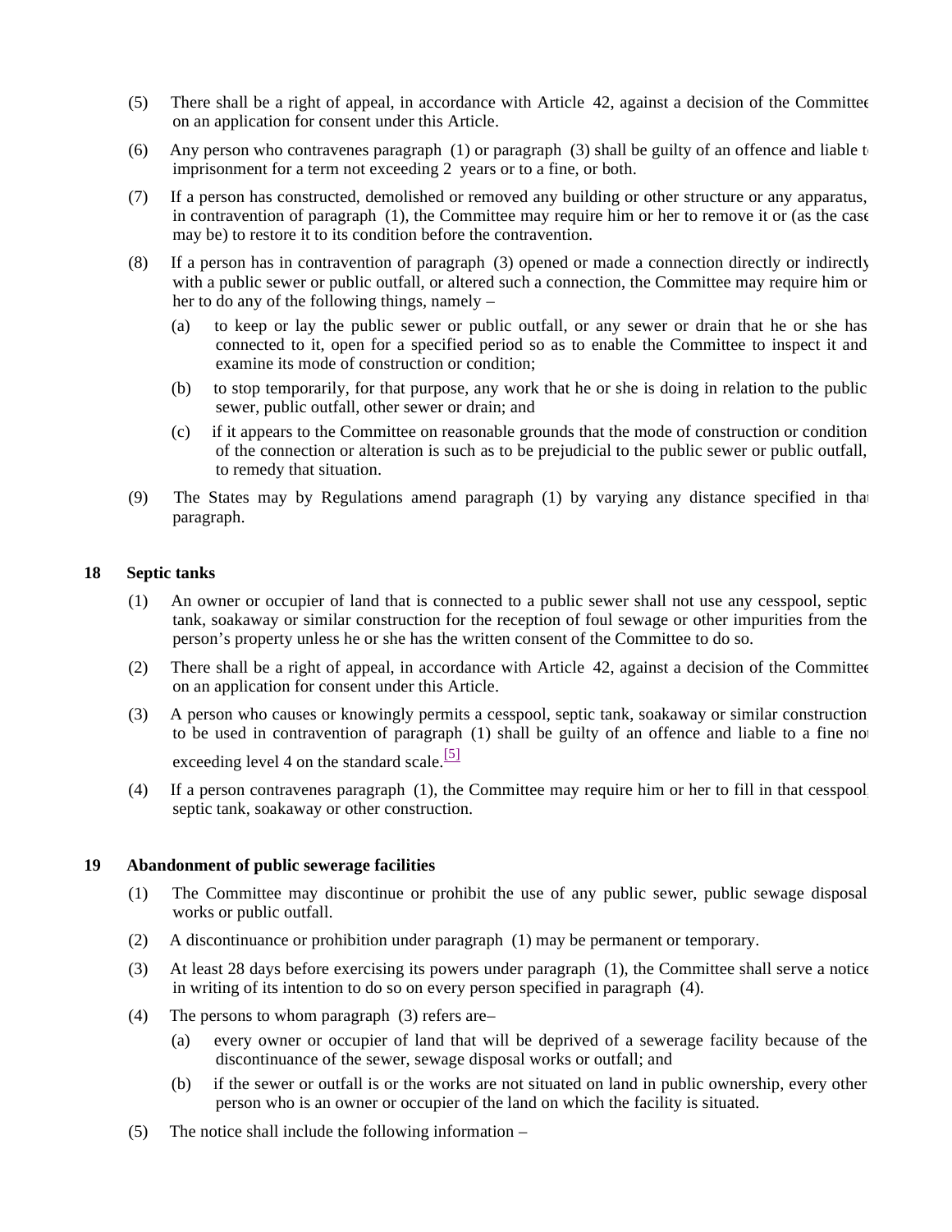(5) There shall be a right of appeal, in accordance with Article 42, against a decision of the Committee on an application for consent under this Article.

(6) Any person who contravenes paragraph (1) or paragraph (3) shall be guilty of an offence and liable to imprisonment for a term not exceeding 2 years or to a fine, or both.

(7) If a person has constructed, demolished or removed any building or other structure or any apparatus, in contravention of paragraph (1), the Committee may require him or her to remove it or (as the case may be) to restore it to its condition before the contravention.

(8) If a person has in contravention of paragraph (3) opened or made a connection directly or indirectly with a public sewer or public outfall, or altered such a connection, the Committee may require him or her to do any of the following things, namely –

(a) to keep or lay the public sewer or public outfall, or any sewer or drain that he or she has connected to it, open for a specified period so as to enable the Committee to inspect it and examine its mode of construction or condition;

(b) to stop temporarily, for that purpose, any work that he or she is doing in relation to the public sewer, public outfall, other sewer or drain; and

(c) if it appears to the Committee on reasonable grounds that the mode of construction or condition of the connection or alteration is such as to be prejudicial to the public sewer or public outfall, to remedy that situation.

(9) The States may by Regulations amend paragraph (1) by varying any distance specified in that paragraph.

## 18 Septic tanks

(1) An owner or occupier of land that is connected to a public sewer shall not use any cesspool, septic tank, soakaway or similar construction for the reception of foul sewage or other impurities from the person's property unless he or she has the written consent of the Committee to do so.

(2) There shall be a right of appeal, in accordance with Article 42, against a decision of the Committee on an application for consent under this Article.

(3) A person who causes or knowingly permits a cesspool, septic tank, soakaway or similar construction to be used in contravention of paragraph (1) shall be guilty of an offence and liable to a fine not exceeding level 4 on the standard scale.[5]

(4) If a person contravenes paragraph (1), the Committee may require him or her to fill in that cesspool, septic tank, soakaway or other construction.

## 19 Abandonment of public sewerage facilities

(1) The Committee may discontinue or prohibit the use of any public sewer, public sewage disposal works or public outfall.

(2) A discontinuance or prohibition under paragraph (1) may be permanent or temporary.

(3) At least 28 days before exercising its powers under paragraph (1), the Committee shall serve a notice in writing of its intention to do so on every person specified in paragraph (4).

(4) The persons to whom paragraph (3) refers are–

(a) every owner or occupier of land that will be deprived of a sewerage facility because of the discontinuance of the sewer, sewage disposal works or outfall; and

(b) if the sewer or outfall is or the works are not situated on land in public ownership, every other person who is an owner or occupier of the land on which the facility is situated.

(5) The notice shall include the following information –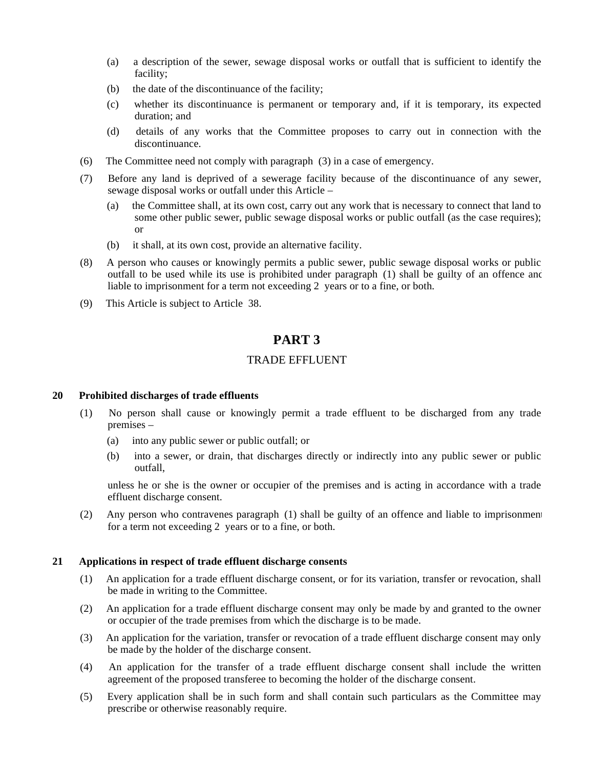(a) a description of the sewer, sewage disposal works or outfall that is sufficient to identify the facility;

(b) the date of the discontinuance of the facility;

(c) whether its discontinuance is permanent or temporary and, if it is temporary, its expected duration; and

(d) details of any works that the Committee proposes to carry out in connection with the discontinuance.

(6) The Committee need not comply with paragraph (3) in a case of emergency.

(7) Before any land is deprived of a sewerage facility because of the discontinuance of any sewer, sewage disposal works or outfall under this Article –

(a) the Committee shall, at its own cost, carry out any work that is necessary to connect that land to some other public sewer, public sewage disposal works or public outfall (as the case requires); or

(b) it shall, at its own cost, provide an alternative facility.

(8) A person who causes or knowingly permits a public sewer, public sewage disposal works or public outfall to be used while its use is prohibited under paragraph (1) shall be guilty of an offence and liable to imprisonment for a term not exceeding 2 years or to a fine, or both.

(9) This Article is subject to Article 38.

# PART 3

## TRADE EFFLUENT

### 20 Prohibited discharges of trade effluents

(1) No person shall cause or knowingly permit a trade effluent to be discharged from any trade premises –

(a) into any public sewer or public outfall; or

(b) into a sewer, or drain, that discharges directly or indirectly into any public sewer or public outfall,

unless he or she is the owner or occupier of the premises and is acting in accordance with a trade effluent discharge consent.

(2) Any person who contravenes paragraph (1) shall be guilty of an offence and liable to imprisonment for a term not exceeding 2 years or to a fine, or both.

### 21 Applications in respect of trade effluent discharge consents

(1) An application for a trade effluent discharge consent, or for its variation, transfer or revocation, shall be made in writing to the Committee.

(2) An application for a trade effluent discharge consent may only be made by and granted to the owner or occupier of the trade premises from which the discharge is to be made.

(3) An application for the variation, transfer or revocation of a trade effluent discharge consent may only be made by the holder of the discharge consent.

(4) An application for the transfer of a trade effluent discharge consent shall include the written agreement of the proposed transferee to becoming the holder of the discharge consent.

(5) Every application shall be in such form and shall contain such particulars as the Committee may prescribe or otherwise reasonably require.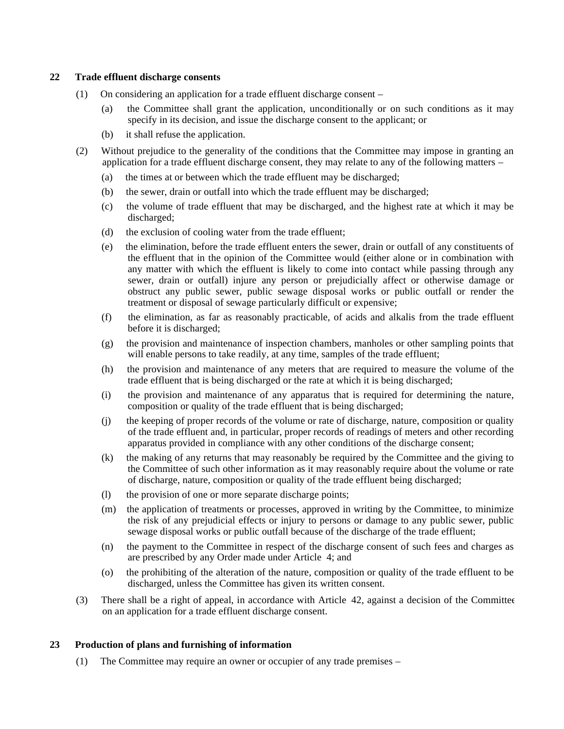## 22 Trade effluent discharge consents

(1) On considering an application for a trade effluent discharge consent –

(a) the Committee shall grant the application, unconditionally or on such conditions as it may specify in its decision, and issue the discharge consent to the applicant; or

(b) it shall refuse the application.

(2) Without prejudice to the generality of the conditions that the Committee may impose in granting an application for a trade effluent discharge consent, they may relate to any of the following matters –

(a) the times at or between which the trade effluent may be discharged;

(b) the sewer, drain or outfall into which the trade effluent may be discharged;

(c) the volume of trade effluent that may be discharged, and the highest rate at which it may be discharged;

(d) the exclusion of cooling water from the trade effluent;

(e) the elimination, before the trade effluent enters the sewer, drain or outfall of any constituents of the effluent that in the opinion of the Committee would (either alone or in combination with any matter with which the effluent is likely to come into contact while passing through any sewer, drain or outfall) injure any person or prejudicially affect or otherwise damage or obstruct any public sewer, public sewage disposal works or public outfall or render the treatment or disposal of sewage particularly difficult or expensive;

(f) the elimination, as far as reasonably practicable, of acids and alkalis from the trade effluent before it is discharged;

(g) the provision and maintenance of inspection chambers, manholes or other sampling points that will enable persons to take readily, at any time, samples of the trade effluent;

(h) the provision and maintenance of any meters that are required to measure the volume of the trade effluent that is being discharged or the rate at which it is being discharged;

(i) the provision and maintenance of any apparatus that is required for determining the nature, composition or quality of the trade effluent that is being discharged;

(j) the keeping of proper records of the volume or rate of discharge, nature, composition or quality of the trade effluent and, in particular, proper records of readings of meters and other recording apparatus provided in compliance with any other conditions of the discharge consent;

(k) the making of any returns that may reasonably be required by the Committee and the giving to the Committee of such other information as it may reasonably require about the volume or rate of discharge, nature, composition or quality of the trade effluent being discharged;

(l) the provision of one or more separate discharge points;

(m) the application of treatments or processes, approved in writing by the Committee, to minimize the risk of any prejudicial effects or injury to persons or damage to any public sewer, public sewage disposal works or public outfall because of the discharge of the trade effluent;

(n) the payment to the Committee in respect of the discharge consent of such fees and charges as are prescribed by any Order made under Article 4; and

(o) the prohibiting of the alteration of the nature, composition or quality of the trade effluent to be discharged, unless the Committee has given its written consent.

(3) There shall be a right of appeal, in accordance with Article 42, against a decision of the Committee on an application for a trade effluent discharge consent.

## 23 Production of plans and furnishing of information

(1) The Committee may require an owner or occupier of any trade premises –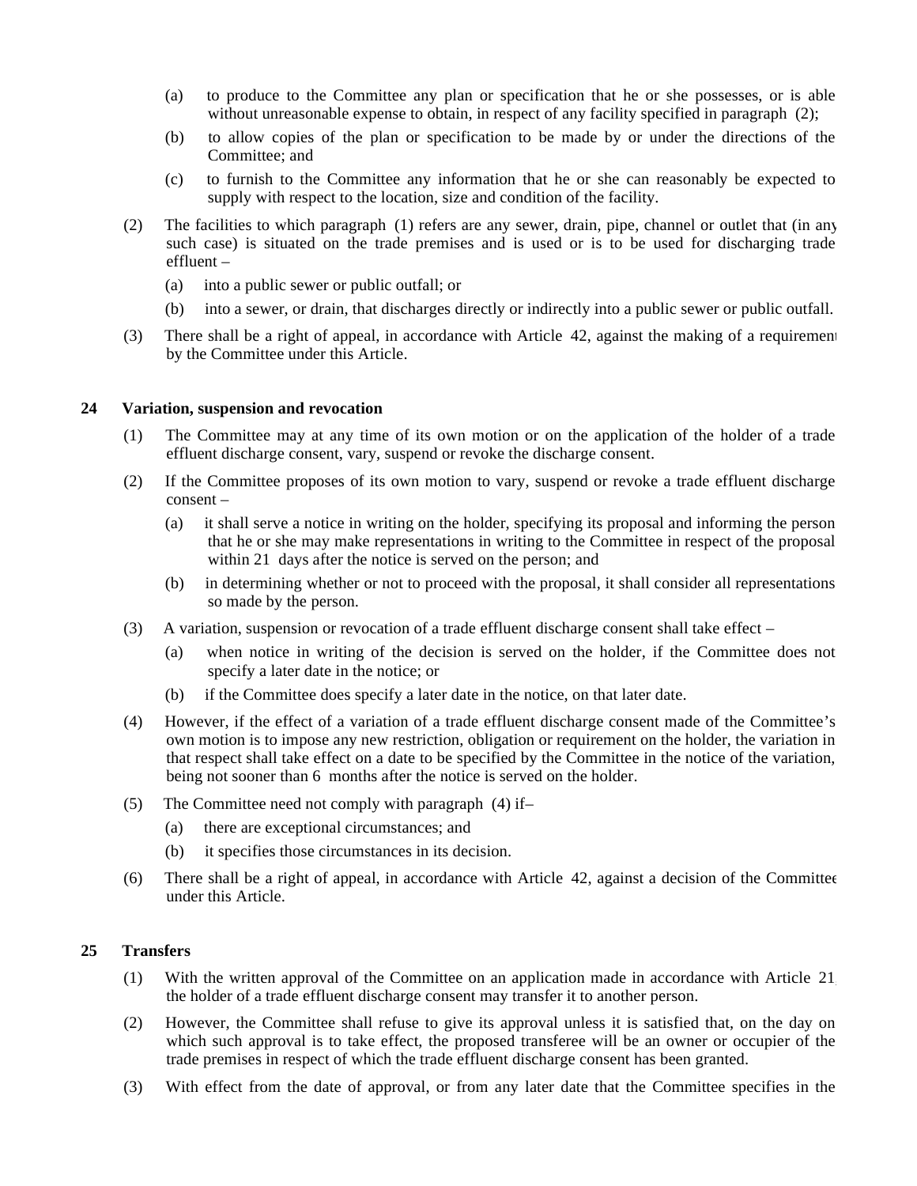(a) to produce to the Committee any plan or specification that he or she possesses, or is able without unreasonable expense to obtain, in respect of any facility specified in paragraph (2);

(b) to allow copies of the plan or specification to be made by or under the directions of the Committee; and

(c) to furnish to the Committee any information that he or she can reasonably be expected to supply with respect to the location, size and condition of the facility.

(2) The facilities to which paragraph (1) refers are any sewer, drain, pipe, channel or outlet that (in any such case) is situated on the trade premises and is used or is to be used for discharging trade effluent –

(a) into a public sewer or public outfall; or

(b) into a sewer, or drain, that discharges directly or indirectly into a public sewer or public outfall.

(3) There shall be a right of appeal, in accordance with Article 42, against the making of a requirement by the Committee under this Article.

**24 Variation, suspension and revocation**

(1) The Committee may at any time of its own motion or on the application of the holder of a trade effluent discharge consent, vary, suspend or revoke the discharge consent.

(2) If the Committee proposes of its own motion to vary, suspend or revoke a trade effluent discharge consent –

(a) it shall serve a notice in writing on the holder, specifying its proposal and informing the person that he or she may make representations in writing to the Committee in respect of the proposal within 21 days after the notice is served on the person; and

(b) in determining whether or not to proceed with the proposal, it shall consider all representations so made by the person.

(3) A variation, suspension or revocation of a trade effluent discharge consent shall take effect –

(a) when notice in writing of the decision is served on the holder, if the Committee does not specify a later date in the notice; or

(b) if the Committee does specify a later date in the notice, on that later date.

(4) However, if the effect of a variation of a trade effluent discharge consent made of the Committee's own motion is to impose any new restriction, obligation or requirement on the holder, the variation in that respect shall take effect on a date to be specified by the Committee in the notice of the variation, being not sooner than 6 months after the notice is served on the holder.

(5) The Committee need not comply with paragraph (4) if–

(a) there are exceptional circumstances; and

(b) it specifies those circumstances in its decision.

(6) There shall be a right of appeal, in accordance with Article 42, against a decision of the Committee under this Article.

**25 Transfers**

(1) With the written approval of the Committee on an application made in accordance with Article 21, the holder of a trade effluent discharge consent may transfer it to another person.

(2) However, the Committee shall refuse to give its approval unless it is satisfied that, on the day on which such approval is to take effect, the proposed transferee will be an owner or occupier of the trade premises in respect of which the trade effluent discharge consent has been granted.

(3) With effect from the date of approval, or from any later date that the Committee specifies in the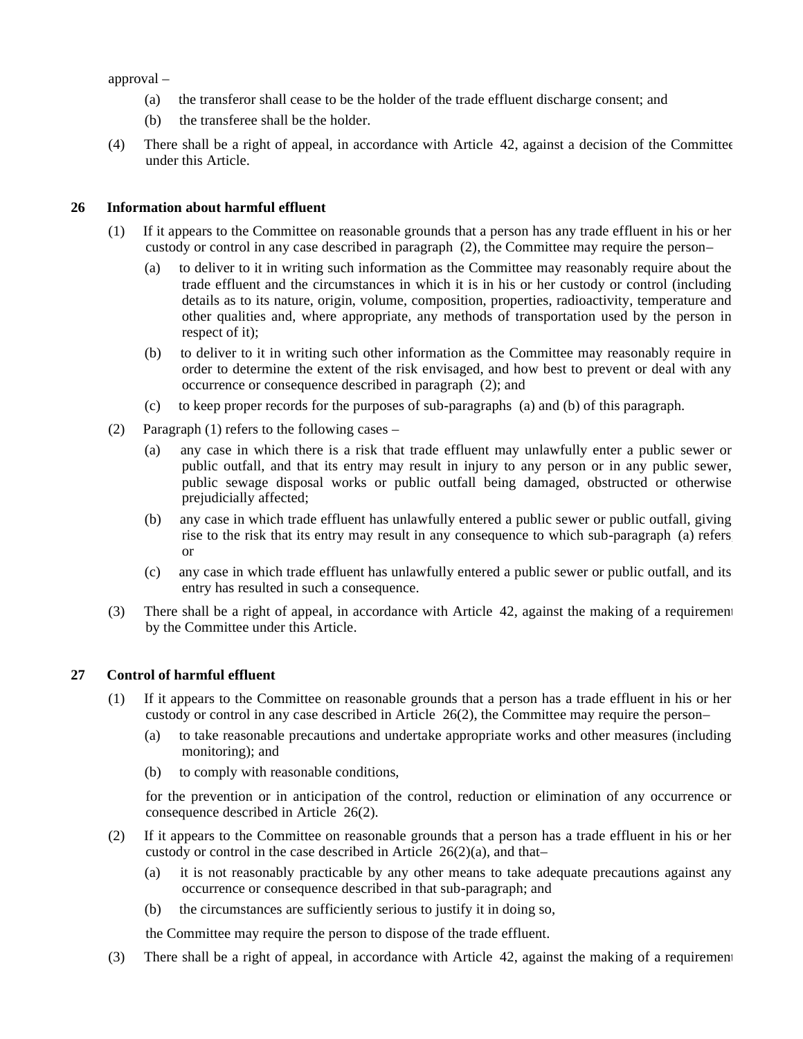approval –

(a) the transferor shall cease to be the holder of the trade effluent discharge consent; and

(b) the transferee shall be the holder.

(4) There shall be a right of appeal, in accordance with Article 42, against a decision of the Committee under this Article.

### 26 Information about harmful effluent

(1) If it appears to the Committee on reasonable grounds that a person has any trade effluent in his or her custody or control in any case described in paragraph (2), the Committee may require the person–

(a) to deliver to it in writing such information as the Committee may reasonably require about the trade effluent and the circumstances in which it is in his or her custody or control (including details as to its nature, origin, volume, composition, properties, radioactivity, temperature and other qualities and, where appropriate, any methods of transportation used by the person in respect of it);

(b) to deliver to it in writing such other information as the Committee may reasonably require in order to determine the extent of the risk envisaged, and how best to prevent or deal with any occurrence or consequence described in paragraph (2); and

(c) to keep proper records for the purposes of sub-paragraphs (a) and (b) of this paragraph.

(2) Paragraph (1) refers to the following cases –

(a) any case in which there is a risk that trade effluent may unlawfully enter a public sewer or public outfall, and that its entry may result in injury to any person or in any public sewer, public sewage disposal works or public outfall being damaged, obstructed or otherwise prejudicially affected;

(b) any case in which trade effluent has unlawfully entered a public sewer or public outfall, giving rise to the risk that its entry may result in any consequence to which sub-paragraph (a) refers; or

(c) any case in which trade effluent has unlawfully entered a public sewer or public outfall, and its entry has resulted in such a consequence.

(3) There shall be a right of appeal, in accordance with Article 42, against the making of a requirement by the Committee under this Article.

### 27 Control of harmful effluent

(1) If it appears to the Committee on reasonable grounds that a person has a trade effluent in his or her custody or control in any case described in Article 26(2), the Committee may require the person–

(a) to take reasonable precautions and undertake appropriate works and other measures (including monitoring); and

(b) to comply with reasonable conditions,

for the prevention or in anticipation of the control, reduction or elimination of any occurrence or consequence described in Article 26(2).

(2) If it appears to the Committee on reasonable grounds that a person has a trade effluent in his or her custody or control in the case described in Article 26(2)(a), and that–

(a) it is not reasonably practicable by any other means to take adequate precautions against any occurrence or consequence described in that sub-paragraph; and

(b) the circumstances are sufficiently serious to justify it in doing so,

the Committee may require the person to dispose of the trade effluent.

(3) There shall be a right of appeal, in accordance with Article 42, against the making of a requirement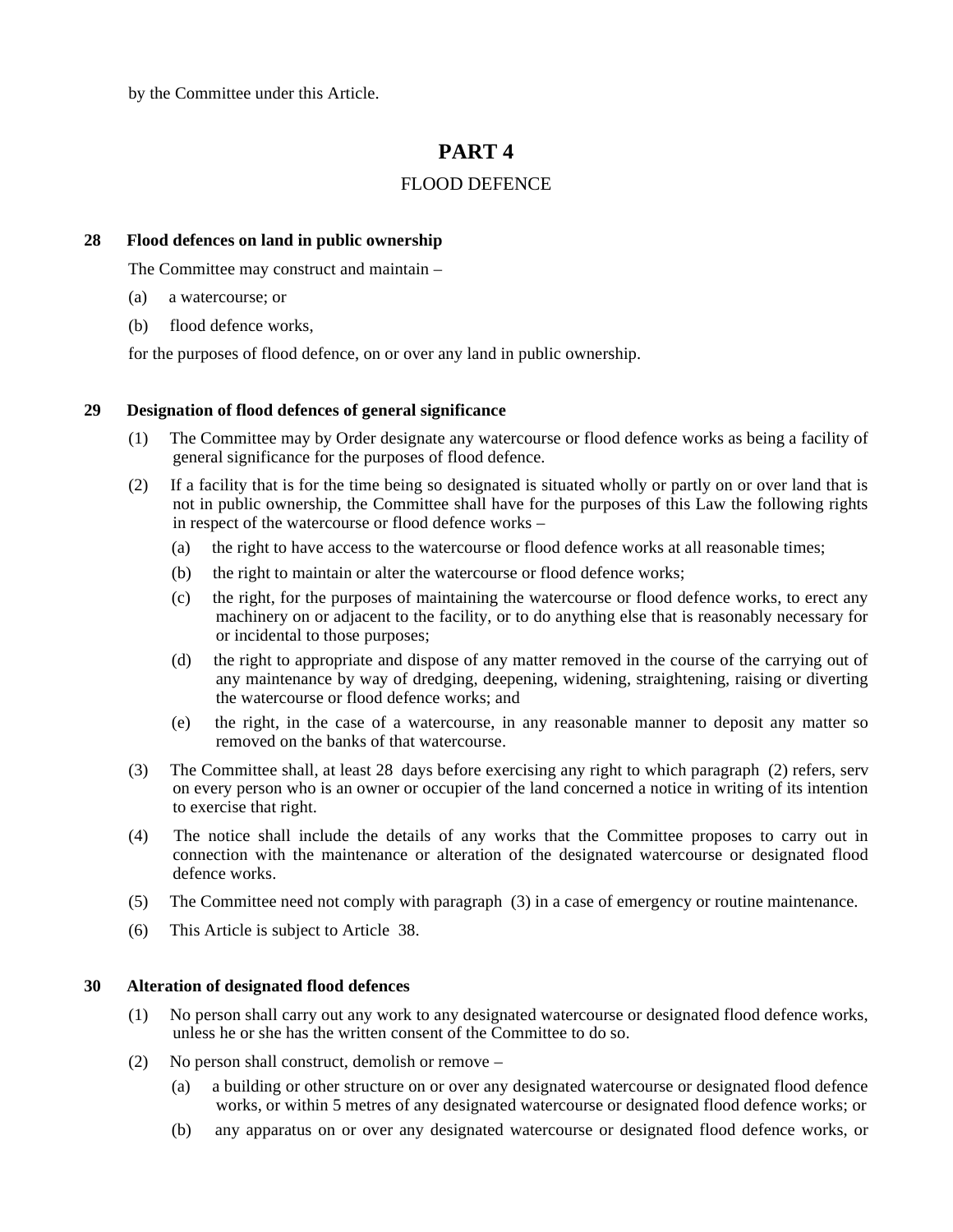by the Committee under this Article.

# PART 4

FLOOD DEFENCE

### 28 Flood defences on land in public ownership

The Committee may construct and maintain –

(a) a watercourse; or

(b) flood defence works,

for the purposes of flood defence, on or over any land in public ownership.

### 29 Designation of flood defences of general significance

(1) The Committee may by Order designate any watercourse or flood defence works as being a facility of general significance for the purposes of flood defence.

(2) If a facility that is for the time being so designated is situated wholly or partly on or over land that is not in public ownership, the Committee shall have for the purposes of this Law the following rights in respect of the watercourse or flood defence works –

(a) the right to have access to the watercourse or flood defence works at all reasonable times;

(b) the right to maintain or alter the watercourse or flood defence works;

(c) the right, for the purposes of maintaining the watercourse or flood defence works, to erect any machinery on or adjacent to the facility, or to do anything else that is reasonably necessary for or incidental to those purposes;

(d) the right to appropriate and dispose of any matter removed in the course of the carrying out of any maintenance by way of dredging, deepening, widening, straightening, raising or diverting the watercourse or flood defence works; and

(e) the right, in the case of a watercourse, in any reasonable manner to deposit any matter so removed on the banks of that watercourse.

(3) The Committee shall, at least 28 days before exercising any right to which paragraph (2) refers, serv on every person who is an owner or occupier of the land concerned a notice in writing of its intention to exercise that right.

(4) The notice shall include the details of any works that the Committee proposes to carry out in connection with the maintenance or alteration of the designated watercourse or designated flood defence works.

(5) The Committee need not comply with paragraph (3) in a case of emergency or routine maintenance.

(6) This Article is subject to Article 38.

### 30 Alteration of designated flood defences

(1) No person shall carry out any work to any designated watercourse or designated flood defence works, unless he or she has the written consent of the Committee to do so.

(2) No person shall construct, demolish or remove –

(a) a building or other structure on or over any designated watercourse or designated flood defence works, or within 5 metres of any designated watercourse or designated flood defence works; or

(b) any apparatus on or over any designated watercourse or designated flood defence works, or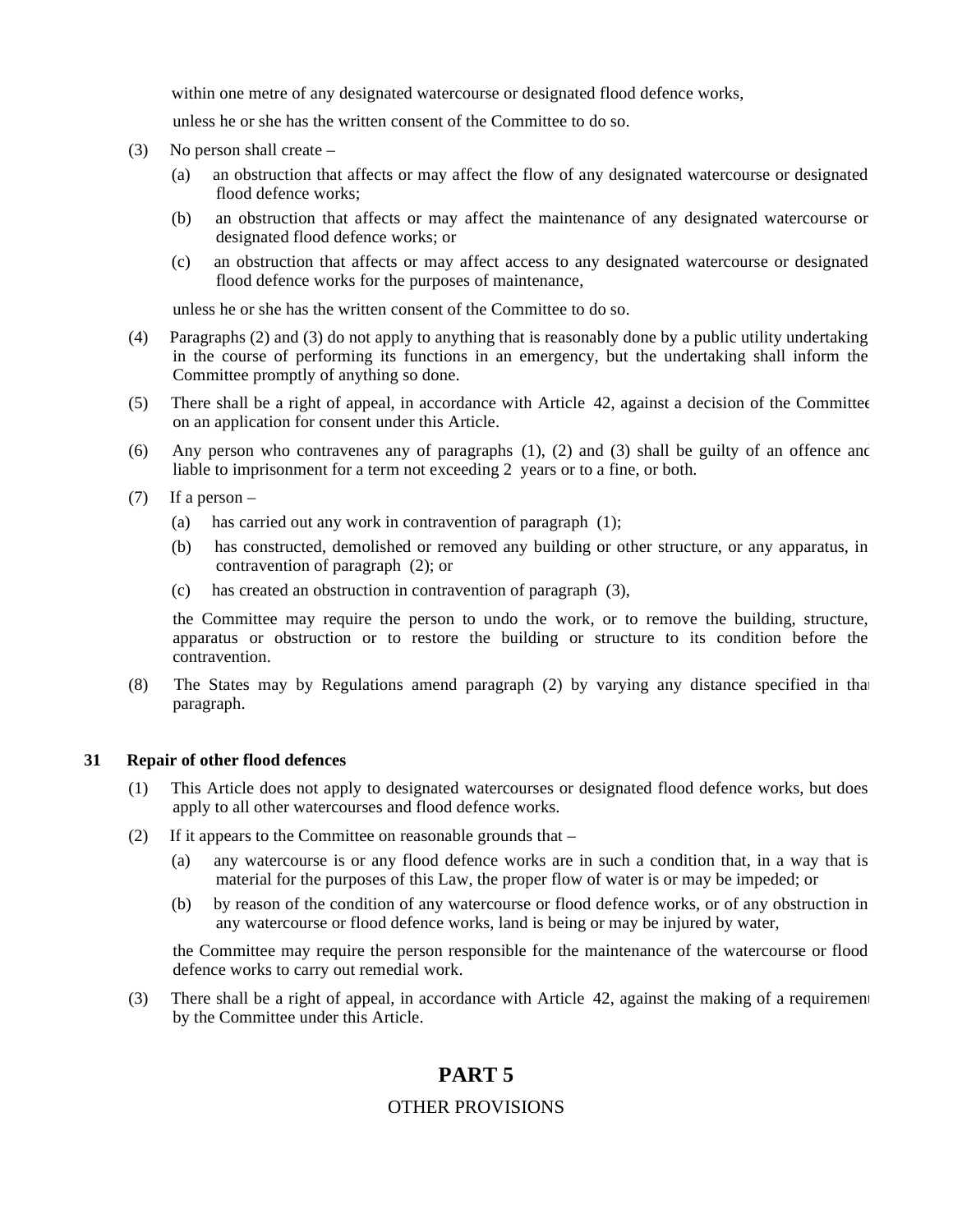within one metre of any designated watercourse or designated flood defence works,

unless he or she has the written consent of the Committee to do so.

(3) No person shall create –

(a) an obstruction that affects or may affect the flow of any designated watercourse or designated flood defence works;

(b) an obstruction that affects or may affect the maintenance of any designated watercourse or designated flood defence works; or

(c) an obstruction that affects or may affect access to any designated watercourse or designated flood defence works for the purposes of maintenance,

unless he or she has the written consent of the Committee to do so.

(4) Paragraphs (2) and (3) do not apply to anything that is reasonably done by a public utility undertaking in the course of performing its functions in an emergency, but the undertaking shall inform the Committee promptly of anything so done.

(5) There shall be a right of appeal, in accordance with Article 42, against a decision of the Committee on an application for consent under this Article.

(6) Any person who contravenes any of paragraphs (1), (2) and (3) shall be guilty of an offence and liable to imprisonment for a term not exceeding 2 years or to a fine, or both.

(7) If a person –

(a) has carried out any work in contravention of paragraph (1);

(b) has constructed, demolished or removed any building or other structure, or any apparatus, in contravention of paragraph (2); or

(c) has created an obstruction in contravention of paragraph (3),

the Committee may require the person to undo the work, or to remove the building, structure, apparatus or obstruction or to restore the building or structure to its condition before the contravention.

(8) The States may by Regulations amend paragraph (2) by varying any distance specified in that paragraph.

**31 Repair of other flood defences**

(1) This Article does not apply to designated watercourses or designated flood defence works, but does apply to all other watercourses and flood defence works.

(2) If it appears to the Committee on reasonable grounds that –

(a) any watercourse is or any flood defence works are in such a condition that, in a way that is material for the purposes of this Law, the proper flow of water is or may be impeded; or

(b) by reason of the condition of any watercourse or flood defence works, or of any obstruction in any watercourse or flood defence works, land is being or may be injured by water,

the Committee may require the person responsible for the maintenance of the watercourse or flood defence works to carry out remedial work.

(3) There shall be a right of appeal, in accordance with Article 42, against the making of a requirement by the Committee under this Article.

## PART 5

OTHER PROVISIONS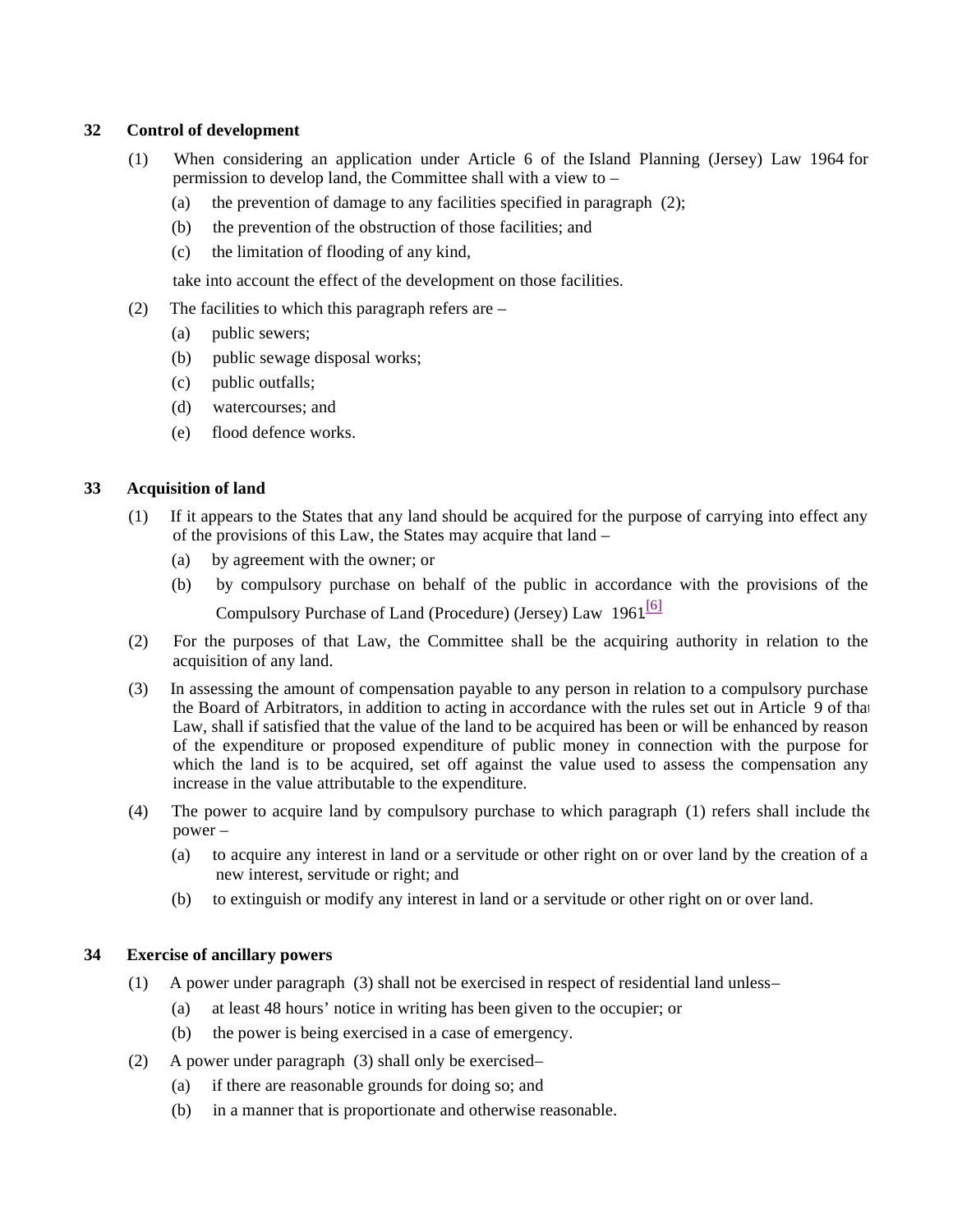### 32 Control of development

(1) When considering an application under Article 6 of the Island Planning (Jersey) Law 1964 for permission to develop land, the Committee shall with a view to –

(a) the prevention of damage to any facilities specified in paragraph (2);

(b) the prevention of the obstruction of those facilities; and

(c) the limitation of flooding of any kind,

take into account the effect of the development on those facilities.

(2) The facilities to which this paragraph refers are –

(a) public sewers;

(b) public sewage disposal works;

(c) public outfalls;

(d) watercourses; and

(e) flood defence works.

### 33 Acquisition of land

(1) If it appears to the States that any land should be acquired for the purpose of carrying into effect any of the provisions of this Law, the States may acquire that land –

(a) by agreement with the owner; or

(b) by compulsory purchase on behalf of the public in accordance with the provisions of the Compulsory Purchase of Land (Procedure) (Jersey) Law 1961.[6]

(2) For the purposes of that Law, the Committee shall be the acquiring authority in relation to the acquisition of any land.

(3) In assessing the amount of compensation payable to any person in relation to a compulsory purchase the Board of Arbitrators, in addition to acting in accordance with the rules set out in Article 9 of that Law, shall if satisfied that the value of the land to be acquired has been or will be enhanced by reason of the expenditure or proposed expenditure of public money in connection with the purpose for which the land is to be acquired, set off against the value used to assess the compensation any increase in the value attributable to the expenditure.

(4) The power to acquire land by compulsory purchase to which paragraph (1) refers shall include the power –

(a) to acquire any interest in land or a servitude or other right on or over land by the creation of a new interest, servitude or right; and

(b) to extinguish or modify any interest in land or a servitude or other right on or over land.

### 34 Exercise of ancillary powers

(1) A power under paragraph (3) shall not be exercised in respect of residential land unless–

(a) at least 48 hours' notice in writing has been given to the occupier; or

(b) the power is being exercised in a case of emergency.

(2) A power under paragraph (3) shall only be exercised–

(a) if there are reasonable grounds for doing so; and

(b) in a manner that is proportionate and otherwise reasonable.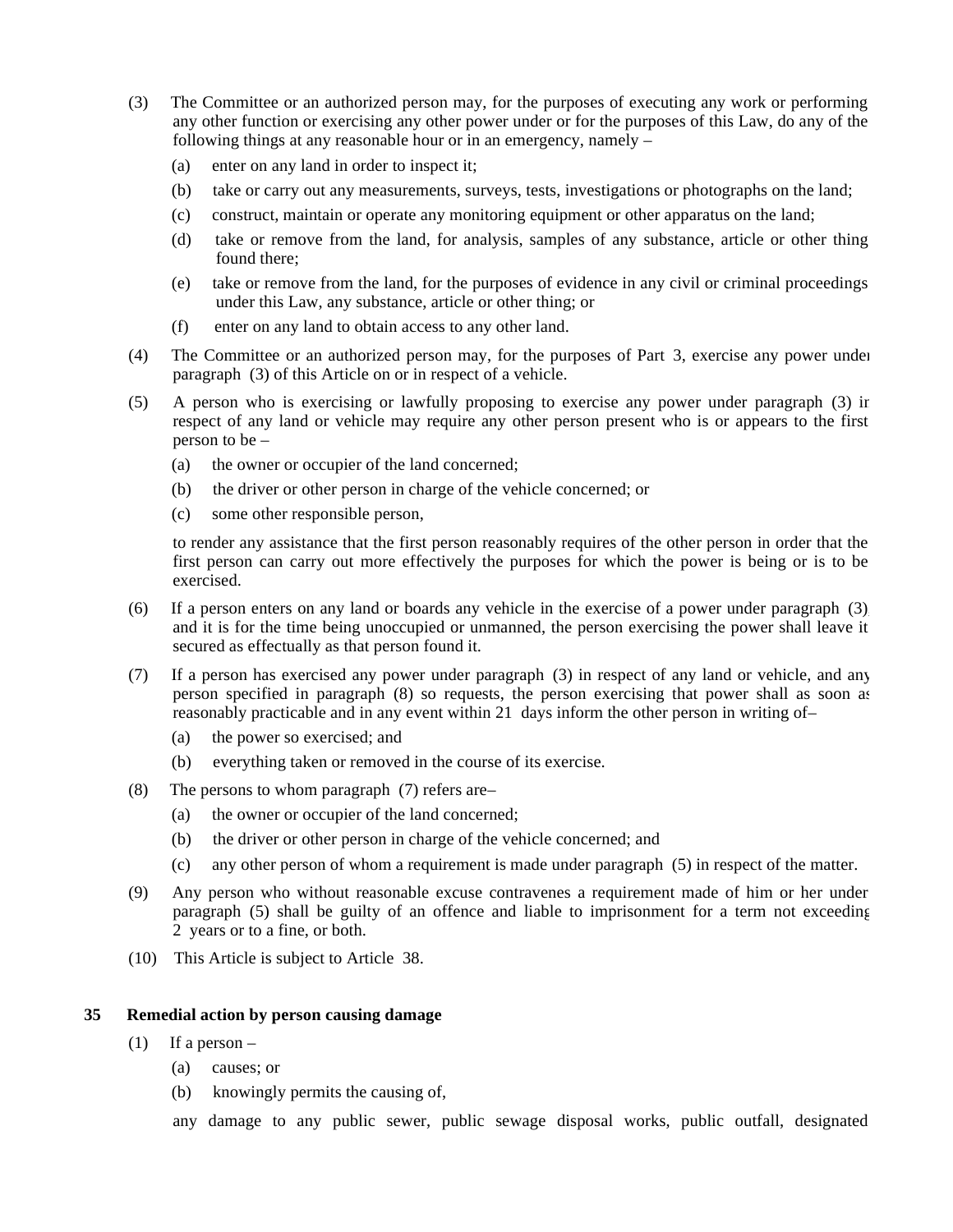(3) The Committee or an authorized person may, for the purposes of executing any work or performing any other function or exercising any other power under or for the purposes of this Law, do any of the following things at any reasonable hour or in an emergency, namely –

(a) enter on any land in order to inspect it;

(b) take or carry out any measurements, surveys, tests, investigations or photographs on the land;

(c) construct, maintain or operate any monitoring equipment or other apparatus on the land;

(d) take or remove from the land, for analysis, samples of any substance, article or other thing found there;

(e) take or remove from the land, for the purposes of evidence in any civil or criminal proceedings under this Law, any substance, article or other thing; or

(f) enter on any land to obtain access to any other land.

(4) The Committee or an authorized person may, for the purposes of Part 3, exercise any power under paragraph (3) of this Article on or in respect of a vehicle.

(5) A person who is exercising or lawfully proposing to exercise any power under paragraph (3) in respect of any land or vehicle may require any other person present who is or appears to the first person to be –

(a) the owner or occupier of the land concerned;

(b) the driver or other person in charge of the vehicle concerned; or

(c) some other responsible person,

to render any assistance that the first person reasonably requires of the other person in order that the first person can carry out more effectively the purposes for which the power is being or is to be exercised.

(6) If a person enters on any land or boards any vehicle in the exercise of a power under paragraph (3), and it is for the time being unoccupied or unmanned, the person exercising the power shall leave it secured as effectually as that person found it.

(7) If a person has exercised any power under paragraph (3) in respect of any land or vehicle, and any person specified in paragraph (8) so requests, the person exercising that power shall as soon as reasonably practicable and in any event within 21 days inform the other person in writing of–

(a) the power so exercised; and

(b) everything taken or removed in the course of its exercise.

(8) The persons to whom paragraph (7) refers are–

(a) the owner or occupier of the land concerned;

(b) the driver or other person in charge of the vehicle concerned; and

(c) any other person of whom a requirement is made under paragraph (5) in respect of the matter.

(9) Any person who without reasonable excuse contravenes a requirement made of him or her under paragraph (5) shall be guilty of an offence and liable to imprisonment for a term not exceeding 2 years or to a fine, or both.

(10) This Article is subject to Article 38.

**35 Remedial action by person causing damage**

(1) If a person –

(a) causes; or

(b) knowingly permits the causing of,

any damage to any public sewer, public sewage disposal works, public outfall, designated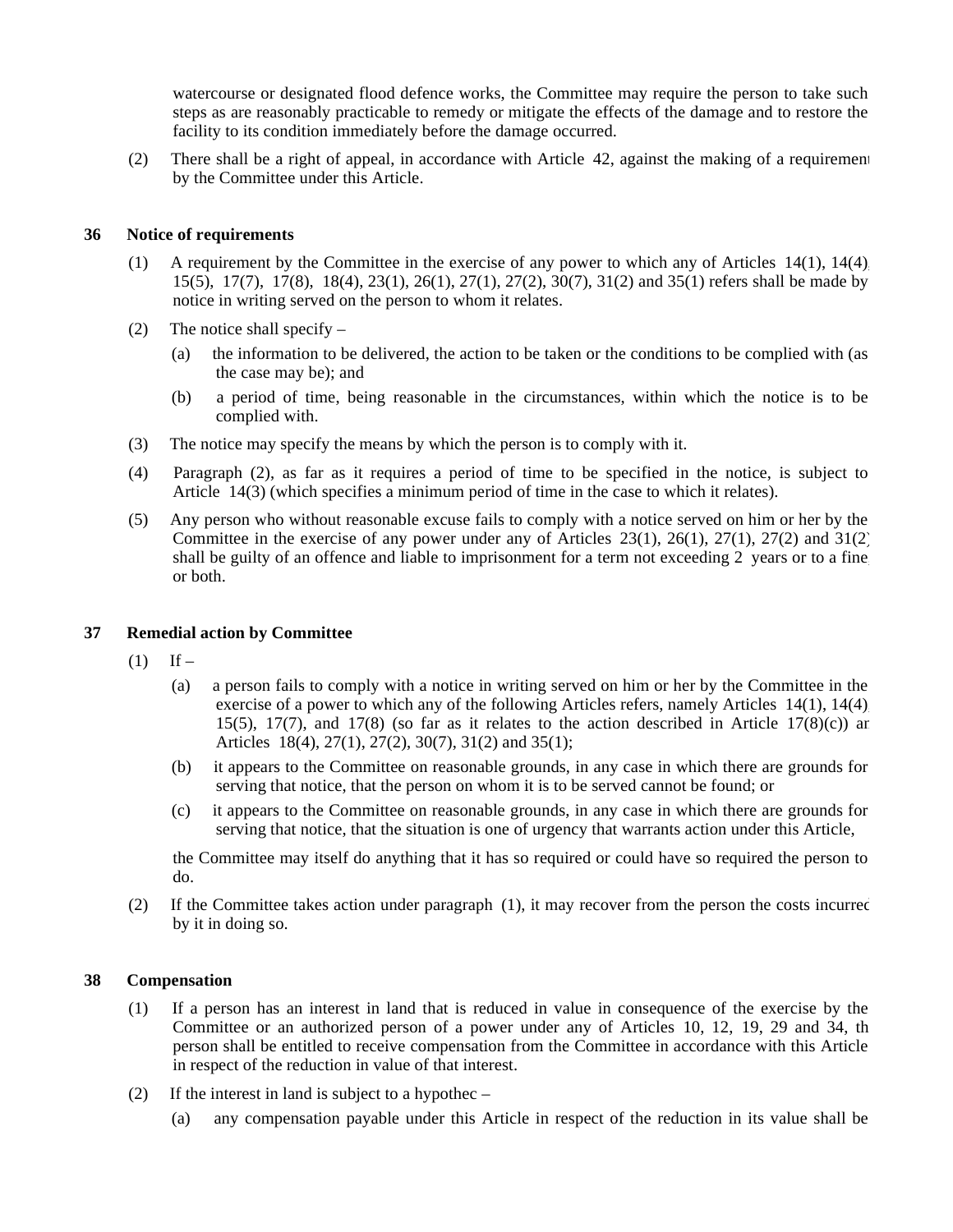watercourse or designated flood defence works, the Committee may require the person to take such steps as are reasonably practicable to remedy or mitigate the effects of the damage and to restore the facility to its condition immediately before the damage occurred.

(2) There shall be a right of appeal, in accordance with Article 42, against the making of a requirement by the Committee under this Article.

### 36 Notice of requirements

(1) A requirement by the Committee in the exercise of any power to which any of Articles 14(1), 14(4), 15(5), 17(7), 17(8), 18(4), 23(1), 26(1), 27(1), 27(2), 30(7), 31(2) and 35(1) refers shall be made by notice in writing served on the person to whom it relates.

(2) The notice shall specify –

(a) the information to be delivered, the action to be taken or the conditions to be complied with (as the case may be); and

(b) a period of time, being reasonable in the circumstances, within which the notice is to be complied with.

(3) The notice may specify the means by which the person is to comply with it.

(4) Paragraph (2), as far as it requires a period of time to be specified in the notice, is subject to Article 14(3) (which specifies a minimum period of time in the case to which it relates).

(5) Any person who without reasonable excuse fails to comply with a notice served on him or her by the Committee in the exercise of any power under any of Articles 23(1), 26(1), 27(1), 27(2) and 31(2) shall be guilty of an offence and liable to imprisonment for a term not exceeding 2 years or to a fine, or both.

### 37 Remedial action by Committee

(1) If –

(a) a person fails to comply with a notice in writing served on him or her by the Committee in the exercise of a power to which any of the following Articles refers, namely Articles 14(1), 14(4), 15(5), 17(7), and 17(8) (so far as it relates to the action described in Article 17(8)(c)) and Articles 18(4), 27(1), 27(2), 30(7), 31(2) and 35(1);

(b) it appears to the Committee on reasonable grounds, in any case in which there are grounds for serving that notice, that the person on whom it is to be served cannot be found; or

(c) it appears to the Committee on reasonable grounds, in any case in which there are grounds for serving that notice, that the situation is one of urgency that warrants action under this Article,

the Committee may itself do anything that it has so required or could have so required the person to do.

(2) If the Committee takes action under paragraph (1), it may recover from the person the costs incurred by it in doing so.

### 38 Compensation

(1) If a person has an interest in land that is reduced in value in consequence of the exercise by the Committee or an authorized person of a power under any of Articles 10, 12, 19, 29 and 34, the person shall be entitled to receive compensation from the Committee in accordance with this Article in respect of the reduction in value of that interest.

(2) If the interest in land is subject to a hypothec –

(a) any compensation payable under this Article in respect of the reduction in its value shall be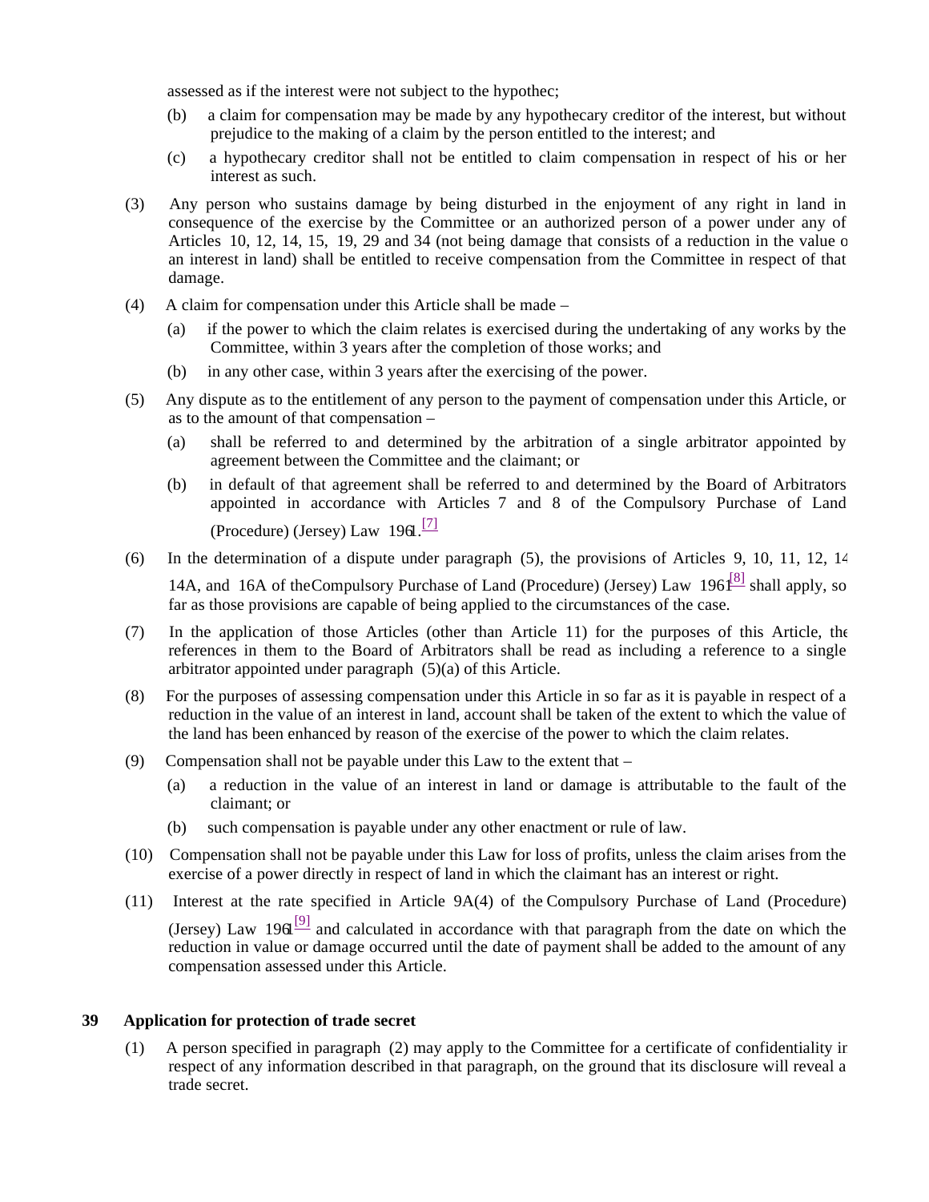assessed as if the interest were not subject to the hypothec;

(b) a claim for compensation may be made by any hypothecary creditor of the interest, but without prejudice to the making of a claim by the person entitled to the interest; and

(c) a hypothecary creditor shall not be entitled to claim compensation in respect of his or her interest as such.

(3) Any person who sustains damage by being disturbed in the enjoyment of any right in land in consequence of the exercise by the Committee or an authorized person of a power under any of Articles 10, 12, 14, 15, 19, 29 and 34 (not being damage that consists of a reduction in the value of an interest in land) shall be entitled to receive compensation from the Committee in respect of that damage.

(4) A claim for compensation under this Article shall be made –

(a) if the power to which the claim relates is exercised during the undertaking of any works by the Committee, within 3 years after the completion of those works; and

(b) in any other case, within 3 years after the exercising of the power.

(5) Any dispute as to the entitlement of any person to the payment of compensation under this Article, or as to the amount of that compensation –

(a) shall be referred to and determined by the arbitration of a single arbitrator appointed by agreement between the Committee and the claimant; or

(b) in default of that agreement shall be referred to and determined by the Board of Arbitrators appointed in accordance with Articles 7 and 8 of the Compulsory Purchase of Land (Procedure) (Jersey) Law 1961.[7]

(6) In the determination of a dispute under paragraph (5), the provisions of Articles 9, 10, 11, 12, 14, 14A, and 16A of the Compulsory Purchase of Land (Procedure) (Jersey) Law 1961[8] shall apply, so far as those provisions are capable of being applied to the circumstances of the case.

(7) In the application of those Articles (other than Article 11) for the purposes of this Article, the references in them to the Board of Arbitrators shall be read as including a reference to a single arbitrator appointed under paragraph (5)(a) of this Article.

(8) For the purposes of assessing compensation under this Article in so far as it is payable in respect of a reduction in the value of an interest in land, account shall be taken of the extent to which the value of the land has been enhanced by reason of the exercise of the power to which the claim relates.

(9) Compensation shall not be payable under this Law to the extent that –

(a) a reduction in the value of an interest in land or damage is attributable to the fault of the claimant; or

(b) such compensation is payable under any other enactment or rule of law.

(10) Compensation shall not be payable under this Law for loss of profits, unless the claim arises from the exercise of a power directly in respect of land in which the claimant has an interest or right.

(11) Interest at the rate specified in Article 9A(4) of the Compulsory Purchase of Land (Procedure) (Jersey) Law 1961[9] and calculated in accordance with that paragraph from the date on which the reduction in value or damage occurred until the date of payment shall be added to the amount of any compensation assessed under this Article.

**39 Application for protection of trade secret**

(1) A person specified in paragraph (2) may apply to the Committee for a certificate of confidentiality in respect of any information described in that paragraph, on the ground that its disclosure will reveal a trade secret.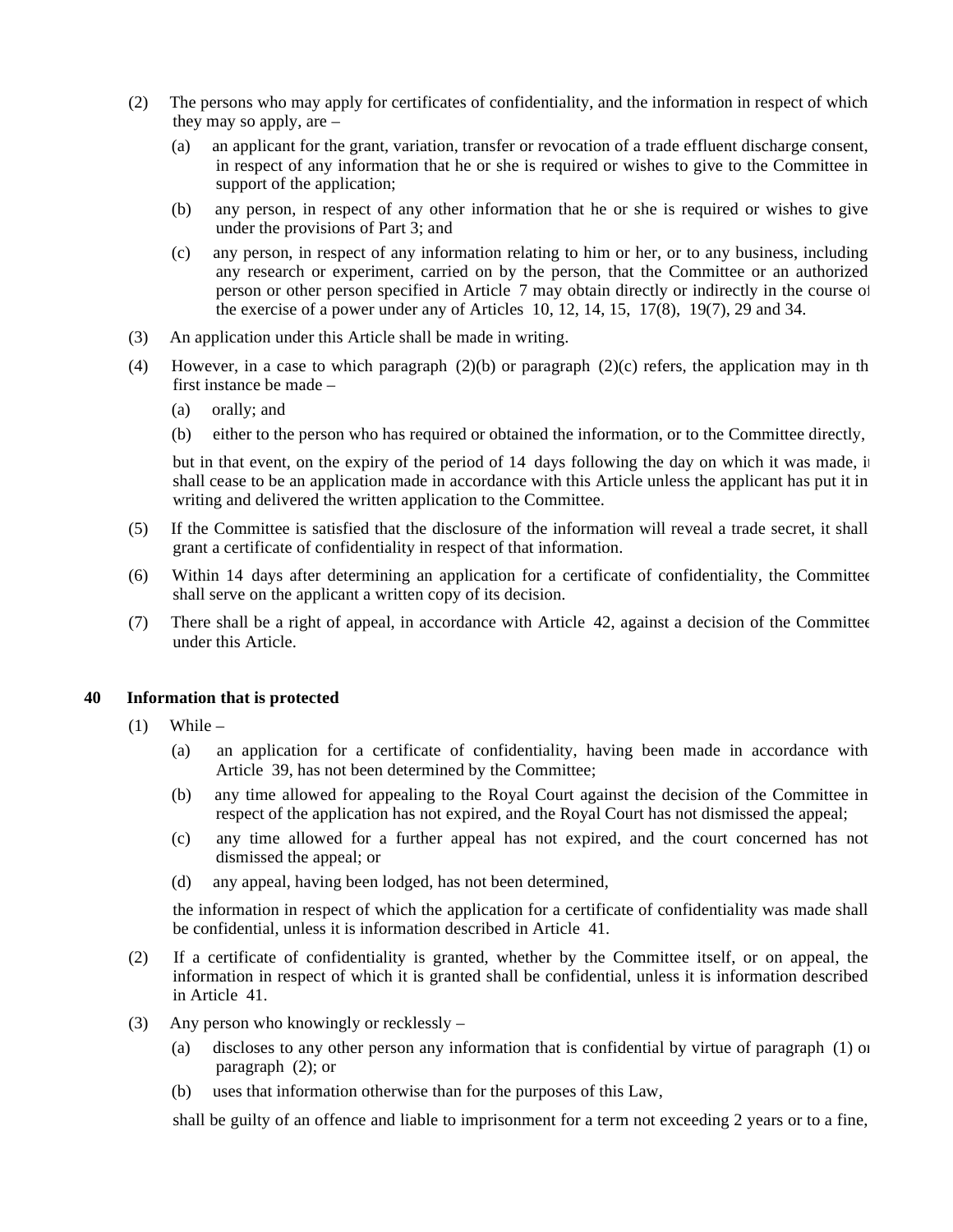(2) The persons who may apply for certificates of confidentiality, and the information in respect of which they may so apply, are –

(a) an applicant for the grant, variation, transfer or revocation of a trade effluent discharge consent, in respect of any information that he or she is required or wishes to give to the Committee in support of the application;

(b) any person, in respect of any other information that he or she is required or wishes to give under the provisions of Part 3; and

(c) any person, in respect of any information relating to him or her, or to any business, including any research or experiment, carried on by the person, that the Committee or an authorized person or other person specified in Article 7 may obtain directly or indirectly in the course of the exercise of a power under any of Articles 10, 12, 14, 15, 17(8), 19(7), 29 and 34.

(3) An application under this Article shall be made in writing.

(4) However, in a case to which paragraph (2)(b) or paragraph (2)(c) refers, the application may in the first instance be made –

(a) orally; and

(b) either to the person who has required or obtained the information, or to the Committee directly,

but in that event, on the expiry of the period of 14 days following the day on which it was made, it shall cease to be an application made in accordance with this Article unless the applicant has put it in writing and delivered the written application to the Committee.

(5) If the Committee is satisfied that the disclosure of the information will reveal a trade secret, it shall grant a certificate of confidentiality in respect of that information.

(6) Within 14 days after determining an application for a certificate of confidentiality, the Committee shall serve on the applicant a written copy of its decision.

(7) There shall be a right of appeal, in accordance with Article 42, against a decision of the Committee under this Article.

**40 Information that is protected**

(1) While –

(a) an application for a certificate of confidentiality, having been made in accordance with Article 39, has not been determined by the Committee;

(b) any time allowed for appealing to the Royal Court against the decision of the Committee in respect of the application has not expired, and the Royal Court has not dismissed the appeal;

(c) any time allowed for a further appeal has not expired, and the court concerned has not dismissed the appeal; or

(d) any appeal, having been lodged, has not been determined,

the information in respect of which the application for a certificate of confidentiality was made shall be confidential, unless it is information described in Article 41.

(2) If a certificate of confidentiality is granted, whether by the Committee itself, or on appeal, the information in respect of which it is granted shall be confidential, unless it is information described in Article 41.

(3) Any person who knowingly or recklessly –

(a) discloses to any other person any information that is confidential by virtue of paragraph (1) or paragraph (2); or

(b) uses that information otherwise than for the purposes of this Law,

shall be guilty of an offence and liable to imprisonment for a term not exceeding 2 years or to a fine,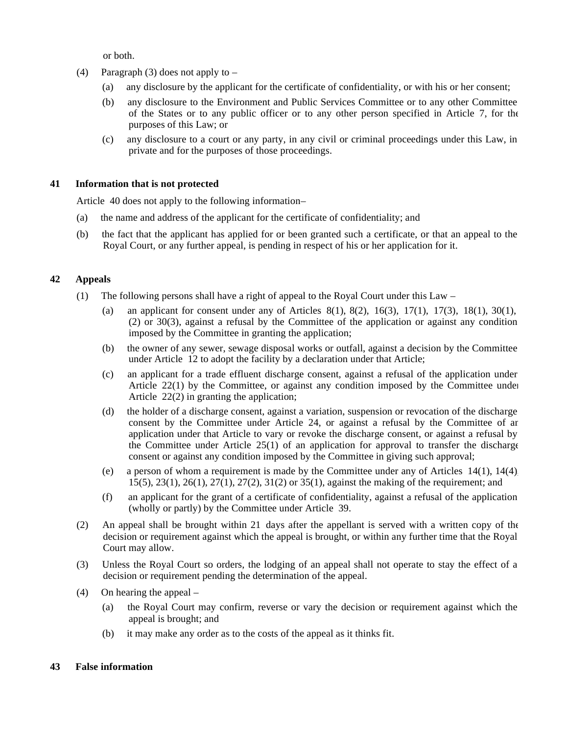or both.

(4) Paragraph (3) does not apply to –

(a) any disclosure by the applicant for the certificate of confidentiality, or with his or her consent;

(b) any disclosure to the Environment and Public Services Committee or to any other Committee of the States or to any public officer or to any other person specified in Article 7, for the purposes of this Law; or

(c) any disclosure to a court or any party, in any civil or criminal proceedings under this Law, in private and for the purposes of those proceedings.

**41 Information that is not protected**

Article 40 does not apply to the following information–

(a) the name and address of the applicant for the certificate of confidentiality; and

(b) the fact that the applicant has applied for or been granted such a certificate, or that an appeal to the Royal Court, or any further appeal, is pending in respect of his or her application for it.

**42 Appeals**

(1) The following persons shall have a right of appeal to the Royal Court under this Law –

(a) an applicant for consent under any of Articles 8(1), 8(2), 16(3), 17(1), 17(3), 18(1), 30(1), (2) or 30(3), against a refusal by the Committee of the application or against any condition imposed by the Committee in granting the application;

(b) the owner of any sewer, sewage disposal works or outfall, against a decision by the Committee under Article 12 to adopt the facility by a declaration under that Article;

(c) an applicant for a trade effluent discharge consent, against a refusal of the application under Article 22(1) by the Committee, or against any condition imposed by the Committee under Article 22(2) in granting the application;

(d) the holder of a discharge consent, against a variation, suspension or revocation of the discharge consent by the Committee under Article 24, or against a refusal by the Committee of an application under that Article to vary or revoke the discharge consent, or against a refusal by the Committee under Article 25(1) of an application for approval to transfer the discharge consent or against any condition imposed by the Committee in giving such approval;

(e) a person of whom a requirement is made by the Committee under any of Articles 14(1), 14(4), 15(5), 23(1), 26(1), 27(1), 27(2), 31(2) or 35(1), against the making of the requirement; and

(f) an applicant for the grant of a certificate of confidentiality, against a refusal of the application (wholly or partly) by the Committee under Article 39.

(2) An appeal shall be brought within 21 days after the appellant is served with a written copy of the decision or requirement against which the appeal is brought, or within any further time that the Royal Court may allow.

(3) Unless the Royal Court so orders, the lodging of an appeal shall not operate to stay the effect of a decision or requirement pending the determination of the appeal.

(4) On hearing the appeal –

(a) the Royal Court may confirm, reverse or vary the decision or requirement against which the appeal is brought; and

(b) it may make any order as to the costs of the appeal as it thinks fit.

**43 False information**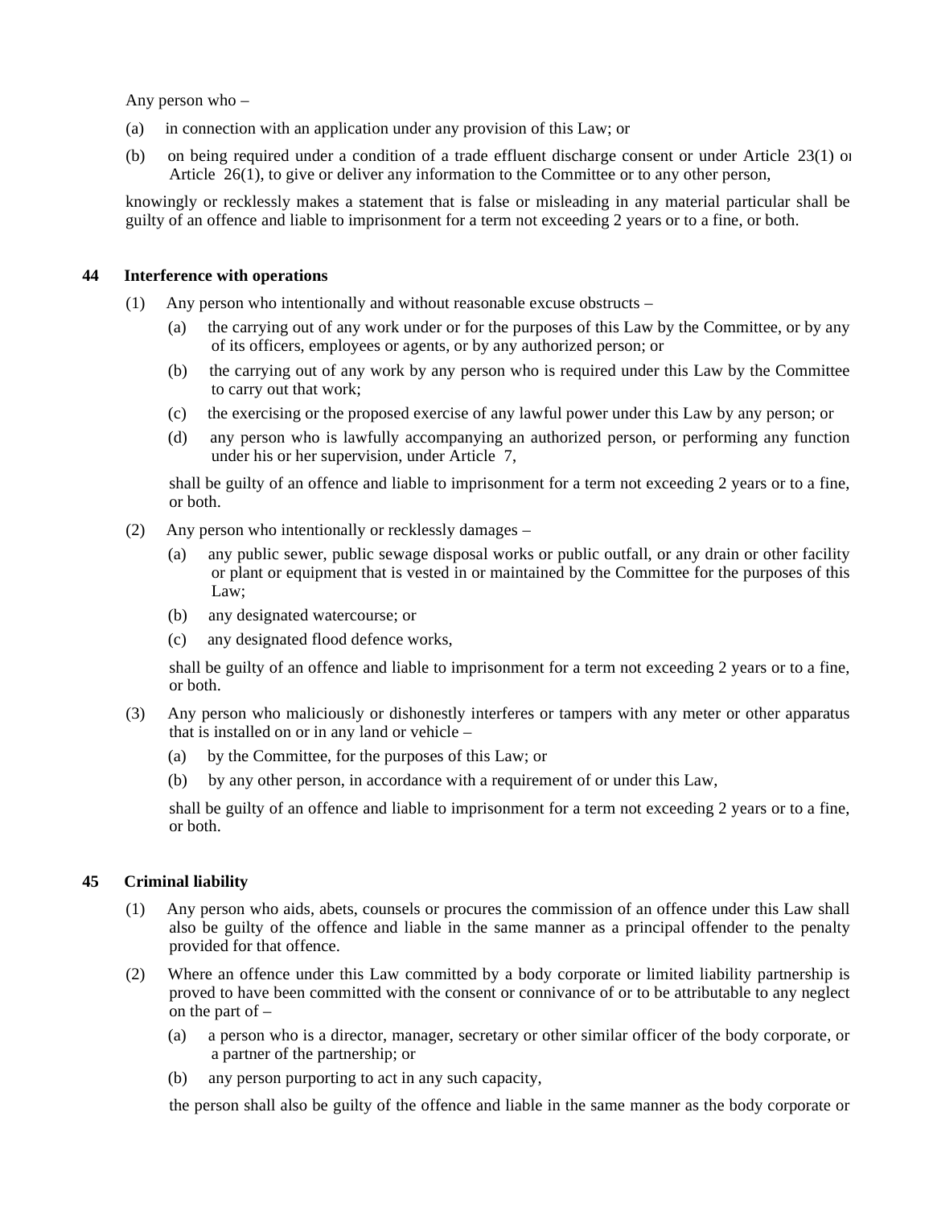Any person who –

(a) in connection with an application under any provision of this Law; or

(b) on being required under a condition of a trade effluent discharge consent or under Article 23(1) or Article 26(1), to give or deliver any information to the Committee or to any other person,

knowingly or recklessly makes a statement that is false or misleading in any material particular shall be guilty of an offence and liable to imprisonment for a term not exceeding 2 years or to a fine, or both.

## 44 Interference with operations

(1) Any person who intentionally and without reasonable excuse obstructs –

(a) the carrying out of any work under or for the purposes of this Law by the Committee, or by any of its officers, employees or agents, or by any authorized person; or

(b) the carrying out of any work by any person who is required under this Law by the Committee to carry out that work;

(c) the exercising or the proposed exercise of any lawful power under this Law by any person; or

(d) any person who is lawfully accompanying an authorized person, or performing any function under his or her supervision, under Article 7,

shall be guilty of an offence and liable to imprisonment for a term not exceeding 2 years or to a fine, or both.

(2) Any person who intentionally or recklessly damages –

(a) any public sewer, public sewage disposal works or public outfall, or any drain or other facility or plant or equipment that is vested in or maintained by the Committee for the purposes of this Law;

(b) any designated watercourse; or

(c) any designated flood defence works,

shall be guilty of an offence and liable to imprisonment for a term not exceeding 2 years or to a fine, or both.

(3) Any person who maliciously or dishonestly interferes or tampers with any meter or other apparatus that is installed on or in any land or vehicle –

(a) by the Committee, for the purposes of this Law; or

(b) by any other person, in accordance with a requirement of or under this Law,

shall be guilty of an offence and liable to imprisonment for a term not exceeding 2 years or to a fine, or both.

## 45 Criminal liability

(1) Any person who aids, abets, counsels or procures the commission of an offence under this Law shall also be guilty of the offence and liable in the same manner as a principal offender to the penalty provided for that offence.

(2) Where an offence under this Law committed by a body corporate or limited liability partnership is proved to have been committed with the consent or connivance of or to be attributable to any neglect on the part of –

(a) a person who is a director, manager, secretary or other similar officer of the body corporate, or a partner of the partnership; or

(b) any person purporting to act in any such capacity,

the person shall also be guilty of the offence and liable in the same manner as the body corporate or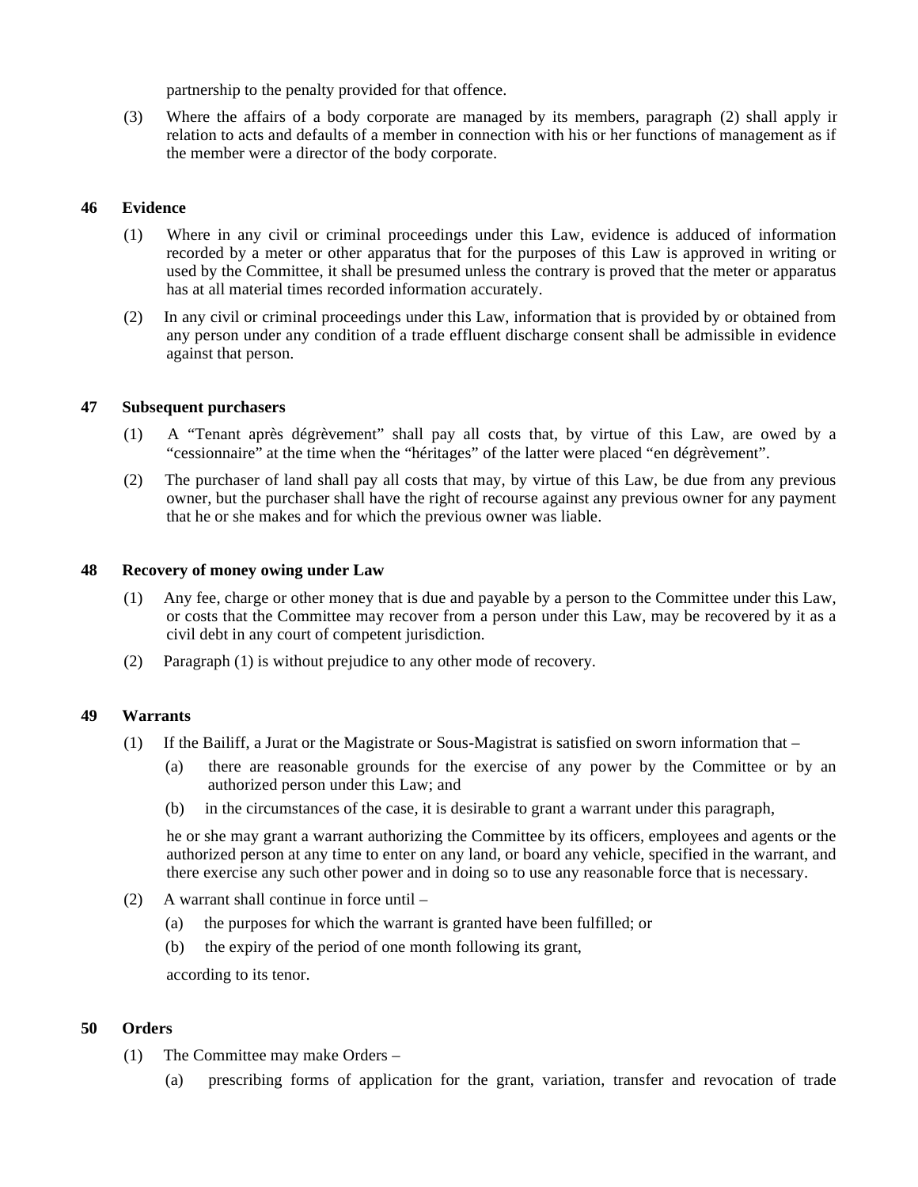partnership to the penalty provided for that offence.

(3) Where the affairs of a body corporate are managed by its members, paragraph (2) shall apply in relation to acts and defaults of a member in connection with his or her functions of management as if the member were a director of the body corporate.

### 46 Evidence

(1) Where in any civil or criminal proceedings under this Law, evidence is adduced of information recorded by a meter or other apparatus that for the purposes of this Law is approved in writing or used by the Committee, it shall be presumed unless the contrary is proved that the meter or apparatus has at all material times recorded information accurately.

(2) In any civil or criminal proceedings under this Law, information that is provided by or obtained from any person under any condition of a trade effluent discharge consent shall be admissible in evidence against that person.

### 47 Subsequent purchasers

(1) A "Tenant après dégrèvement" shall pay all costs that, by virtue of this Law, are owed by a "cessionnaire" at the time when the "héritages" of the latter were placed "en dégrèvement".

(2) The purchaser of land shall pay all costs that may, by virtue of this Law, be due from any previous owner, but the purchaser shall have the right of recourse against any previous owner for any payment that he or she makes and for which the previous owner was liable.

### 48 Recovery of money owing under Law

(1) Any fee, charge or other money that is due and payable by a person to the Committee under this Law, or costs that the Committee may recover from a person under this Law, may be recovered by it as a civil debt in any court of competent jurisdiction.

(2) Paragraph (1) is without prejudice to any other mode of recovery.

### 49 Warrants

(1) If the Bailiff, a Jurat or the Magistrate or Sous-Magistrat is satisfied on sworn information that –

(a) there are reasonable grounds for the exercise of any power by the Committee or by an authorized person under this Law; and

(b) in the circumstances of the case, it is desirable to grant a warrant under this paragraph,

he or she may grant a warrant authorizing the Committee by its officers, employees and agents or the authorized person at any time to enter on any land, or board any vehicle, specified in the warrant, and there exercise any such other power and in doing so to use any reasonable force that is necessary.

(2) A warrant shall continue in force until –

(a) the purposes for which the warrant is granted have been fulfilled; or

(b) the expiry of the period of one month following its grant,

according to its tenor.

### 50 Orders

(1) The Committee may make Orders –

(a) prescribing forms of application for the grant, variation, transfer and revocation of trade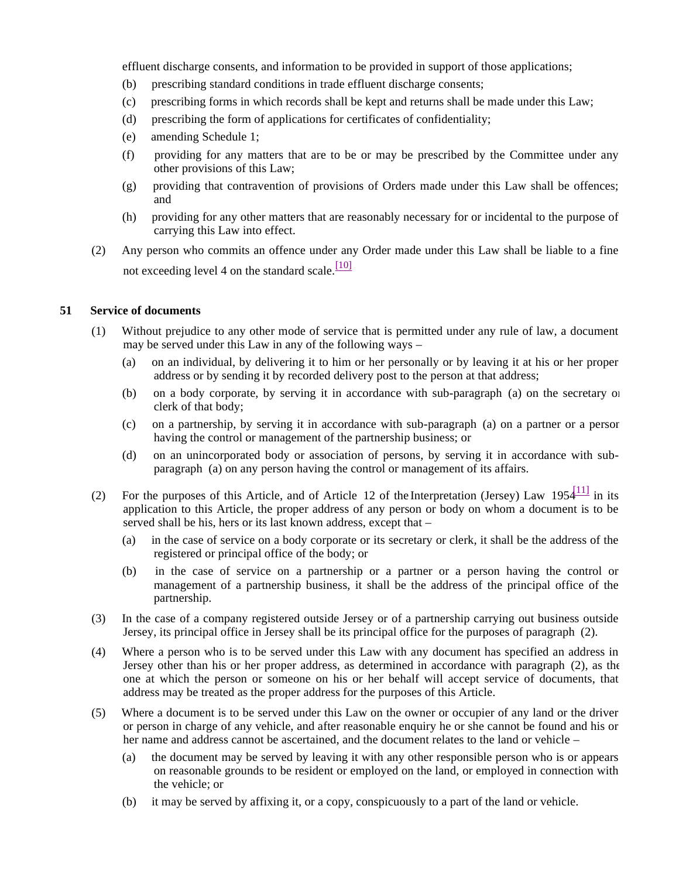effluent discharge consents, and information to be provided in support of those applications;

(b) prescribing standard conditions in trade effluent discharge consents;

(c) prescribing forms in which records shall be kept and returns shall be made under this Law;

(d) prescribing the form of applications for certificates of confidentiality;

(e) amending Schedule 1;

(f) providing for any matters that are to be or may be prescribed by the Committee under any other provisions of this Law;

(g) providing that contravention of provisions of Orders made under this Law shall be offences; and

(h) providing for any other matters that are reasonably necessary for or incidental to the purpose of carrying this Law into effect.

(2) Any person who commits an offence under any Order made under this Law shall be liable to a fine not exceeding level 4 on the standard scale.[10]

### 51 Service of documents

(1) Without prejudice to any other mode of service that is permitted under any rule of law, a document may be served under this Law in any of the following ways –

(a) on an individual, by delivering it to him or her personally or by leaving it at his or her proper address or by sending it by recorded delivery post to the person at that address;

(b) on a body corporate, by serving it in accordance with sub-paragraph (a) on the secretary or clerk of that body;

(c) on a partnership, by serving it in accordance with sub-paragraph (a) on a partner or a person having the control or management of the partnership business; or

(d) on an unincorporated body or association of persons, by serving it in accordance with sub-paragraph (a) on any person having the control or management of its affairs.

(2) For the purposes of this Article, and of Article 12 of the Interpretation (Jersey) Law 1954[11] in its application to this Article, the proper address of any person or body on whom a document is to be served shall be his, hers or its last known address, except that –

(a) in the case of service on a body corporate or its secretary or clerk, it shall be the address of the registered or principal office of the body; or

(b) in the case of service on a partnership or a partner or a person having the control or management of a partnership business, it shall be the address of the principal office of the partnership.

(3) In the case of a company registered outside Jersey or of a partnership carrying out business outside Jersey, its principal office in Jersey shall be its principal office for the purposes of paragraph (2).

(4) Where a person who is to be served under this Law with any document has specified an address in Jersey other than his or her proper address, as determined in accordance with paragraph (2), as the one at which the person or someone on his or her behalf will accept service of documents, that address may be treated as the proper address for the purposes of this Article.

(5) Where a document is to be served under this Law on the owner or occupier of any land or the driver or person in charge of any vehicle, and after reasonable enquiry he or she cannot be found and his or her name and address cannot be ascertained, and the document relates to the land or vehicle –

(a) the document may be served by leaving it with any other responsible person who is or appears on reasonable grounds to be resident or employed on the land, or employed in connection with the vehicle; or

(b) it may be served by affixing it, or a copy, conspicuously to a part of the land or vehicle.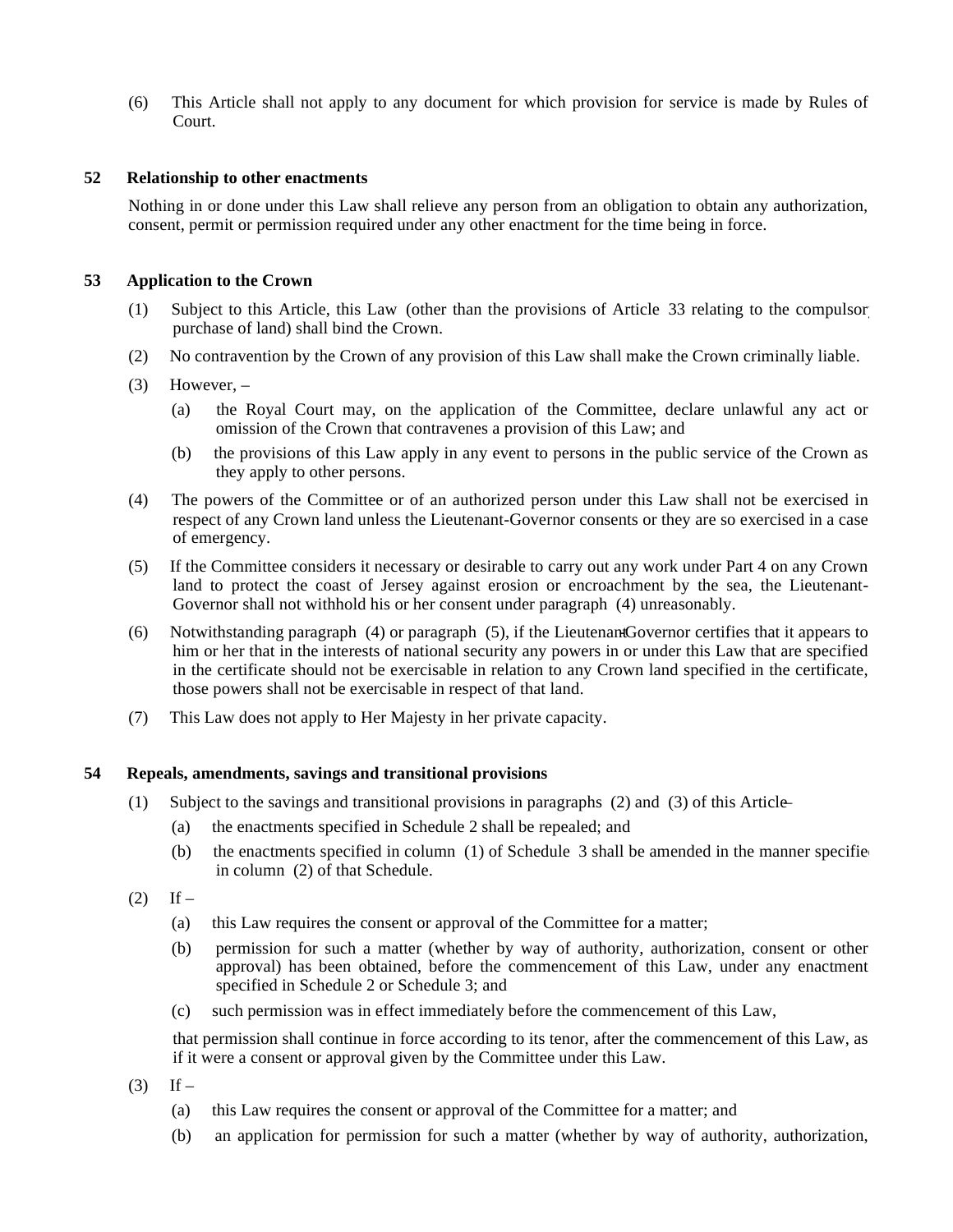(6) This Article shall not apply to any document for which provision for service is made by Rules of Court.

## 52 Relationship to other enactments

Nothing in or done under this Law shall relieve any person from an obligation to obtain any authorization, consent, permit or permission required under any other enactment for the time being in force.

## 53 Application to the Crown

(1) Subject to this Article, this Law (other than the provisions of Article 33 relating to the compulsory purchase of land) shall bind the Crown.

(2) No contravention by the Crown of any provision of this Law shall make the Crown criminally liable.

(3) However, –

(a) the Royal Court may, on the application of the Committee, declare unlawful any act or omission of the Crown that contravenes a provision of this Law; and

(b) the provisions of this Law apply in any event to persons in the public service of the Crown as they apply to other persons.

(4) The powers of the Committee or of an authorized person under this Law shall not be exercised in respect of any Crown land unless the Lieutenant-Governor consents or they are so exercised in a case of emergency.

(5) If the Committee considers it necessary or desirable to carry out any work under Part 4 on any Crown land to protect the coast of Jersey against erosion or encroachment by the sea, the Lieutenant-Governor shall not withhold his or her consent under paragraph (4) unreasonably.

(6) Notwithstanding paragraph (4) or paragraph (5), if the Lieutenant-Governor certifies that it appears to him or her that in the interests of national security any powers in or under this Law that are specified in the certificate should not be exercisable in relation to any Crown land specified in the certificate, those powers shall not be exercisable in respect of that land.

(7) This Law does not apply to Her Majesty in her private capacity.

## 54 Repeals, amendments, savings and transitional provisions

(1) Subject to the savings and transitional provisions in paragraphs (2) and (3) of this Article –

(a) the enactments specified in Schedule 2 shall be repealed; and

(b) the enactments specified in column (1) of Schedule 3 shall be amended in the manner specified in column (2) of that Schedule.

(2) If –

(a) this Law requires the consent or approval of the Committee for a matter;

(b) permission for such a matter (whether by way of authority, authorization, consent or other approval) has been obtained, before the commencement of this Law, under any enactment specified in Schedule 2 or Schedule 3; and

(c) such permission was in effect immediately before the commencement of this Law,

that permission shall continue in force according to its tenor, after the commencement of this Law, as if it were a consent or approval given by the Committee under this Law.

(3) If –

(a) this Law requires the consent or approval of the Committee for a matter; and

(b) an application for permission for such a matter (whether by way of authority, authorization,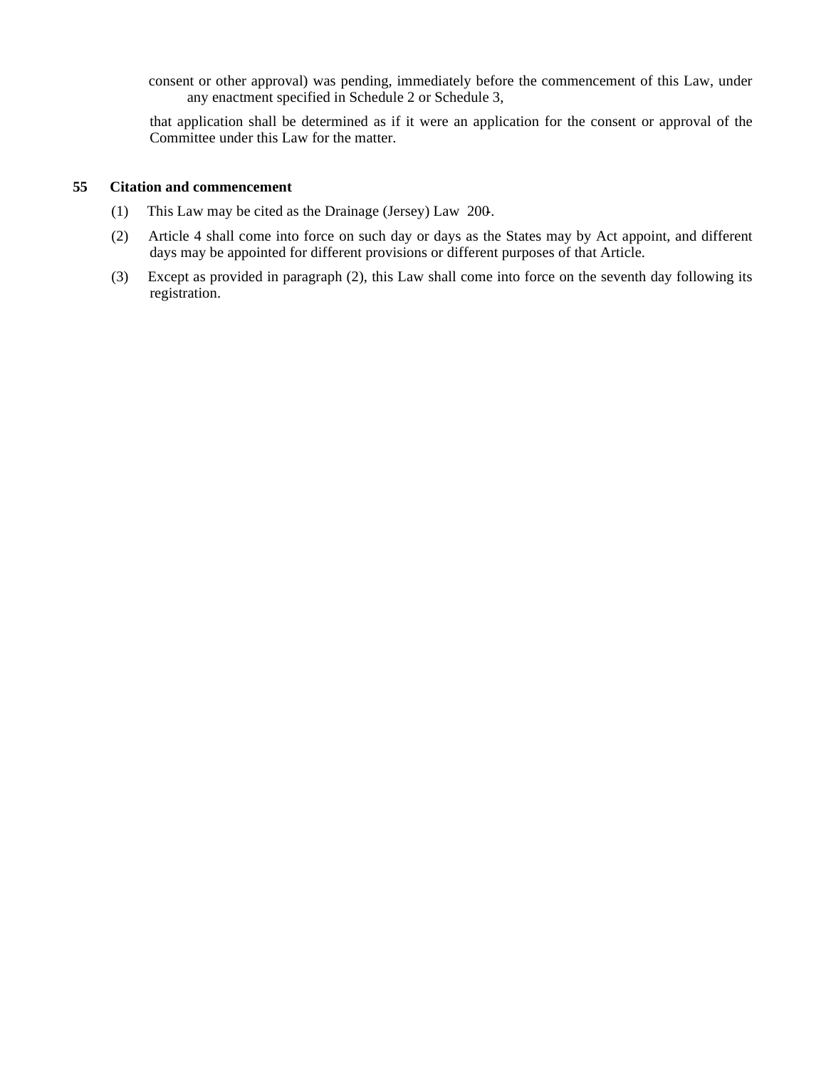consent or other approval) was pending, immediately before the commencement of this Law, under any enactment specified in Schedule 2 or Schedule 3,

that application shall be determined as if it were an application for the consent or approval of the Committee under this Law for the matter.

**55 Citation and commencement**

(1) This Law may be cited as the Drainage (Jersey) Law 200-.

(2) Article 4 shall come into force on such day or days as the States may by Act appoint, and different days may be appointed for different provisions or different purposes of that Article.

(3) Except as provided in paragraph (2), this Law shall come into force on the seventh day following its registration.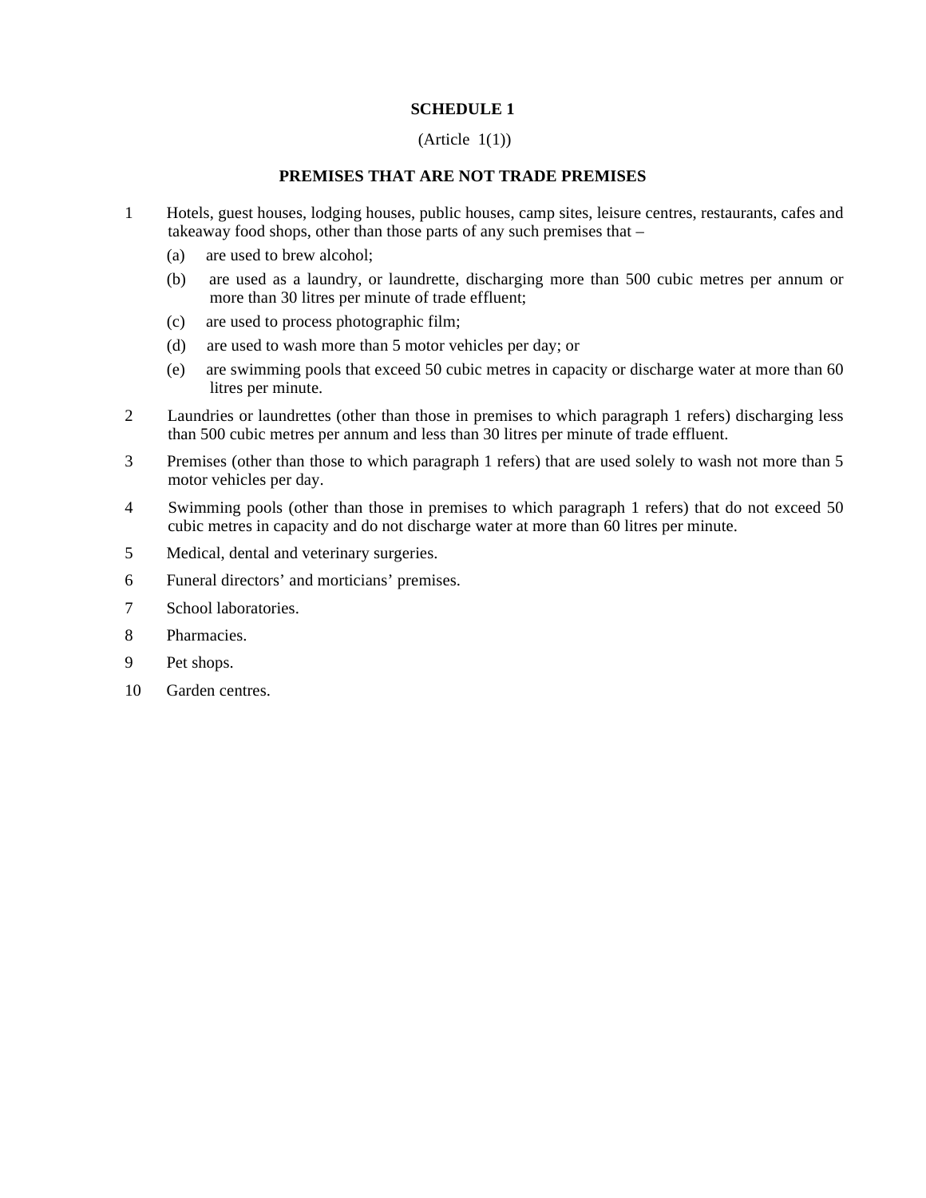**SCHEDULE 1**

(Article 1(1))

**PREMISES THAT ARE NOT TRADE PREMISES**

1 Hotels, guest houses, lodging houses, public houses, camp sites, leisure centres, restaurants, cafes and takeaway food shops, other than those parts of any such premises that –

(a) are used to brew alcohol;

(b) are used as a laundry, or laundrette, discharging more than 500 cubic metres per annum or more than 30 litres per minute of trade effluent;

(c) are used to process photographic film;

(d) are used to wash more than 5 motor vehicles per day; or

(e) are swimming pools that exceed 50 cubic metres in capacity or discharge water at more than 60 litres per minute.

2 Laundries or laundrettes (other than those in premises to which paragraph 1 refers) discharging less than 500 cubic metres per annum and less than 30 litres per minute of trade effluent.

3 Premises (other than those to which paragraph 1 refers) that are used solely to wash not more than 5 motor vehicles per day.

4 Swimming pools (other than those in premises to which paragraph 1 refers) that do not exceed 50 cubic metres in capacity and do not discharge water at more than 60 litres per minute.

5 Medical, dental and veterinary surgeries.

6 Funeral directors' and morticians' premises.

7 School laboratories.

8 Pharmacies.

9 Pet shops.

10 Garden centres.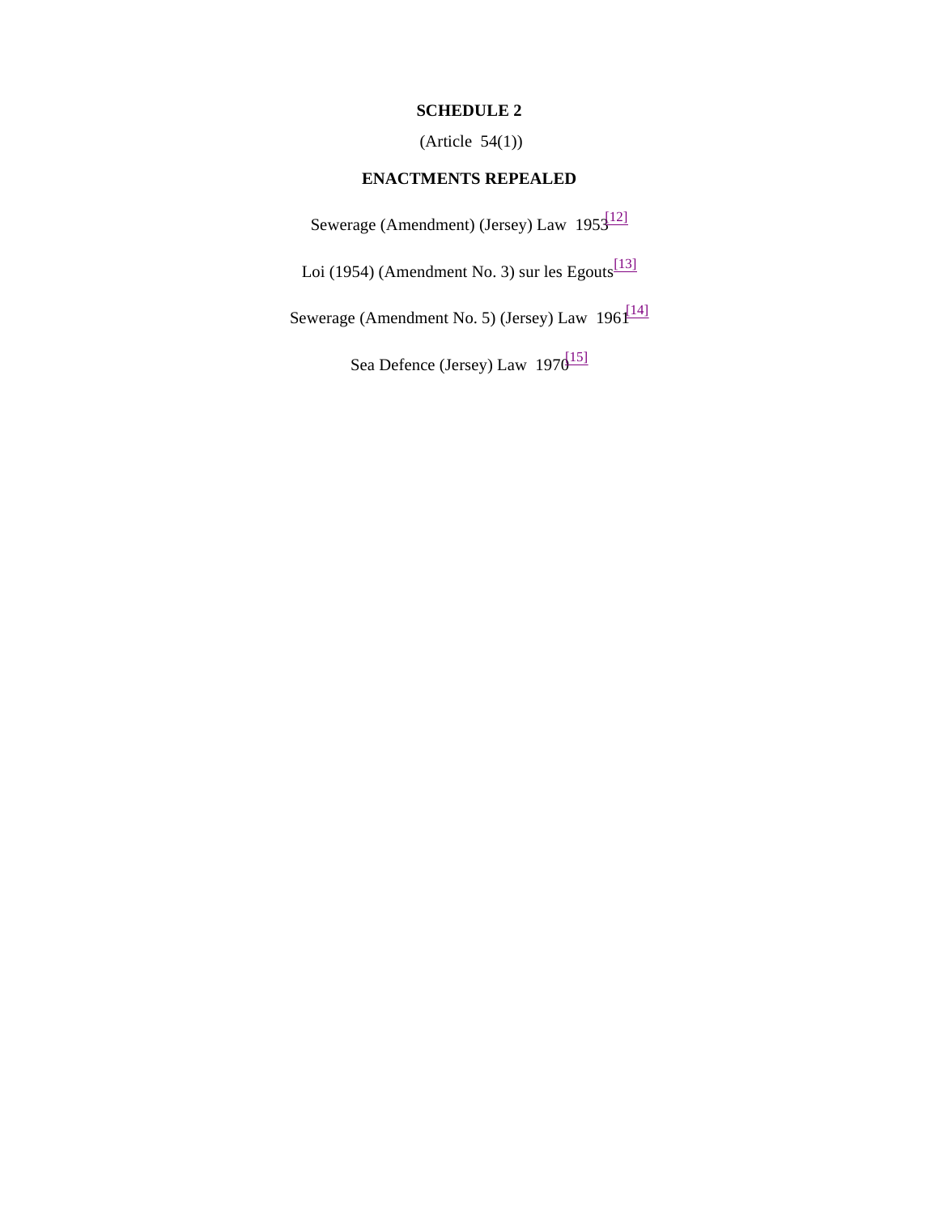## SCHEDULE 2

(Article 54(1))

## ENACTMENTS REPEALED

Sewerage (Amendment) (Jersey) Law 1953[12]

Loi (1954) (Amendment No. 3) sur les Egouts[13]

Sewerage (Amendment No. 5) (Jersey) Law 1961[14]

Sea Defence (Jersey) Law 1970[15]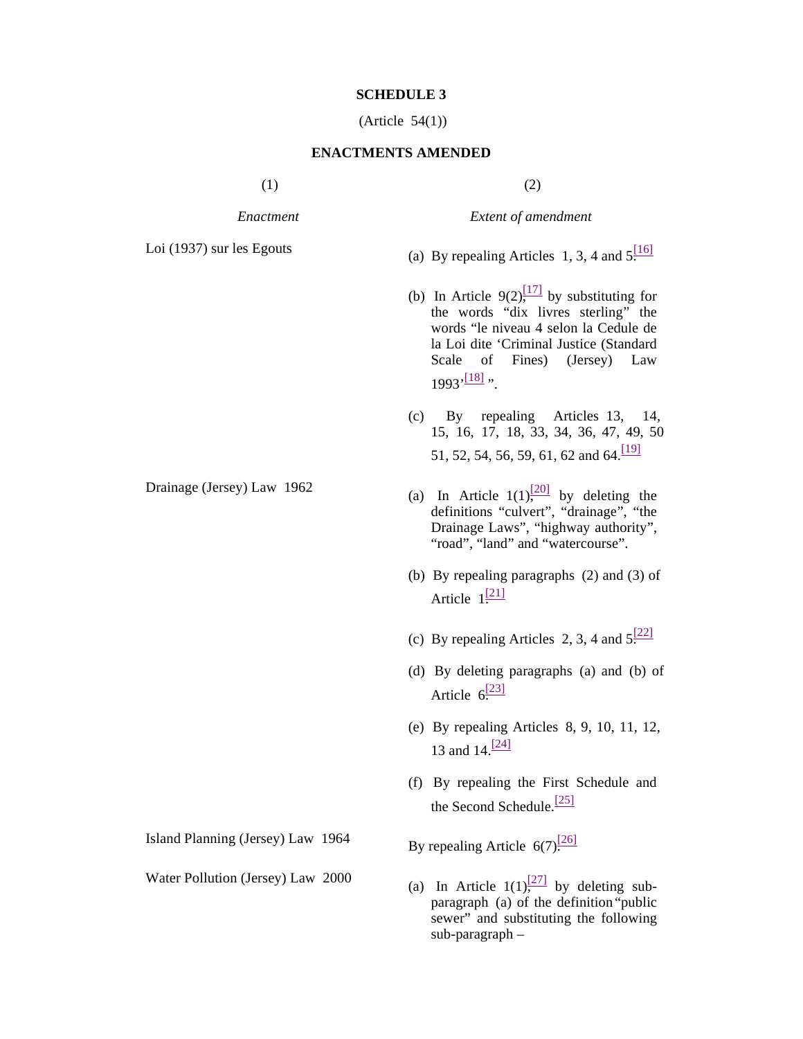**SCHEDULE 3**

(Article 54(1))

**ENACTMENTS AMENDED**

| (1) | (2) |
| --- | --- |
| *Enactment* | *Extent of amendment* |
| Loi (1937) sur les Egouts | (a) By repealing Articles 1, 3, 4 and 5.[16] |
| | (b) In Article 9(2),[17] by substituting for the words "dix livres sterling" the words "le niveau 4 selon la Cedule de la Loi dite 'Criminal Justice (Standard Scale of Fines) (Jersey) Law 1993'[18] ". |
| | (c) By repealing Articles 13, 14, 15, 16, 17, 18, 33, 34, 36, 47, 49, 50 51, 52, 54, 56, 59, 61, 62 and 64.[19] |
| Drainage (Jersey) Law 1962 | (a) In Article 1(1),[20] by deleting the definitions "culvert", "drainage", "the Drainage Laws", "highway authority", "road", "land" and "watercourse". |
| | (b) By repealing paragraphs (2) and (3) of Article 1.[21] |
| | (c) By repealing Articles 2, 3, 4 and 5.[22] |
| | (d) By deleting paragraphs (a) and (b) of Article 6.[23] |
| | (e) By repealing Articles 8, 9, 10, 11, 12, 13 and 14.[24] |
| | (f) By repealing the First Schedule and the Second Schedule.[25] |
| Island Planning (Jersey) Law 1964 | By repealing Article 6(7).[26] |
| Water Pollution (Jersey) Law 2000 | (a) In Article 1(1),[27] by deleting sub-paragraph (a) of the definition "public sewer" and substituting the following sub-paragraph – |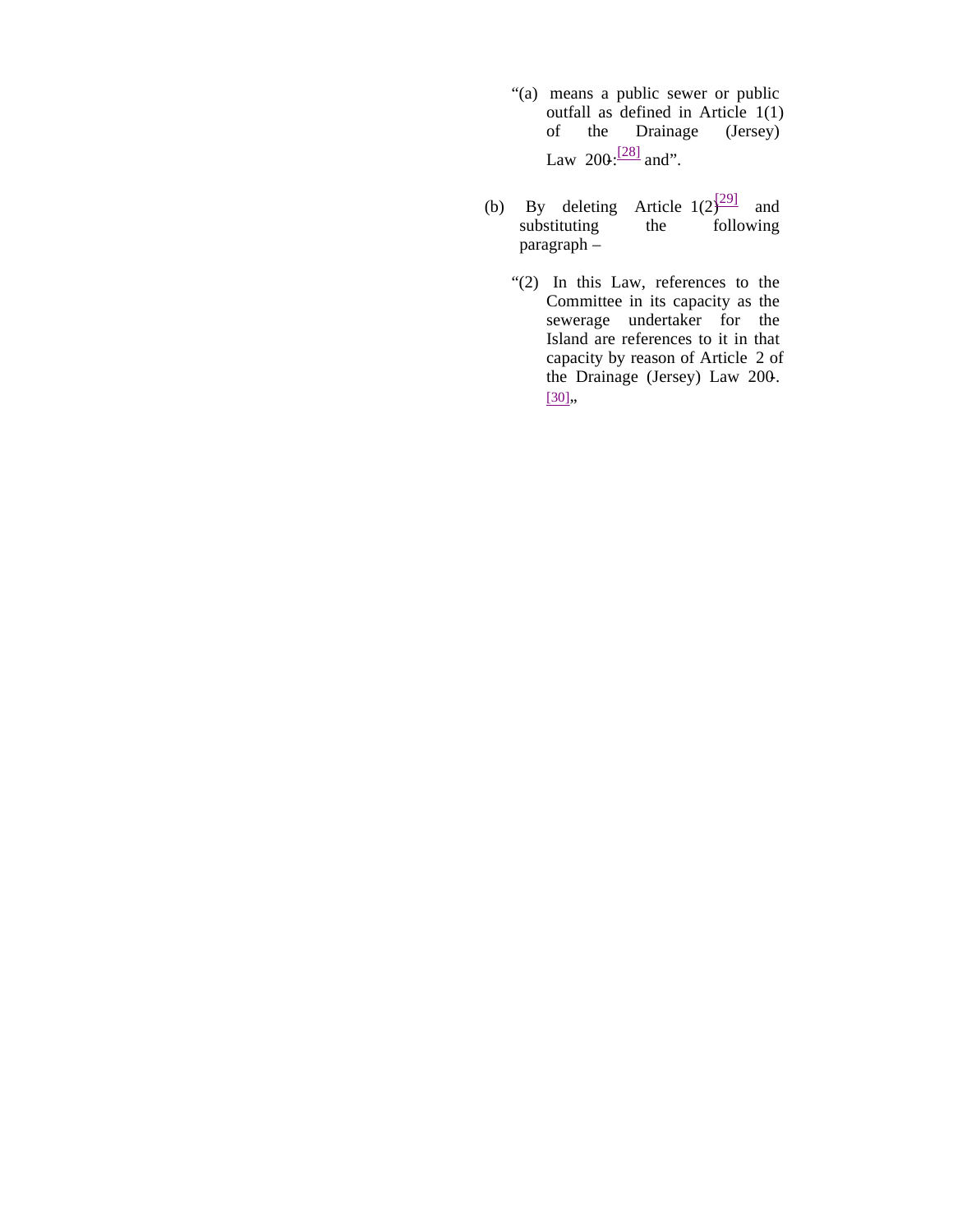"(a) means a public sewer or public outfall as defined in Article 1(1) of the Drainage (Jersey) Law 200-.[28] and".

(b) By deleting Article 1(2)[29] and substituting the following paragraph –

"(2) In this Law, references to the Committee in its capacity as the sewerage undertaker for the Island are references to it in that capacity by reason of Article 2 of the Drainage (Jersey) Law 200-.[30],,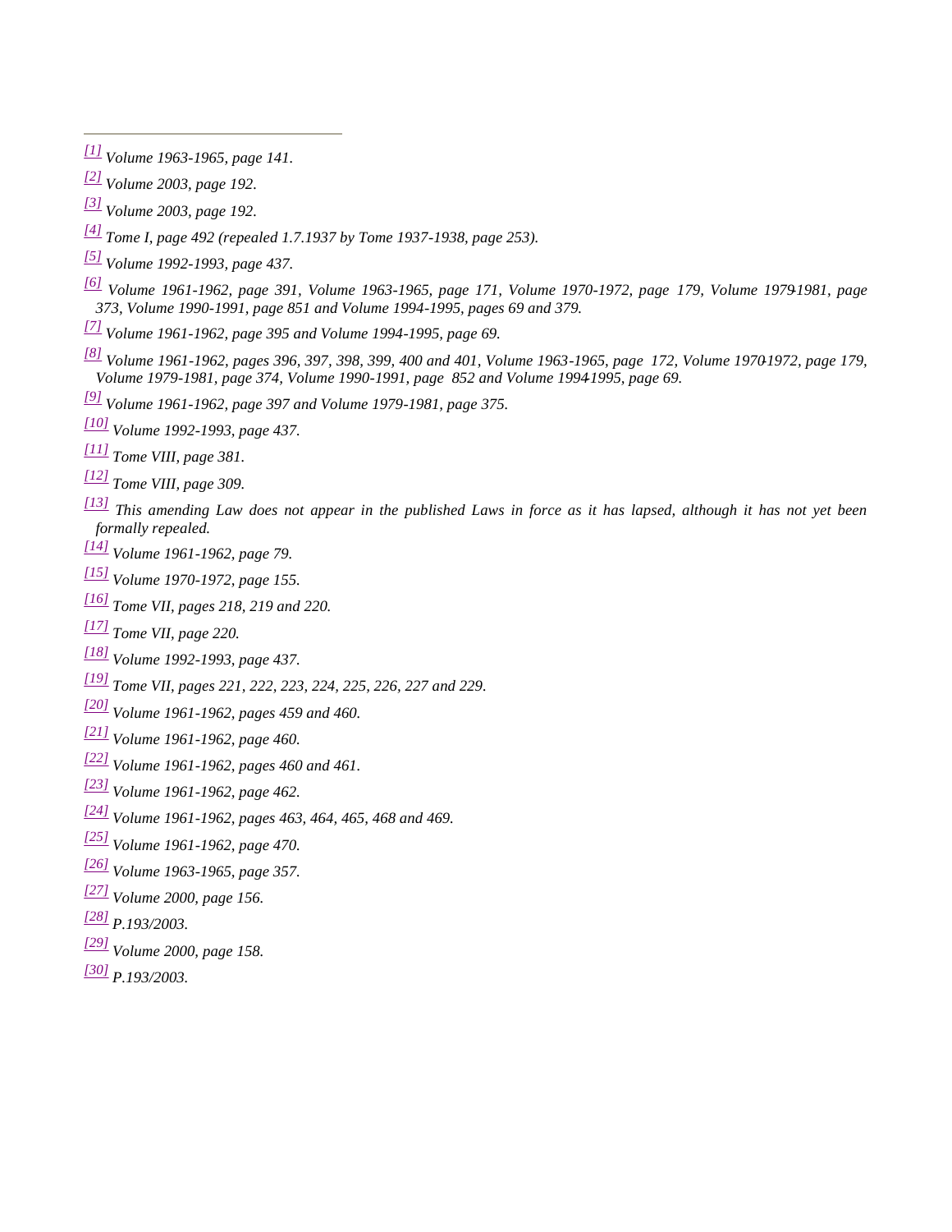---

[1] *Volume 1963-1965, page 141.*

[2] *Volume 2003, page 192.*

[3] *Volume 2003, page 192.*

[4] *Tome I, page 492 (repealed 1.7.1937 by Tome 1937-1938, page 253).*

[5] *Volume 1992-1993, page 437.*

[6] *Volume 1961-1962, page 391, Volume 1963-1965, page 171, Volume 1970-1972, page 179, Volume 1979-1981, page 373, Volume 1990-1991, page 851 and Volume 1994-1995, pages 69 and 379.*

[7] *Volume 1961-1962, page 395 and Volume 1994-1995, page 69.*

[8] *Volume 1961-1962, pages 396, 397, 398, 399, 400 and 401, Volume 1963-1965, page 172, Volume 1970-1972, page 179, Volume 1979-1981, page 374, Volume 1990-1991, page 852 and Volume 1994-1995, page 69.*

[9] *Volume 1961-1962, page 397 and Volume 1979-1981, page 375.*

[10] *Volume 1992-1993, page 437.*

[11] *Tome VIII, page 381.*

[12] *Tome VIII, page 309.*

[13] *This amending Law does not appear in the published Laws in force as it has lapsed, although it has not yet been formally repealed.*

[14] *Volume 1961-1962, page 79.*

[15] *Volume 1970-1972, page 155.*

[16] *Tome VII, pages 218, 219 and 220.*

[17] *Tome VII, page 220.*

[18] *Volume 1992-1993, page 437.*

[19] *Tome VII, pages 221, 222, 223, 224, 225, 226, 227 and 229.*

[20] *Volume 1961-1962, pages 459 and 460.*

[21] *Volume 1961-1962, page 460.*

[22] *Volume 1961-1962, pages 460 and 461.*

[23] *Volume 1961-1962, page 462.*

[24] *Volume 1961-1962, pages 463, 464, 465, 468 and 469.*

[25] *Volume 1961-1962, page 470.*

[26] *Volume 1963-1965, page 357.*

[27] *Volume 2000, page 156.*

[28] *P.193/2003.*

[29] *Volume 2000, page 158.*

[30] *P.193/2003.*